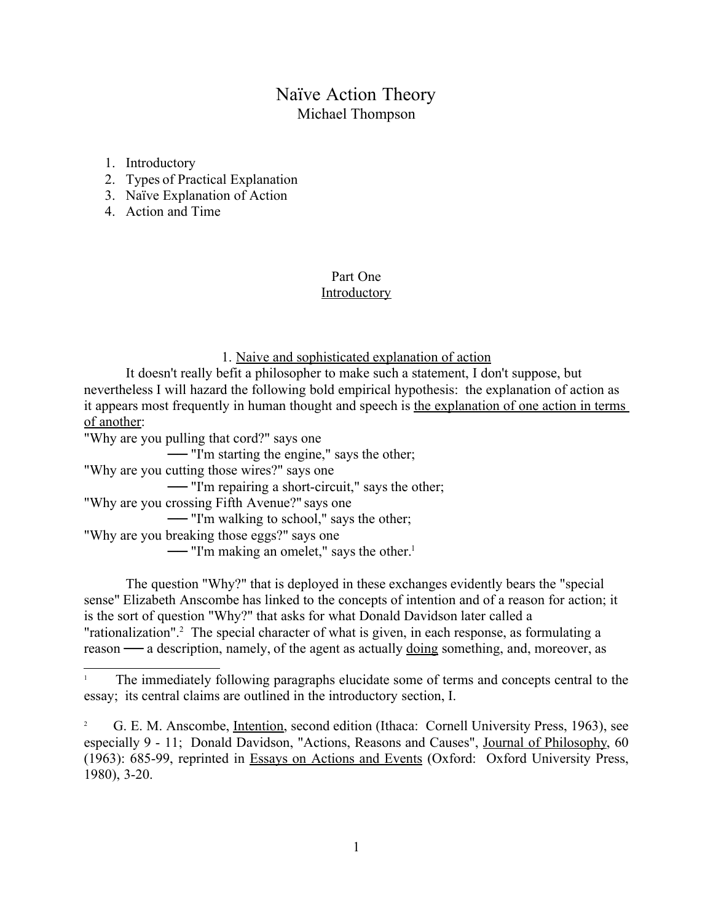# Naïve Action Theory

Michael Thompson

1. Introductory
2. Types of Practical Explanation
3. Naïve Explanation of Action
4. Action and Time

## Part One
## Introductory

### 1. Naive and sophisticated explanation of action

It doesn't really befit a philosopher to make such a statement, I don't suppose, but nevertheless I will hazard the following bold empirical hypothesis: the explanation of action as it appears most frequently in human thought and speech is <u>the explanation of one action in terms of another</u>:

"Why are you pulling that cord?" says one
— "I'm starting the engine," says the other;
"Why are you cutting those wires?" says one
— "I'm repairing a short-circuit," says the other;
"Why are you crossing Fifth Avenue?" says one
— "I'm walking to school," says the other;
"Why are you breaking those eggs?" says one
— "I'm making an omelet," says the other.[1]

The question "Why?" that is deployed in these exchanges evidently bears the "special sense" Elizabeth Anscombe has linked to the concepts of intention and of a reason for action; it is the sort of question "Why?" that asks for what Donald Davidson later called a "rationalization".[2] The special character of what is given, in each response, as formulating a reason — a description, namely, of the agent as actually <u>doing</u> something, and, moreover, as

---

[1] The immediately following paragraphs elucidate some of terms and concepts central to the essay; its central claims are outlined in the introductory section, I.

[2] G. E. M. Anscombe, <u>Intention</u>, second edition (Ithaca: Cornell University Press, 1963), see especially 9 - 11; Donald Davidson, "Actions, Reasons and Causes", <u>Journal of Philosophy</u>, 60 (1963): 685-99, reprinted in <u>Essays on Actions and Events</u> (Oxford: Oxford University Press, 1980), 3-20.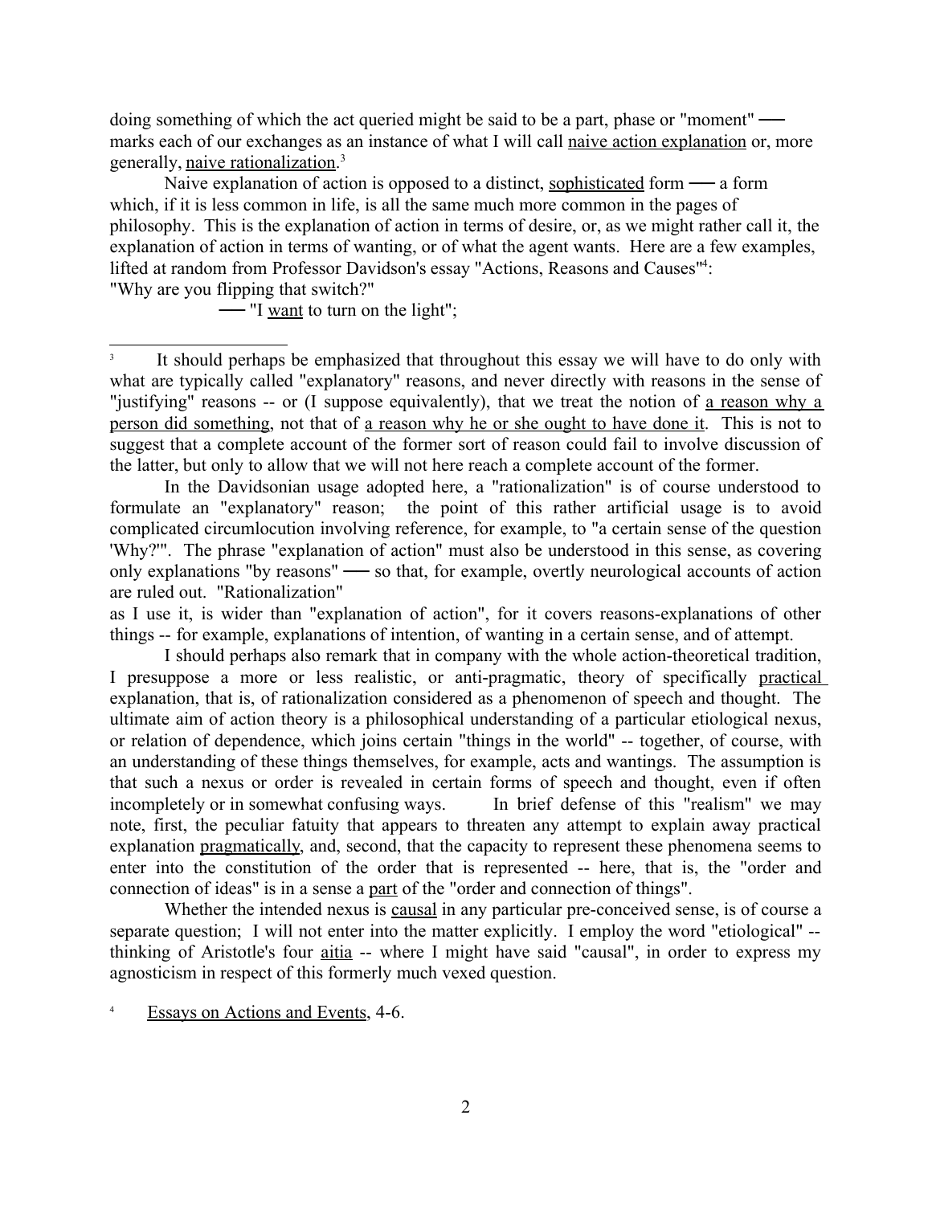doing something of which the act queried might be said to be a part, phase or "moment" ── marks each of our exchanges as an instance of what I will call naive action explanation or, more generally, naive rationalization.[3]

Naive explanation of action is opposed to a distinct, sophisticated form ── a form which, if it is less common in life, is all the same much more common in the pages of philosophy. This is the explanation of action in terms of desire, or, as we might rather call it, the explanation of action in terms of wanting, or of what the agent wants. Here are a few examples, lifted at random from Professor Davidson's essay "Actions, Reasons and Causes"[4]:

"Why are you flipping that switch?"

── "I want to turn on the light";

---

[3] It should perhaps be emphasized that throughout this essay we will have to do only with what are typically called "explanatory" reasons, and never directly with reasons in the sense of "justifying" reasons -- or (I suppose equivalently), that we treat the notion of a reason why a person did something, not that of a reason why he or she ought to have done it. This is not to suggest that a complete account of the former sort of reason could fail to involve discussion of the latter, but only to allow that we will not here reach a complete account of the former.

In the Davidsonian usage adopted here, a "rationalization" is of course understood to formulate an "explanatory" reason; the point of this rather artificial usage is to avoid complicated circumlocution involving reference, for example, to "a certain sense of the question 'Why?'". The phrase "explanation of action" must also be understood in this sense, as covering only explanations "by reasons" ── so that, for example, overtly neurological accounts of action are ruled out. "Rationalization" as I use it, is wider than "explanation of action", for it covers reasons-explanations of other things -- for example, explanations of intention, of wanting in a certain sense, and of attempt.

I should perhaps also remark that in company with the whole action-theoretical tradition, I presuppose a more or less realistic, or anti-pragmatic, theory of specifically practical explanation, that is, of rationalization considered as a phenomenon of speech and thought. The ultimate aim of action theory is a philosophical understanding of a particular etiological nexus, or relation of dependence, which joins certain "things in the world" -- together, of course, with an understanding of these things themselves, for example, acts and wantings. The assumption is that such a nexus or order is revealed in certain forms of speech and thought, even if often incompletely or in somewhat confusing ways. In brief defense of this "realism" we may note, first, the peculiar fatuity that appears to threaten any attempt to explain away practical explanation pragmatically, and, second, that the capacity to represent these phenomena seems to enter into the constitution of the order that is represented -- here, that is, the "order and connection of ideas" is in a sense a part of the "order and connection of things".

Whether the intended nexus is causal in any particular pre-conceived sense, is of course a separate question; I will not enter into the matter explicitly. I employ the word "etiological" -- thinking of Aristotle's four aitia -- where I might have said "causal", in order to express my agnosticism in respect of this formerly much vexed question.

[4] Essays on Actions and Events, 4-6.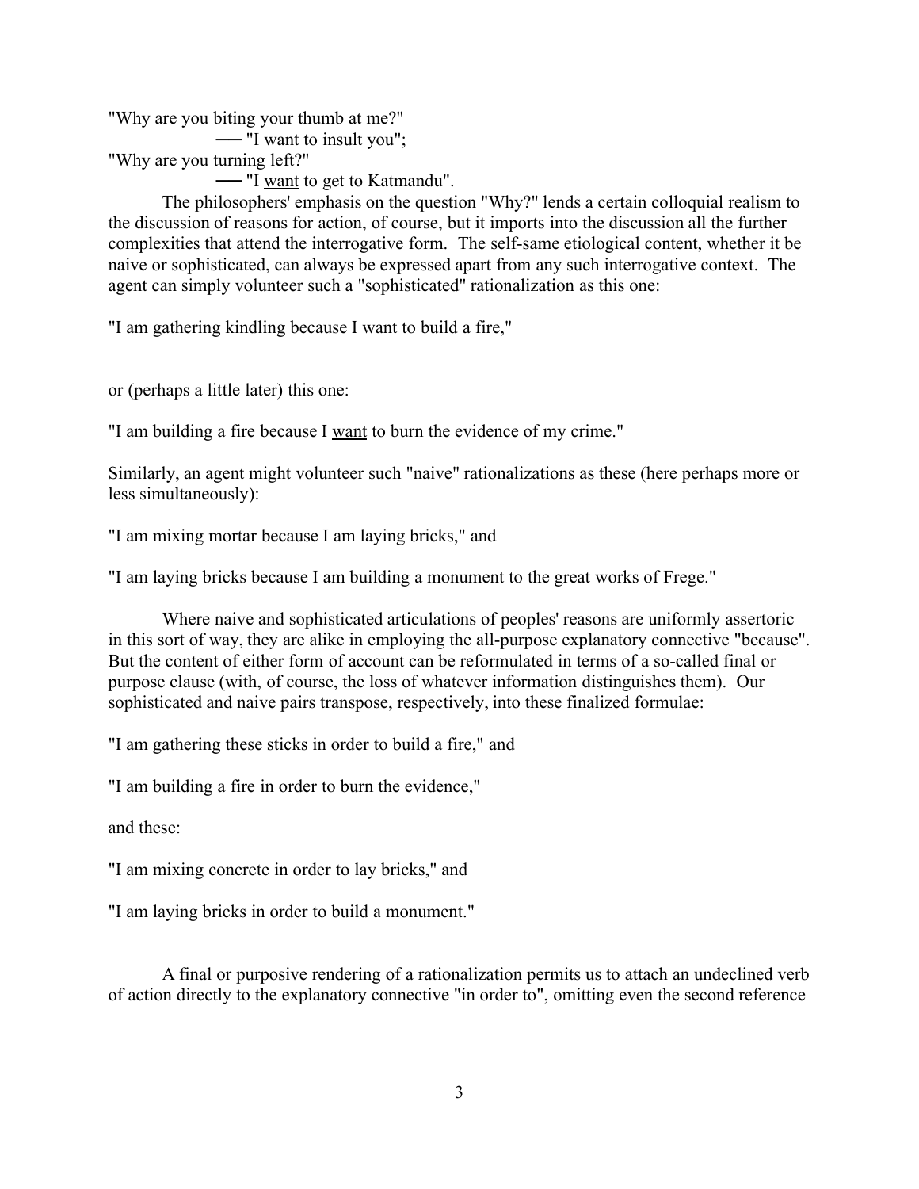"Why are you biting your thumb at me?"

— "I <u>want</u> to insult you";

"Why are you turning left?"

— "I <u>want</u> to get to Katmandu".

The philosophers' emphasis on the question "Why?" lends a certain colloquial realism to the discussion of reasons for action, of course, but it imports into the discussion all the further complexities that attend the interrogative form. The self-same etiological content, whether it be naive or sophisticated, can always be expressed apart from any such interrogative context. The agent can simply volunteer such a "sophisticated" rationalization as this one:

"I am gathering kindling because I <u>want</u> to build a fire,"

or (perhaps a little later) this one:

"I am building a fire because I <u>want</u> to burn the evidence of my crime."

Similarly, an agent might volunteer such "naive" rationalizations as these (here perhaps more or less simultaneously):

"I am mixing mortar because I am laying bricks," and

"I am laying bricks because I am building a monument to the great works of Frege."

Where naive and sophisticated articulations of peoples' reasons are uniformly assertoric in this sort of way, they are alike in employing the all-purpose explanatory connective "because". But the content of either form of account can be reformulated in terms of a so-called final or purpose clause (with, of course, the loss of whatever information distinguishes them). Our sophisticated and naive pairs transpose, respectively, into these finalized formulae:

"I am gathering these sticks in order to build a fire," and

"I am building a fire in order to burn the evidence,"

and these:

"I am mixing concrete in order to lay bricks," and

"I am laying bricks in order to build a monument."

A final or purposive rendering of a rationalization permits us to attach an undeclined verb of action directly to the explanatory connective "in order to", omitting even the second reference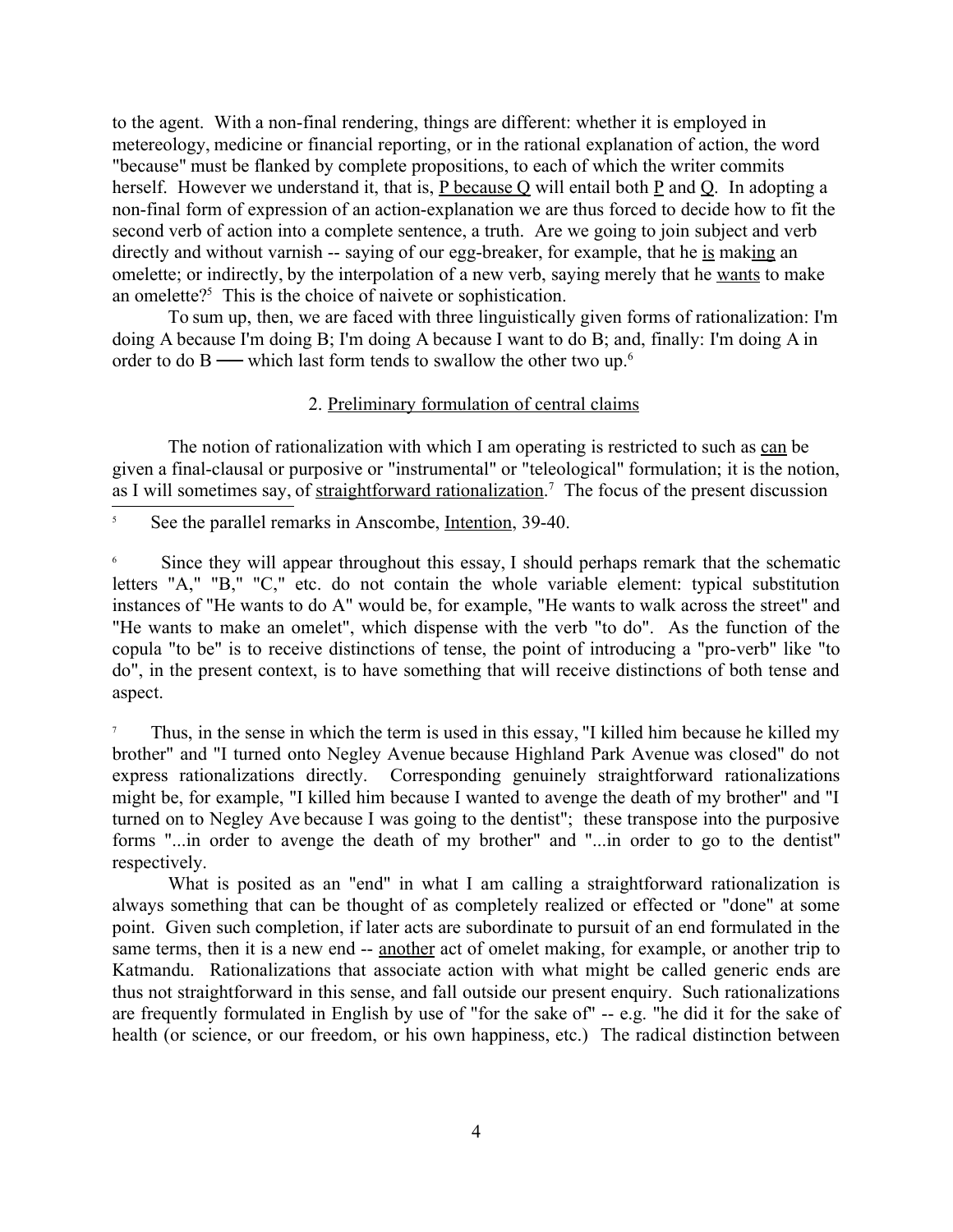to the agent. With a non-final rendering, things are different: whether it is employed in metereology, medicine or financial reporting, or in the rational explanation of action, the word "because" must be flanked by complete propositions, to each of which the writer commits herself. However we understand it, that is, P because Q will entail both P and Q. In adopting a non-final form of expression of an action-explanation we are thus forced to decide how to fit the second verb of action into a complete sentence, a truth. Are we going to join subject and verb directly and without varnish -- saying of our egg-breaker, for example, that he is making an omelette; or indirectly, by the interpolation of a new verb, saying merely that he wants to make an omelette?[5] This is the choice of naivete or sophistication.

To sum up, then, we are faced with three linguistically given forms of rationalization: I'm doing A because I'm doing B; I'm doing A because I want to do B; and, finally: I'm doing A in order to do B — which last form tends to swallow the other two up.[6]

## 2. Preliminary formulation of central claims

The notion of rationalization with which I am operating is restricted to such as can be given a final-clausal or purposive or "instrumental" or "teleological" formulation; it is the notion, as I will sometimes say, of straightforward rationalization.[7] The focus of the present discussion

---

[5] See the parallel remarks in Anscombe, Intention, 39-40.

[6] Since they will appear throughout this essay, I should perhaps remark that the schematic letters "A," "B," "C," etc. do not contain the whole variable element: typical substitution instances of "He wants to do A" would be, for example, "He wants to walk across the street" and "He wants to make an omelet", which dispense with the verb "to do". As the function of the copula "to be" is to receive distinctions of tense, the point of introducing a "pro-verb" like "to do", in the present context, is to have something that will receive distinctions of both tense and aspect.

[7] Thus, in the sense in which the term is used in this essay, "I killed him because he killed my brother" and "I turned onto Negley Avenue because Highland Park Avenue was closed" do not express rationalizations directly. Corresponding genuinely straightforward rationalizations might be, for example, "I killed him because I wanted to avenge the death of my brother" and "I turned on to Negley Ave because I was going to the dentist"; these transpose into the purposive forms "...in order to avenge the death of my brother" and "...in order to go to the dentist" respectively.

What is posited as an "end" in what I am calling a straightforward rationalization is always something that can be thought of as completely realized or effected or "done" at some point. Given such completion, if later acts are subordinate to pursuit of an end formulated in the same terms, then it is a new end -- another act of omelet making, for example, or another trip to Katmandu. Rationalizations that associate action with what might be called generic ends are thus not straightforward in this sense, and fall outside our present enquiry. Such rationalizations are frequently formulated in English by use of "for the sake of" -- e.g. "he did it for the sake of health (or science, or our freedom, or his own happiness, etc.) The radical distinction between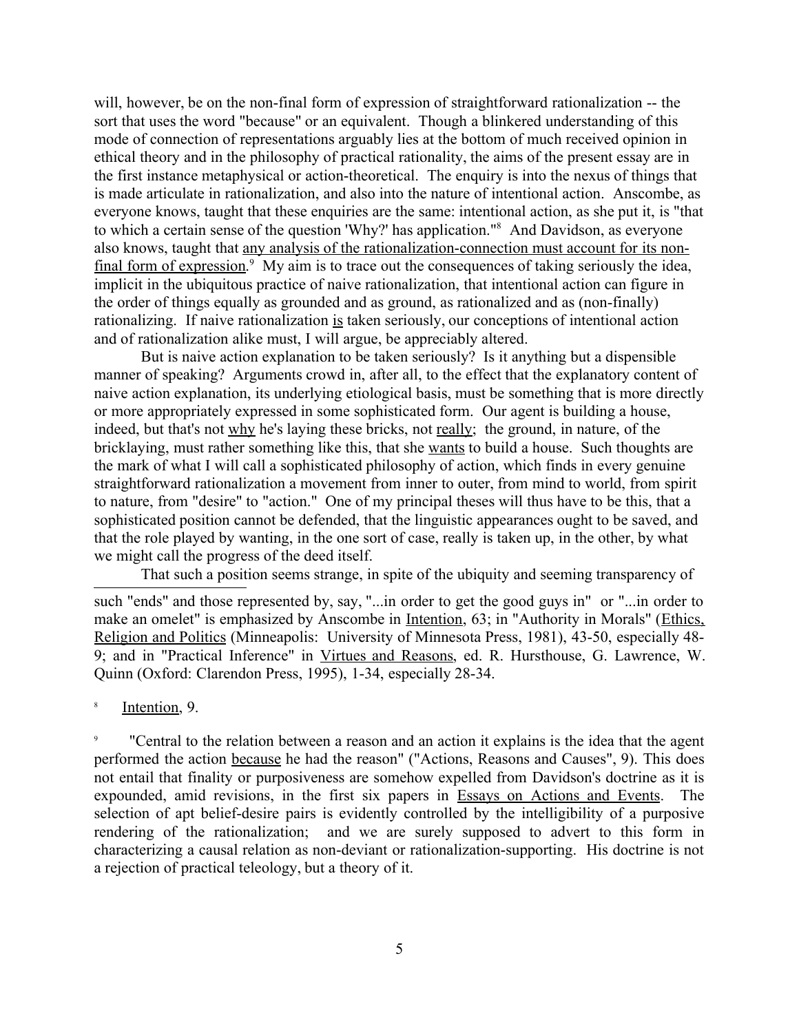will, however, be on the non-final form of expression of straightforward rationalization -- the sort that uses the word "because" or an equivalent. Though a blinkered understanding of this mode of connection of representations arguably lies at the bottom of much received opinion in ethical theory and in the philosophy of practical rationality, the aims of the present essay are in the first instance metaphysical or action-theoretical. The enquiry is into the nexus of things that is made articulate in rationalization, and also into the nature of intentional action. Anscombe, as everyone knows, taught that these enquiries are the same: intentional action, as she put it, is "that to which a certain sense of the question 'Why?' has application."[8] And Davidson, as everyone also knows, taught that <u>any analysis of the rationalization-connection must account for its non-final form of expression</u>.[9] My aim is to trace out the consequences of taking seriously the idea, implicit in the ubiquitous practice of naive rationalization, that intentional action can figure in the order of things equally as grounded and as ground, as rationalized and as (non-finally) rationalizing. If naive rationalization <u>is</u> taken seriously, our conceptions of intentional action and of rationalization alike must, I will argue, be appreciably altered.

But is naive action explanation to be taken seriously? Is it anything but a dispensible manner of speaking? Arguments crowd in, after all, to the effect that the explanatory content of naive action explanation, its underlying etiological basis, must be something that is more directly or more appropriately expressed in some sophisticated form. Our agent is building a house, indeed, but that's not <u>why</u> he's laying these bricks, not <u>really</u>; the ground, in nature, of the bricklaying, must rather something like this, that she <u>wants</u> to build a house. Such thoughts are the mark of what I will call a sophisticated philosophy of action, which finds in every genuine straightforward rationalization a movement from inner to outer, from mind to world, from spirit to nature, from "desire" to "action." One of my principal theses will thus have to be this, that a sophisticated position cannot be defended, that the linguistic appearances ought to be saved, and that the role played by wanting, in the one sort of case, really is taken up, in the other, by what we might call the progress of the deed itself.

That such a position seems strange, in spite of the ubiquity and seeming transparency of

---

such "ends" and those represented by, say, "...in order to get the good guys in" or "...in order to make an omelet" is emphasized by Anscombe in <u>Intention</u>, 63; in "Authority in Morals" (<u>Ethics, Religion and Politics</u> (Minneapolis: University of Minnesota Press, 1981), 43-50, especially 48-9; and in "Practical Inference" in <u>Virtues and Reasons</u>, ed. R. Hursthouse, G. Lawrence, W. Quinn (Oxford: Clarendon Press, 1995), 1-34, especially 28-34.

[8] <u>Intention</u>, 9.

[9] "Central to the relation between a reason and an action it explains is the idea that the agent performed the action <u>because</u> he had the reason" ("Actions, Reasons and Causes", 9). This does not entail that finality or purposiveness are somehow expelled from Davidson's doctrine as it is expounded, amid revisions, in the first six papers in <u>Essays on Actions and Events</u>. The selection of apt belief-desire pairs is evidently controlled by the intelligibility of a purposive rendering of the rationalization; and we are surely supposed to advert to this form in characterizing a causal relation as non-deviant or rationalization-supporting. His doctrine is not a rejection of practical teleology, but a theory of it.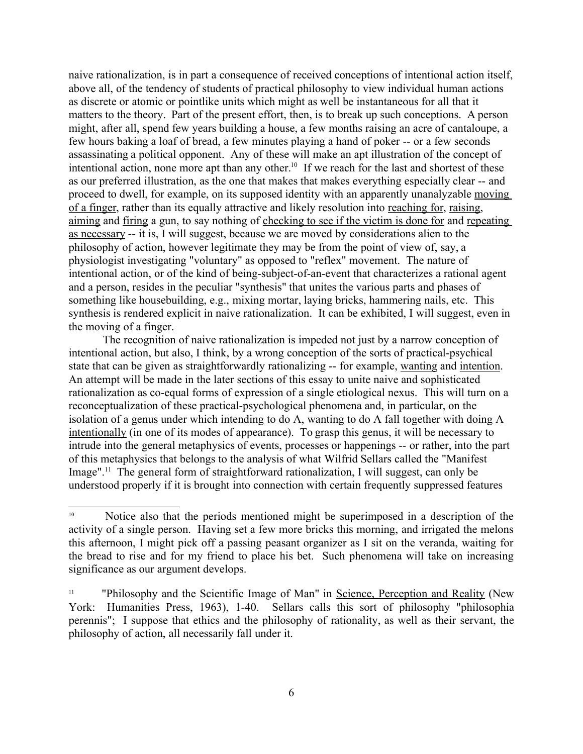naive rationalization, is in part a consequence of received conceptions of intentional action itself, above all, of the tendency of students of practical philosophy to view individual human actions as discrete or atomic or pointlike units which might as well be instantaneous for all that it matters to the theory. Part of the present effort, then, is to break up such conceptions. A person might, after all, spend few years building a house, a few months raising an acre of cantaloupe, a few hours baking a loaf of bread, a few minutes playing a hand of poker -- or a few seconds assassinating a political opponent. Any of these will make an apt illustration of the concept of intentional action, none more apt than any other.[10] If we reach for the last and shortest of these as our preferred illustration, as the one that makes that makes everything especially clear -- and proceed to dwell, for example, on its supposed identity with an apparently unanalyzable <u>moving of a finger</u>, rather than its equally attractive and likely resolution into <u>reaching for</u>, <u>raising</u>, <u>aiming</u> and <u>firing</u> a gun, to say nothing of <u>checking to see if the victim is done for</u> and <u>repeating as necessary</u> -- it is, I will suggest, because we are moved by considerations alien to the philosophy of action, however legitimate they may be from the point of view of, say, a physiologist investigating "voluntary" as opposed to "reflex" movement. The nature of intentional action, or of the kind of being-subject-of-an-event that characterizes a rational agent and a person, resides in the peculiar "synthesis" that unites the various parts and phases of something like housebuilding, e.g., mixing mortar, laying bricks, hammering nails, etc. This synthesis is rendered explicit in naive rationalization. It can be exhibited, I will suggest, even in the moving of a finger.

The recognition of naive rationalization is impeded not just by a narrow conception of intentional action, but also, I think, by a wrong conception of the sorts of practical-psychical state that can be given as straightforwardly rationalizing -- for example, <u>wanting</u> and <u>intention</u>. An attempt will be made in the later sections of this essay to unite naive and sophisticated rationalization as co-equal forms of expression of a single etiological nexus. This will turn on a reconceptualization of these practical-psychological phenomena and, in particular, on the isolation of a <u>genus</u> under which <u>intending to do A</u>, <u>wanting to do A</u> fall together with <u>doing A intentionally</u> (in one of its modes of appearance). To grasp this genus, it will be necessary to intrude into the general metaphysics of events, processes or happenings -- or rather, into the part of this metaphysics that belongs to the analysis of what Wilfrid Sellars called the "Manifest Image".[11] The general form of straightforward rationalization, I will suggest, can only be understood properly if it is brought into connection with certain frequently suppressed features

---

[10] Notice also that the periods mentioned might be superimposed in a description of the activity of a single person. Having set a few more bricks this morning, and irrigated the melons this afternoon, I might pick off a passing peasant organizer as I sit on the veranda, waiting for the bread to rise and for my friend to place his bet. Such phenomena will take on increasing significance as our argument develops.

[11] "Philosophy and the Scientific Image of Man" in <u>Science, Perception and Reality</u> (New York: Humanities Press, 1963), 1-40. Sellars calls this sort of philosophy "philosophia perennis"; I suppose that ethics and the philosophy of rationality, as well as their servant, the philosophy of action, all necessarily fall under it.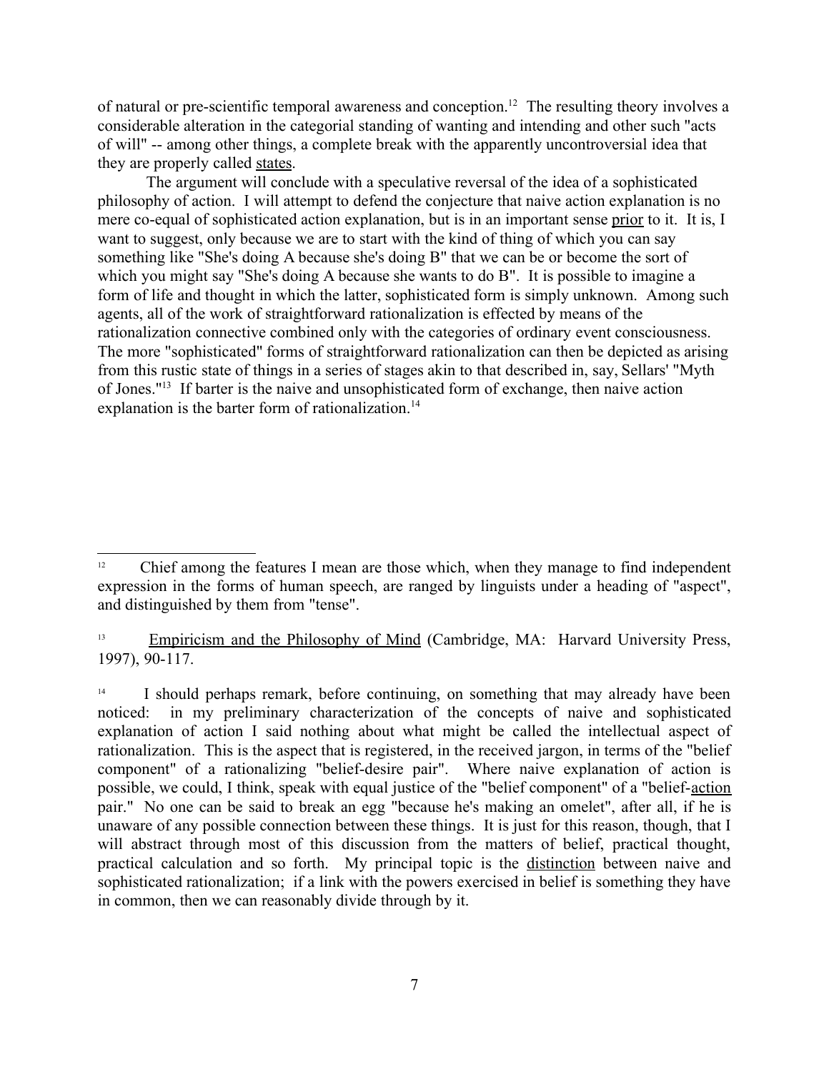of natural or pre-scientific temporal awareness and conception.[12] The resulting theory involves a considerable alteration in the categorial standing of wanting and intending and other such "acts of will" -- among other things, a complete break with the apparently uncontroversial idea that they are properly called states.

The argument will conclude with a speculative reversal of the idea of a sophisticated philosophy of action. I will attempt to defend the conjecture that naive action explanation is no mere co-equal of sophisticated action explanation, but is in an important sense prior to it. It is, I want to suggest, only because we are to start with the kind of thing of which you can say something like "She's doing A because she's doing B" that we can be or become the sort of which you might say "She's doing A because she wants to do B". It is possible to imagine a form of life and thought in which the latter, sophisticated form is simply unknown. Among such agents, all of the work of straightforward rationalization is effected by means of the rationalization connective combined only with the categories of ordinary event consciousness. The more "sophisticated" forms of straightforward rationalization can then be depicted as arising from this rustic state of things in a series of stages akin to that described in, say, Sellars' "Myth of Jones."[13] If barter is the naive and unsophisticated form of exchange, then naive action explanation is the barter form of rationalization.[14]

---

[12] Chief among the features I mean are those which, when they manage to find independent expression in the forms of human speech, are ranged by linguists under a heading of "aspect", and distinguished by them from "tense".

[13] Empiricism and the Philosophy of Mind (Cambridge, MA: Harvard University Press, 1997), 90-117.

[14] I should perhaps remark, before continuing, on something that may already have been noticed: in my preliminary characterization of the concepts of naive and sophisticated explanation of action I said nothing about what might be called the intellectual aspect of rationalization. This is the aspect that is registered, in the received jargon, in terms of the "belief component" of a rationalizing "belief-desire pair". Where naive explanation of action is possible, we could, I think, speak with equal justice of the "belief component" of a "belief-action pair." No one can be said to break an egg "because he's making an omelet", after all, if he is unaware of any possible connection between these things. It is just for this reason, though, that I will abstract through most of this discussion from the matters of belief, practical thought, practical calculation and so forth. My principal topic is the distinction between naive and sophisticated rationalization; if a link with the powers exercised in belief is something they have in common, then we can reasonably divide through by it.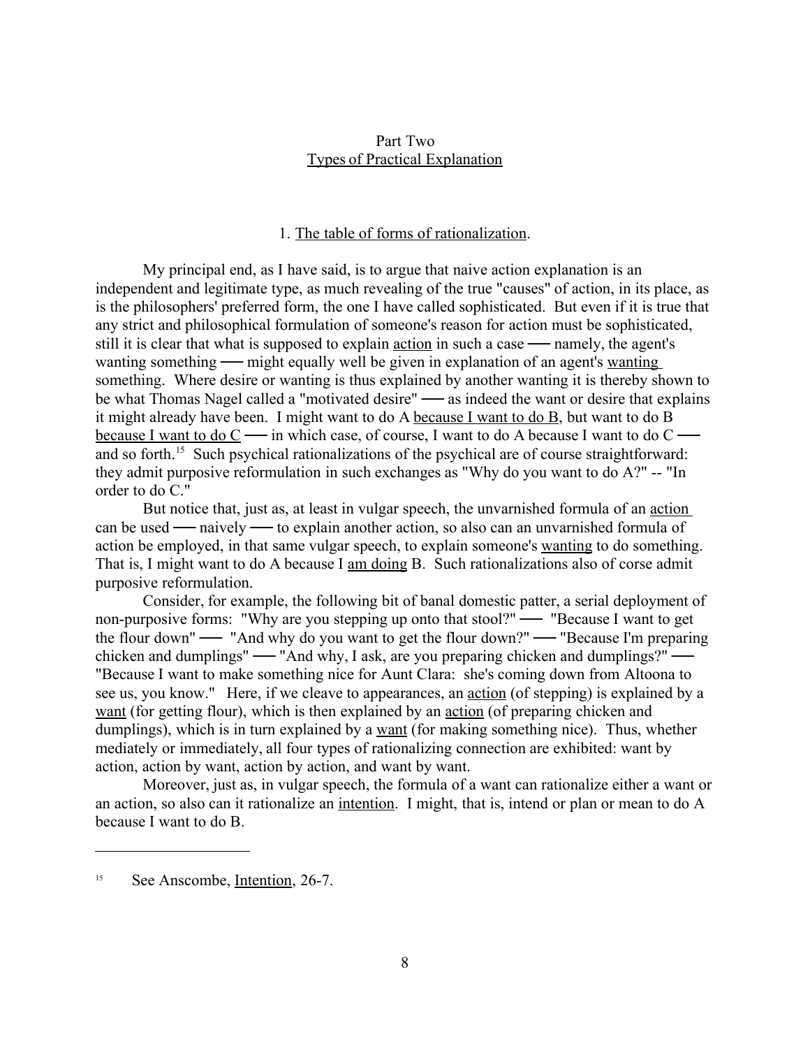# Part Two
## Types of Practical Explanation

### 1. The table of forms of rationalization.

My principal end, as I have said, is to argue that naive action explanation is an independent and legitimate type, as much revealing of the true "causes" of action, in its place, as is the philosophers' preferred form, the one I have called sophisticated. But even if it is true that any strict and philosophical formulation of someone's reason for action must be sophisticated, still it is clear that what is supposed to explain action in such a case — namely, the agent's wanting something — might equally well be given in explanation of an agent's wanting something. Where desire or wanting is thus explained by another wanting it is thereby shown to be what Thomas Nagel called a "motivated desire" — as indeed the want or desire that explains it might already have been. I might want to do A because I want to do B, but want to do B because I want to do C — in which case, of course, I want to do A because I want to do C — and so forth.[15] Such psychical rationalizations of the psychical are of course straightforward: they admit purposive reformulation in such exchanges as "Why do you want to do A?" -- "In order to do C."

But notice that, just as, at least in vulgar speech, the unvarnished formula of an action can be used — naively — to explain another action, so also can an unvarnished formula of action be employed, in that same vulgar speech, to explain someone's wanting to do something. That is, I might want to do A because I am doing B. Such rationalizations also of corse admit purposive reformulation.

Consider, for example, the following bit of banal domestic patter, a serial deployment of non-purposive forms: "Why are you stepping up onto that stool?" — "Because I want to get the flour down" — "And why do you want to get the flour down?" — "Because I'm preparing chicken and dumplings" — "And why, I ask, are you preparing chicken and dumplings?" — "Because I want to make something nice for Aunt Clara: she's coming down from Altoona to see us, you know." Here, if we cleave to appearances, an action (of stepping) is explained by a want (for getting flour), which is then explained by an action (of preparing chicken and dumplings), which is in turn explained by a want (for making something nice). Thus, whether mediately or immediately, all four types of rationalizing connection are exhibited: want by action, action by want, action by action, and want by want.

Moreover, just as, in vulgar speech, the formula of a want can rationalize either a want or an action, so also can it rationalize an intention. I might, that is, intend or plan or mean to do A because I want to do B.

---

[15] See Anscombe, Intention, 26-7.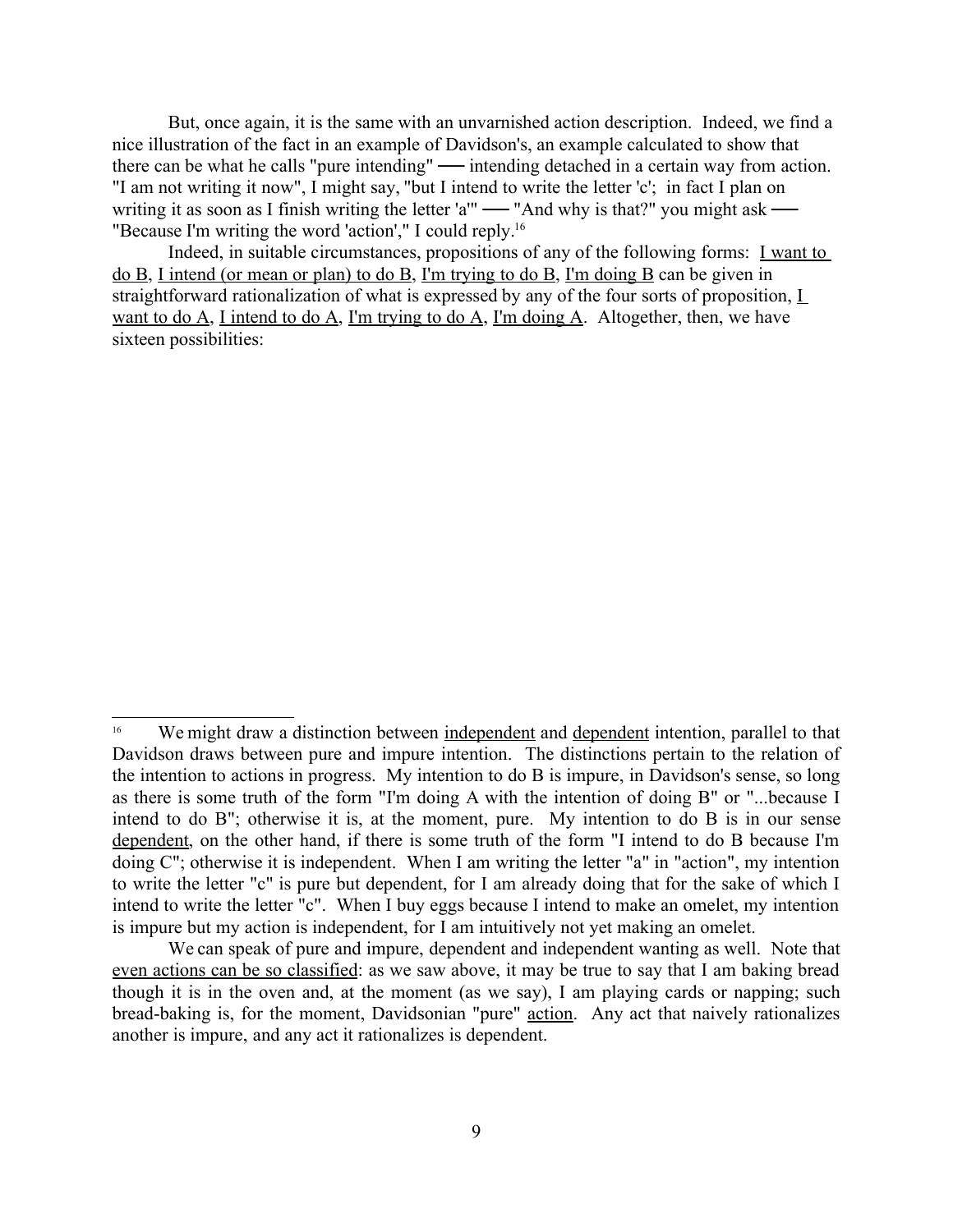But, once again, it is the same with an unvarnished action description. Indeed, we find a nice illustration of the fact in an example of Davidson's, an example calculated to show that there can be what he calls "pure intending" ── intending detached in a certain way from action. "I am not writing it now", I might say, "but I intend to write the letter 'c'; in fact I plan on writing it as soon as I finish writing the letter 'a'" ── "And why is that?" you might ask ── "Because I'm writing the word 'action'," I could reply.[16]

Indeed, in suitable circumstances, propositions of any of the following forms: <u>I want to do B</u>, <u>I intend (or mean or plan) to do B</u>, <u>I'm trying to do B</u>, <u>I'm doing B</u> can be given in straightforward rationalization of what is expressed by any of the four sorts of proposition, <u>I want to do A</u>, <u>I intend to do A</u>, <u>I'm trying to do A</u>, <u>I'm doing A</u>. Altogether, then, we have sixteen possibilities:

---

[16] We might draw a distinction between <u>independent</u> and <u>dependent</u> intention, parallel to that Davidson draws between pure and impure intention. The distinctions pertain to the relation of the intention to actions in progress. My intention to do B is impure, in Davidson's sense, so long as there is some truth of the form "I'm doing A with the intention of doing B" or "...because I intend to do B"; otherwise it is, at the moment, pure. My intention to do B is in our sense <u>dependent</u>, on the other hand, if there is some truth of the form "I intend to do B because I'm doing C"; otherwise it is independent. When I am writing the letter "a" in "action", my intention to write the letter "c" is pure but dependent, for I am already doing that for the sake of which I intend to write the letter "c". When I buy eggs because I intend to make an omelet, my intention is impure but my action is independent, for I am intuitively not yet making an omelet.

We can speak of pure and impure, dependent and independent wanting as well. Note that <u>even actions can be so classified</u>: as we saw above, it may be true to say that I am baking bread though it is in the oven and, at the moment (as we say), I am playing cards or napping; such bread-baking is, for the moment, Davidsonian "pure" <u>action</u>. Any act that naively rationalizes another is impure, and any act it rationalizes is dependent.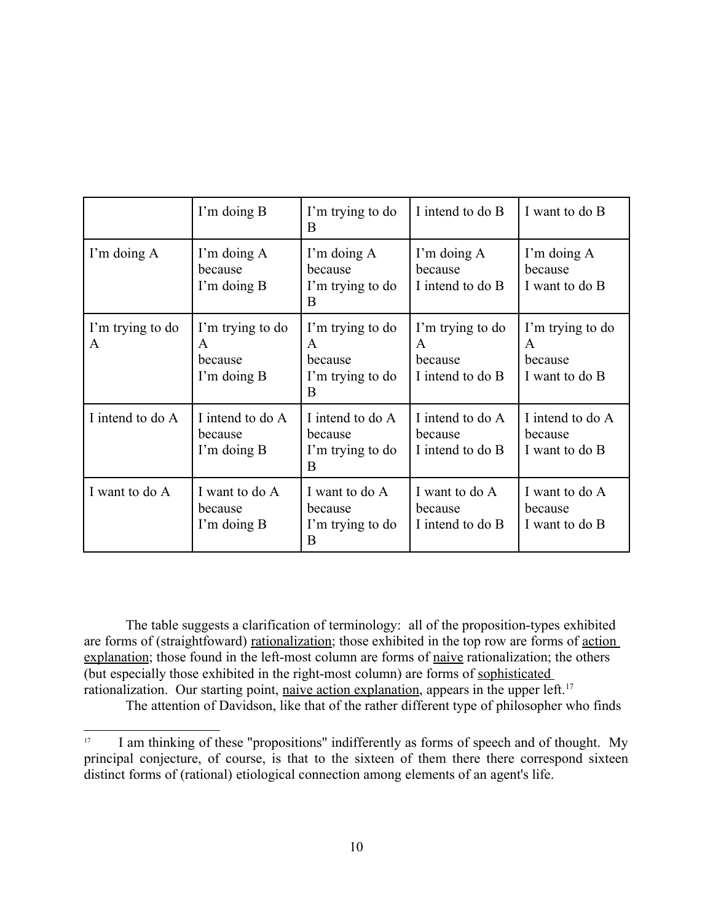| | I'm doing B | I'm trying to do B | I intend to do B | I want to do B |
|---|---|---|---|---|
| I'm doing A | I'm doing A because I'm doing B | I'm doing A because I'm trying to do B | I'm doing A because I intend to do B | I'm doing A because I want to do B |
| I'm trying to do A | I'm trying to do A because I'm doing B | I'm trying to do A because I'm trying to do B | I'm trying to do A because I intend to do B | I'm trying to do A because I want to do B |
| I intend to do A | I intend to do A because I'm doing B | I intend to do A because I'm trying to do B | I intend to do A because I intend to do B | I intend to do A because I want to do B |
| I want to do A | I want to do A because I'm doing B | I want to do A because I'm trying to do B | I want to do A because I intend to do B | I want to do A because I want to do B |

The table suggests a clarification of terminology: all of the proposition-types exhibited are forms of (straightfoward) rationalization; those exhibited in the top row are forms of action explanation; those found in the left-most column are forms of naive rationalization; the others (but especially those exhibited in the right-most column) are forms of sophisticated rationalization. Our starting point, naive action explanation, appears in the upper left.[17]

The attention of Davidson, like that of the rather different type of philosopher who finds

[17] I am thinking of these "propositions" indifferently as forms of speech and of thought. My principal conjecture, of course, is that to the sixteen of them there there correspond sixteen distinct forms of (rational) etiological connection among elements of an agent's life.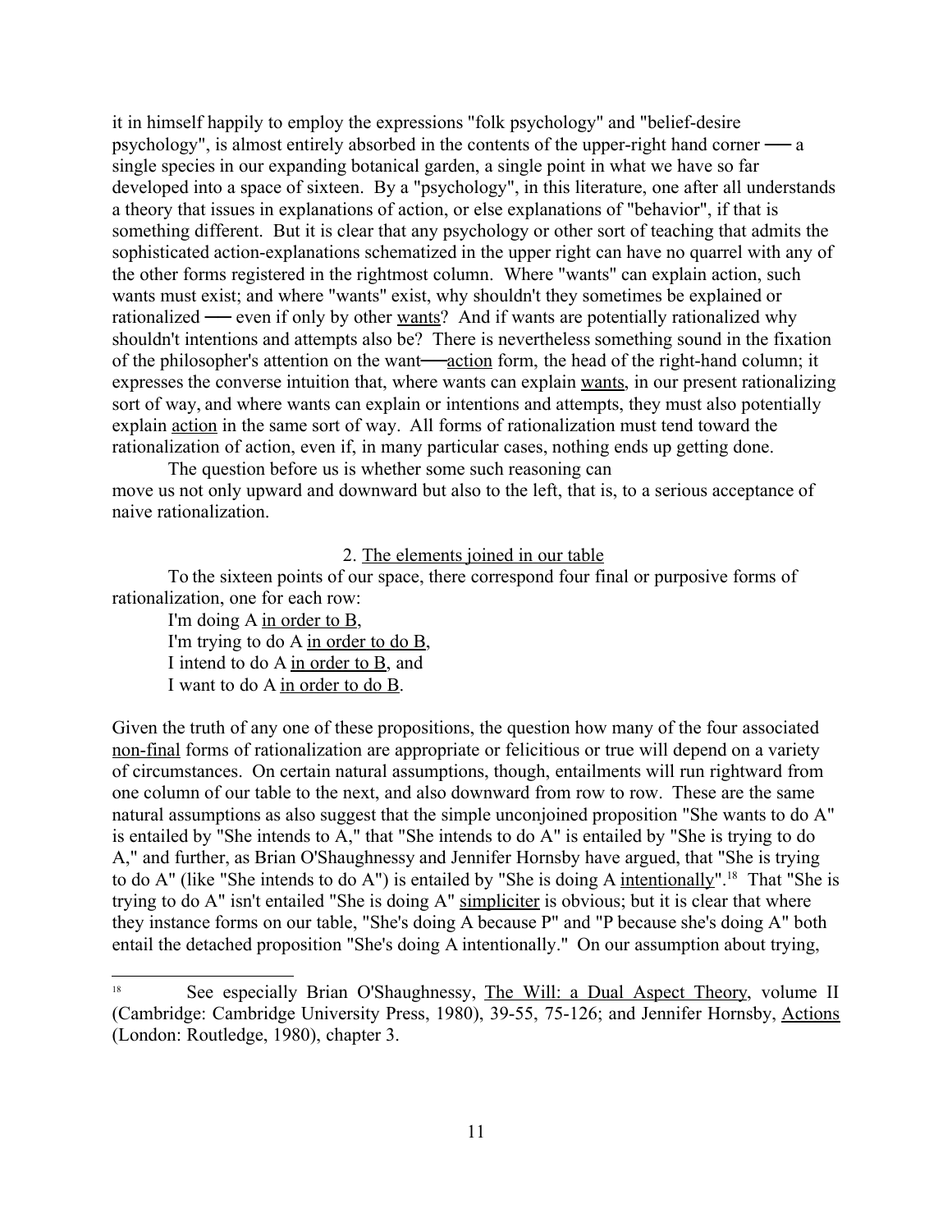it in himself happily to employ the expressions "folk psychology" and "belief-desire psychology", is almost entirely absorbed in the contents of the upper-right hand corner —— a single species in our expanding botanical garden, a single point in what we have so far developed into a space of sixteen. By a "psychology", in this literature, one after all understands a theory that issues in explanations of action, or else explanations of "behavior", if that is something different. But it is clear that any psychology or other sort of teaching that admits the sophisticated action-explanations schematized in the upper right can have no quarrel with any of the other forms registered in the rightmost column. Where "wants" can explain action, such wants must exist; and where "wants" exist, why shouldn't they sometimes be explained or rationalized —— even if only by other wants? And if wants are potentially rationalized why shouldn't intentions and attempts also be? There is nevertheless something sound in the fixation of the philosopher's attention on the want——action form, the head of the right-hand column; it expresses the converse intuition that, where wants can explain wants, in our present rationalizing sort of way, and where wants can explain or intentions and attempts, they must also potentially explain action in the same sort of way. All forms of rationalization must tend toward the rationalization of action, even if, in many particular cases, nothing ends up getting done.

The question before us is whether some such reasoning can move us not only upward and downward but also to the left, that is, to a serious acceptance of naive rationalization.

## 2. The elements joined in our table

To the sixteen points of our space, there correspond four final or purposive forms of rationalization, one for each row:

I'm doing A in order to B,
I'm trying to do A in order to do B,
I intend to do A in order to B, and
I want to do A in order to do B.

Given the truth of any one of these propositions, the question how many of the four associated non-final forms of rationalization are appropriate or felicitious or true will depend on a variety of circumstances. On certain natural assumptions, though, entailments will run rightward from one column of our table to the next, and also downward from row to row. These are the same natural assumptions as also suggest that the simple unconjoined proposition "She wants to do A" is entailed by "She intends to A," that "She intends to do A" is entailed by "She is trying to do A," and further, as Brian O'Shaughnessy and Jennifer Hornsby have argued, that "She is trying to do A" (like "She intends to do A") is entailed by "She is doing A intentionally".[18] That "She is trying to do A" isn't entailed "She is doing A" simpliciter is obvious; but it is clear that where they instance forms on our table, "She's doing A because P" and "P because she's doing A" both entail the detached proposition "She's doing A intentionally." On our assumption about trying,

---

[18] See especially Brian O'Shaughnessy, The Will: a Dual Aspect Theory, volume II (Cambridge: Cambridge University Press, 1980), 39-55, 75-126; and Jennifer Hornsby, Actions (London: Routledge, 1980), chapter 3.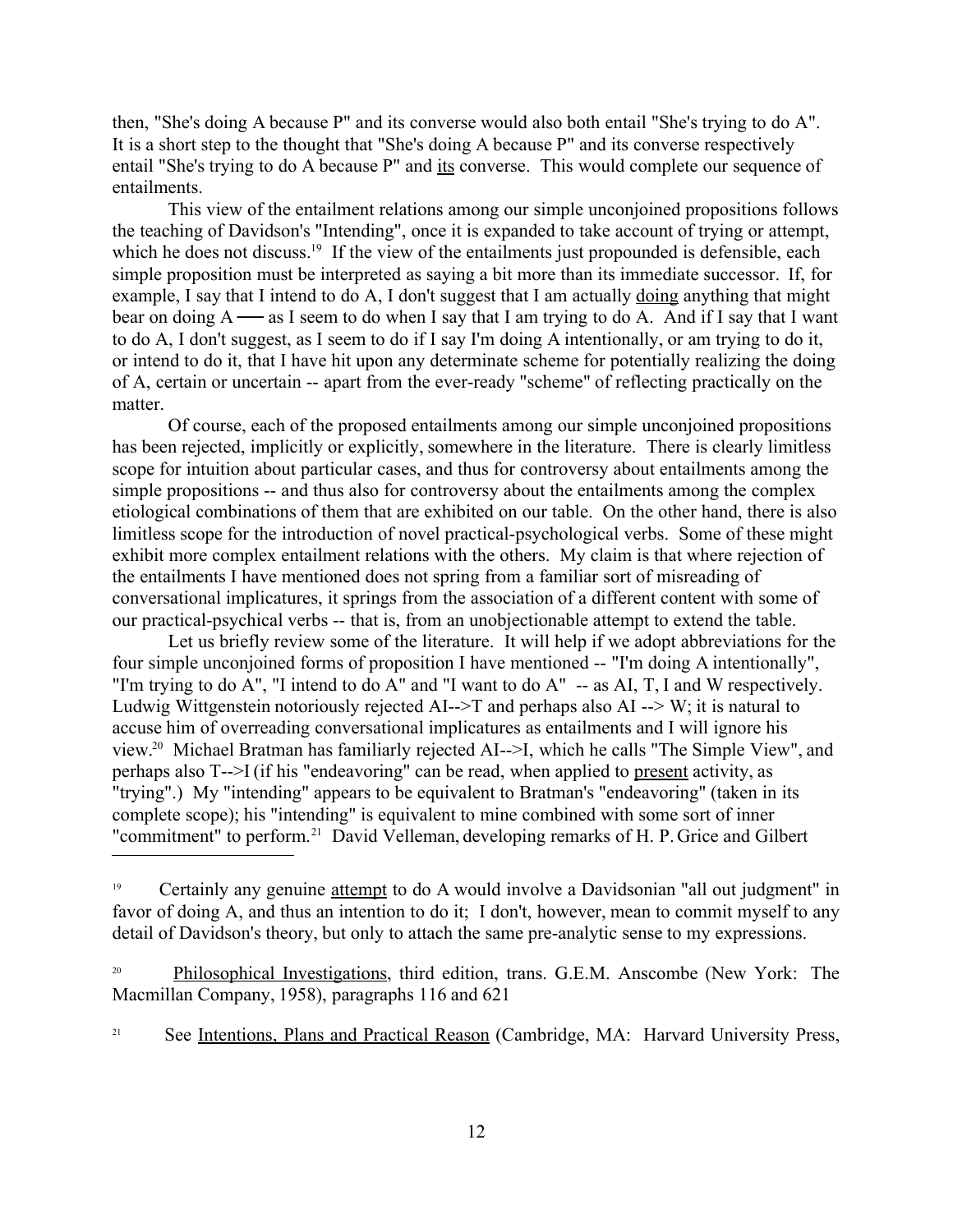then, "She's doing A because P" and its converse would also both entail "She's trying to do A". It is a short step to the thought that "She's doing A because P" and its converse respectively entail "She's trying to do A because P" and <u>its</u> converse. This would complete our sequence of entailments.

This view of the entailment relations among our simple unconjoined propositions follows the teaching of Davidson's "Intending", once it is expanded to take account of trying or attempt, which he does not discuss.[19] If the view of the entailments just propounded is defensible, each simple proposition must be interpreted as saying a bit more than its immediate successor. If, for example, I say that I intend to do A, I don't suggest that I am actually <u>doing</u> anything that might bear on doing A — as I seem to do when I say that I am trying to do A. And if I say that I want to do A, I don't suggest, as I seem to do if I say I'm doing A intentionally, or am trying to do it, or intend to do it, that I have hit upon any determinate scheme for potentially realizing the doing of A, certain or uncertain -- apart from the ever-ready "scheme" of reflecting practically on the matter.

Of course, each of the proposed entailments among our simple unconjoined propositions has been rejected, implicitly or explicitly, somewhere in the literature. There is clearly limitless scope for intuition about particular cases, and thus for controversy about entailments among the simple propositions -- and thus also for controversy about the entailments among the complex etiological combinations of them that are exhibited on our table. On the other hand, there is also limitless scope for the introduction of novel practical-psychological verbs. Some of these might exhibit more complex entailment relations with the others. My claim is that where rejection of the entailments I have mentioned does not spring from a familiar sort of misreading of conversational implicatures, it springs from the association of a different content with some of our practical-psychical verbs -- that is, from an unobjectionable attempt to extend the table.

Let us briefly review some of the literature. It will help if we adopt abbreviations for the four simple unconjoined forms of proposition I have mentioned -- "I'm doing A intentionally", "I'm trying to do A", "I intend to do A" and "I want to do A" -- as AI, T, I and W respectively. Ludwig Wittgenstein notoriously rejected AI-->T and perhaps also AI --> W; it is natural to accuse him of overreading conversational implicatures as entailments and I will ignore his view.[20] Michael Bratman has familiarly rejected AI-->I, which he calls "The Simple View", and perhaps also T-->I (if his "endeavoring" can be read, when applied to <u>present</u> activity, as "trying".) My "intending" appears to be equivalent to Bratman's "endeavoring" (taken in its complete scope); his "intending" is equivalent to mine combined with some sort of inner "commitment" to perform.[21] David Velleman, developing remarks of H. P. Grice and Gilbert

---

[19] Certainly any genuine <u>attempt</u> to do A would involve a Davidsonian "all out judgment" in favor of doing A, and thus an intention to do it; I don't, however, mean to commit myself to any detail of Davidson's theory, but only to attach the same pre-analytic sense to my expressions.

[20] <u>Philosophical Investigations</u>, third edition, trans. G.E.M. Anscombe (New York: The Macmillan Company, 1958), paragraphs 116 and 621

[21] See <u>Intentions, Plans and Practical Reason</u> (Cambridge, MA: Harvard University Press,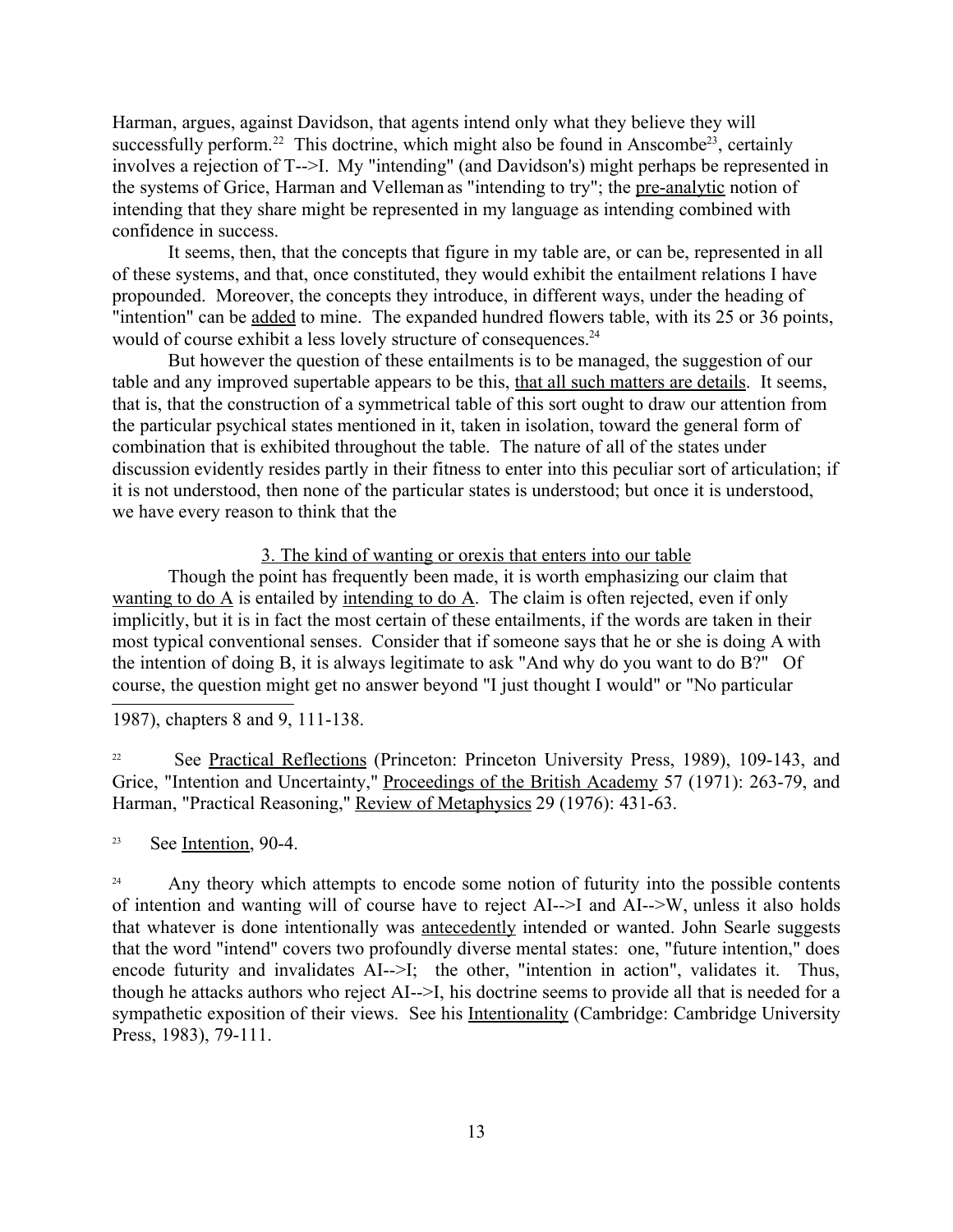Harman, argues, against Davidson, that agents intend only what they believe they will successfully perform.[22] This doctrine, which might also be found in Anscombe[23], certainly involves a rejection of T-->I. My "intending" (and Davidson's) might perhaps be represented in the systems of Grice, Harman and Velleman as "intending to try"; the pre-analytic notion of intending that they share might be represented in my language as intending combined with confidence in success.

It seems, then, that the concepts that figure in my table are, or can be, represented in all of these systems, and that, once constituted, they would exhibit the entailment relations I have propounded. Moreover, the concepts they introduce, in different ways, under the heading of "intention" can be added to mine. The expanded hundred flowers table, with its 25 or 36 points, would of course exhibit a less lovely structure of consequences.[24]

But however the question of these entailments is to be managed, the suggestion of our table and any improved supertable appears to be this, that all such matters are details. It seems, that is, that the construction of a symmetrical table of this sort ought to draw our attention from the particular psychical states mentioned in it, taken in isolation, toward the general form of combination that is exhibited throughout the table. The nature of all of the states under discussion evidently resides partly in their fitness to enter into this peculiar sort of articulation; if it is not understood, then none of the particular states is understood; but once it is understood, we have every reason to think that the

## 3. The kind of wanting or orexis that enters into our table

Though the point has frequently been made, it is worth emphasizing our claim that wanting to do A is entailed by intending to do A. The claim is often rejected, even if only implicitly, but it is in fact the most certain of these entailments, if the words are taken in their most typical conventional senses. Consider that if someone says that he or she is doing A with the intention of doing B, it is always legitimate to ask "And why do you want to do B?" Of course, the question might get no answer beyond "I just thought I would" or "No particular

---

1987), chapters 8 and 9, 111-138.

[22] See Practical Reflections (Princeton: Princeton University Press, 1989), 109-143, and Grice, "Intention and Uncertainty," Proceedings of the British Academy 57 (1971): 263-79, and Harman, "Practical Reasoning," Review of Metaphysics 29 (1976): 431-63.

[23] See Intention, 90-4.

[24] Any theory which attempts to encode some notion of futurity into the possible contents of intention and wanting will of course have to reject AI-->I and AI-->W, unless it also holds that whatever is done intentionally was antecedently intended or wanted. John Searle suggests that the word "intend" covers two profoundly diverse mental states: one, "future intention," does encode futurity and invalidates AI-->I; the other, "intention in action", validates it. Thus, though he attacks authors who reject AI-->I, his doctrine seems to provide all that is needed for a sympathetic exposition of their views. See his Intentionality (Cambridge: Cambridge University Press, 1983), 79-111.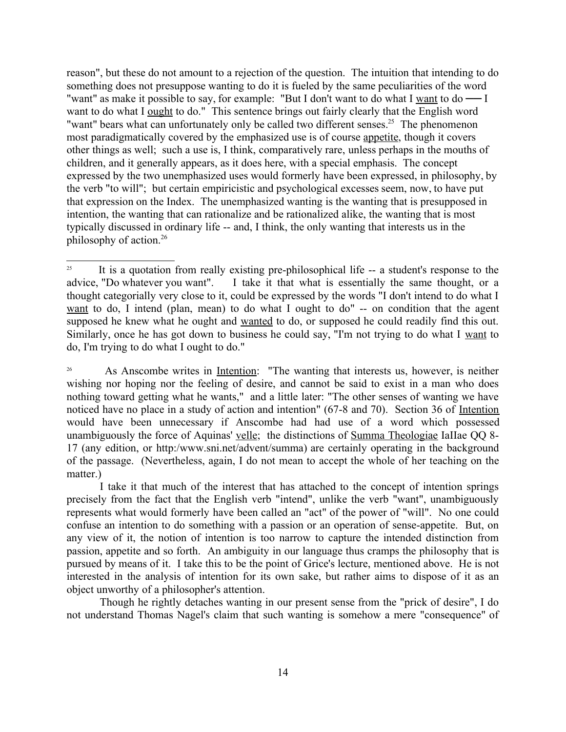reason", but these do not amount to a rejection of the question. The intuition that intending to do something does not presuppose wanting to do it is fueled by the same peculiarities of the word "want" as make it possible to say, for example: "But I don't want to do what I _want_ to do — I want to do what I _ought_ to do." This sentence brings out fairly clearly that the English word "want" bears what can unfortunately only be called two different senses.[25] The phenomenon most paradigmatically covered by the emphasized use is of course _appetite_, though it covers other things as well; such a use is, I think, comparatively rare, unless perhaps in the mouths of children, and it generally appears, as it does here, with a special emphasis. The concept expressed by the two unemphasized uses would formerly have been expressed, in philosophy, by the verb "to will"; but certain empiricistic and psychological excesses seem, now, to have put that expression on the Index. The unemphasized wanting is the wanting that is presupposed in intention, the wanting that can rationalize and be rationalized alike, the wanting that is most typically discussed in ordinary life -- and, I think, the only wanting that interests us in the philosophy of action.[26]

---

[25] It is a quotation from really existing pre-philosophical life -- a student's response to the advice, "Do whatever you want". I take it that what is essentially the same thought, or a thought categorially very close to it, could be expressed by the words "I don't intend to do what I _want_ to do, I intend (plan, mean) to do what I ought to do" -- on condition that the agent supposed he knew what he ought and _wanted_ to do, or supposed he could readily find this out. Similarly, once he has got down to business he could say, "I'm not trying to do what I _want_ to do, I'm trying to do what I ought to do."

[26] As Anscombe writes in _Intention_: "The wanting that interests us, however, is neither wishing nor hoping nor the feeling of desire, and cannot be said to exist in a man who does nothing toward getting what he wants," and a little later: "The other senses of wanting we have noticed have no place in a study of action and intention" (67-8 and 70). Section 36 of _Intention_ would have been unnecessary if Anscombe had had use of a word which possessed unambiguously the force of Aquinas' _velle_; the distinctions of _Summa Theologiae_ IaIIae QQ 8-17 (any edition, or http:/www.sni.net/advent/summa) are certainly operating in the background of the passage. (Nevertheless, again, I do not mean to accept the whole of her teaching on the matter.)

I take it that much of the interest that has attached to the concept of intention springs precisely from the fact that the English verb "intend", unlike the verb "want", unambiguously represents what would formerly have been called an "act" of the power of "will". No one could confuse an intention to do something with a passion or an operation of sense-appetite. But, on any view of it, the notion of intention is too narrow to capture the intended distinction from passion, appetite and so forth. An ambiguity in our language thus cramps the philosophy that is pursued by means of it. I take this to be the point of Grice's lecture, mentioned above. He is not interested in the analysis of intention for its own sake, but rather aims to dispose of it as an object unworthy of a philosopher's attention.

Though he rightly detaches wanting in our present sense from the "prick of desire", I do not understand Thomas Nagel's claim that such wanting is somehow a mere "consequence" of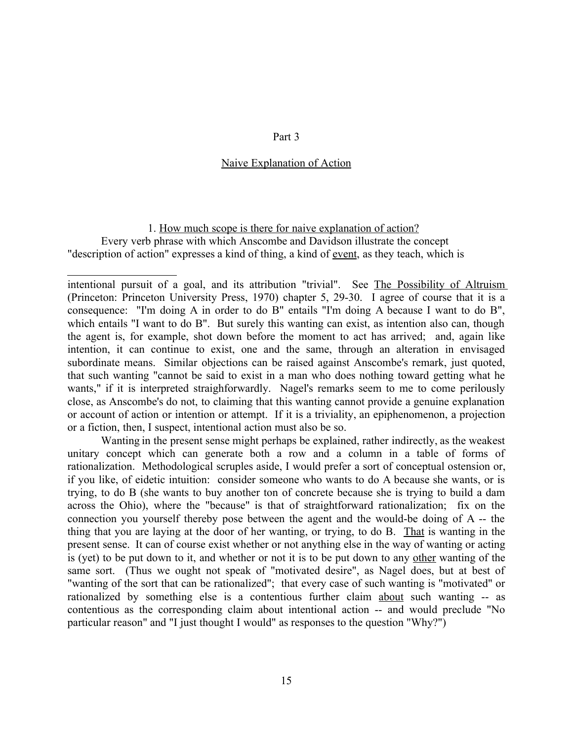Part 3

# Naive Explanation of Action

## 1. How much scope is there for naive explanation of action?

Every verb phrase with which Anscombe and Davidson illustrate the concept "description of action" expresses a kind of thing, a kind of event, as they teach, which is

---

intentional pursuit of a goal, and its attribution "trivial". See The Possibility of Altruism (Princeton: Princeton University Press, 1970) chapter 5, 29-30. I agree of course that it is a consequence: "I'm doing A in order to do B" entails "I'm doing A because I want to do B", which entails "I want to do B". But surely this wanting can exist, as intention also can, though the agent is, for example, shot down before the moment to act has arrived; and, again like intention, it can continue to exist, one and the same, through an alteration in envisaged subordinate means. Similar objections can be raised against Anscombe's remark, just quoted, that such wanting "cannot be said to exist in a man who does nothing toward getting what he wants," if it is interpreted straighforwardly. Nagel's remarks seem to me to come perilously close, as Anscombe's do not, to claiming that this wanting cannot provide a genuine explanation or account of action or intention or attempt. If it is a triviality, an epiphenomenon, a projection or a fiction, then, I suspect, intentional action must also be so.

Wanting in the present sense might perhaps be explained, rather indirectly, as the weakest unitary concept which can generate both a row and a column in a table of forms of rationalization. Methodological scruples aside, I would prefer a sort of conceptual ostension or, if you like, of eidetic intuition: consider someone who wants to do A because she wants, or is trying, to do B (she wants to buy another ton of concrete because she is trying to build a dam across the Ohio), where the "because" is that of straightforward rationalization; fix on the connection you yourself thereby pose between the agent and the would-be doing of A -- the thing that you are laying at the door of her wanting, or trying, to do B. That is wanting in the present sense. It can of course exist whether or not anything else in the way of wanting or acting is (yet) to be put down to it, and whether or not it is to be put down to any other wanting of the same sort. (Thus we ought not speak of "motivated desire", as Nagel does, but at best of "wanting of the sort that can be rationalized"; that every case of such wanting is "motivated" or rationalized by something else is a contentious further claim about such wanting -- as contentious as the corresponding claim about intentional action -- and would preclude "No particular reason" and "I just thought I would" as responses to the question "Why?")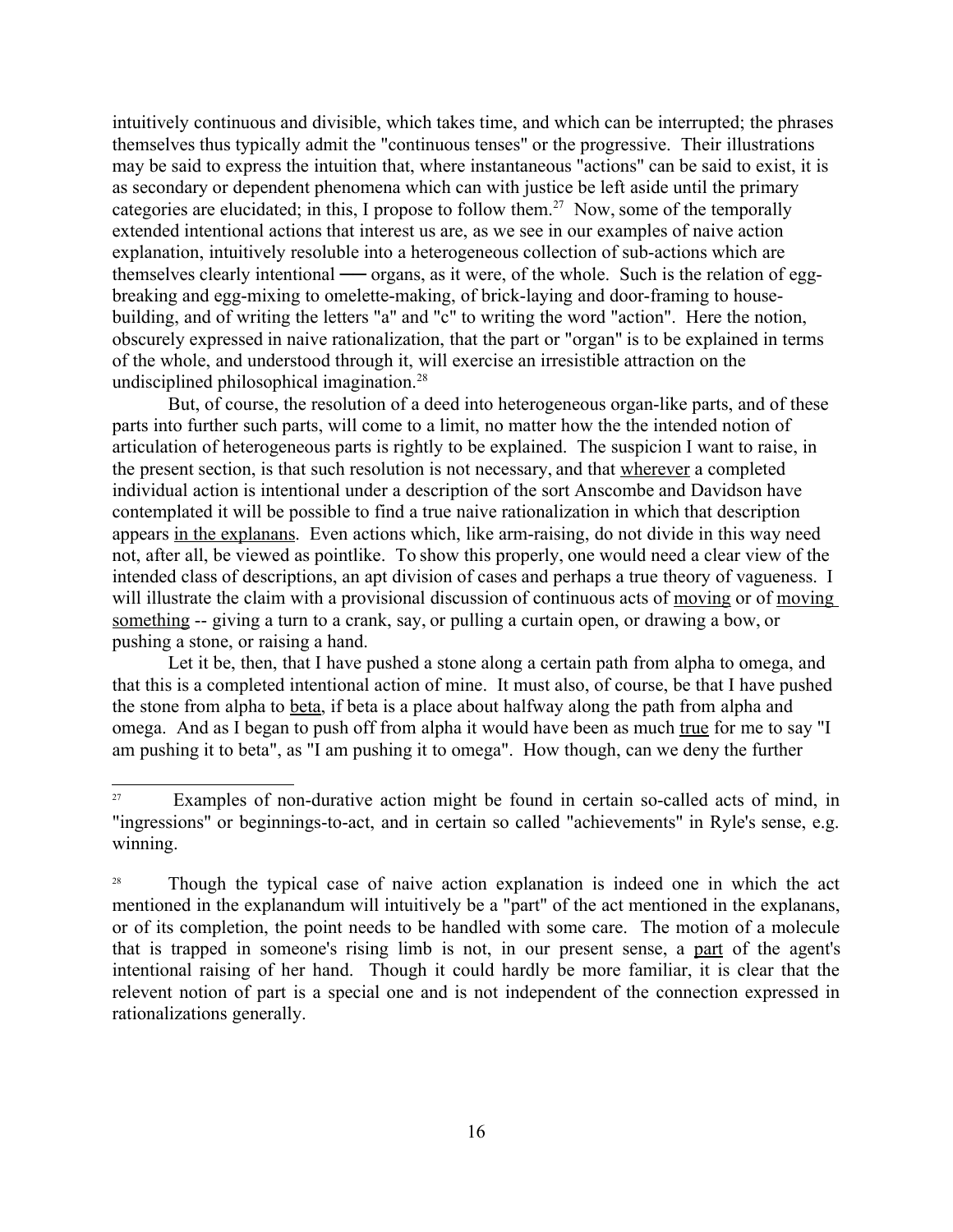intuitively continuous and divisible, which takes time, and which can be interrupted; the phrases themselves thus typically admit the "continuous tenses" or the progressive. Their illustrations may be said to express the intuition that, where instantaneous "actions" can be said to exist, it is as secondary or dependent phenomena which can with justice be left aside until the primary categories are elucidated; in this, I propose to follow them.[27] Now, some of the temporally extended intentional actions that interest us are, as we see in our examples of naive action explanation, intuitively resoluble into a heterogeneous collection of sub-actions which are themselves clearly intentional — organs, as it were, of the whole. Such is the relation of egg-breaking and egg-mixing to omelette-making, of brick-laying and door-framing to house-building, and of writing the letters "a" and "c" to writing the word "action". Here the notion, obscurely expressed in naive rationalization, that the part or "organ" is to be explained in terms of the whole, and understood through it, will exercise an irresistible attraction on the undisciplined philosophical imagination.[28]

But, of course, the resolution of a deed into heterogeneous organ-like parts, and of these parts into further such parts, will come to a limit, no matter how the the intended notion of articulation of heterogeneous parts is rightly to be explained. The suspicion I want to raise, in the present section, is that such resolution is not necessary, and that <u>wherever</u> a completed individual action is intentional under a description of the sort Anscombe and Davidson have contemplated it will be possible to find a true naive rationalization in which that description appears <u>in the explanans</u>. Even actions which, like arm-raising, do not divide in this way need not, after all, be viewed as pointlike. To show this properly, one would need a clear view of the intended class of descriptions, an apt division of cases and perhaps a true theory of vagueness. I will illustrate the claim with a provisional discussion of continuous acts of <u>moving</u> or of <u>moving something</u> -- giving a turn to a crank, say, or pulling a curtain open, or drawing a bow, or pushing a stone, or raising a hand.

Let it be, then, that I have pushed a stone along a certain path from alpha to omega, and that this is a completed intentional action of mine. It must also, of course, be that I have pushed the stone from alpha to <u>beta</u>, if beta is a place about halfway along the path from alpha and omega. And as I began to push off from alpha it would have been as much <u>true</u> for me to say "I am pushing it to beta", as "I am pushing it to omega". How though, can we deny the further

---

[27] Examples of non-durative action might be found in certain so-called acts of mind, in "ingressions" or beginnings-to-act, and in certain so called "achievements" in Ryle's sense, e.g. winning.

[28] Though the typical case of naive action explanation is indeed one in which the act mentioned in the explanandum will intuitively be a "part" of the act mentioned in the explanans, or of its completion, the point needs to be handled with some care. The motion of a molecule that is trapped in someone's rising limb is not, in our present sense, a <u>part</u> of the agent's intentional raising of her hand. Though it could hardly be more familiar, it is clear that the relevent notion of part is a special one and is not independent of the connection expressed in rationalizations generally.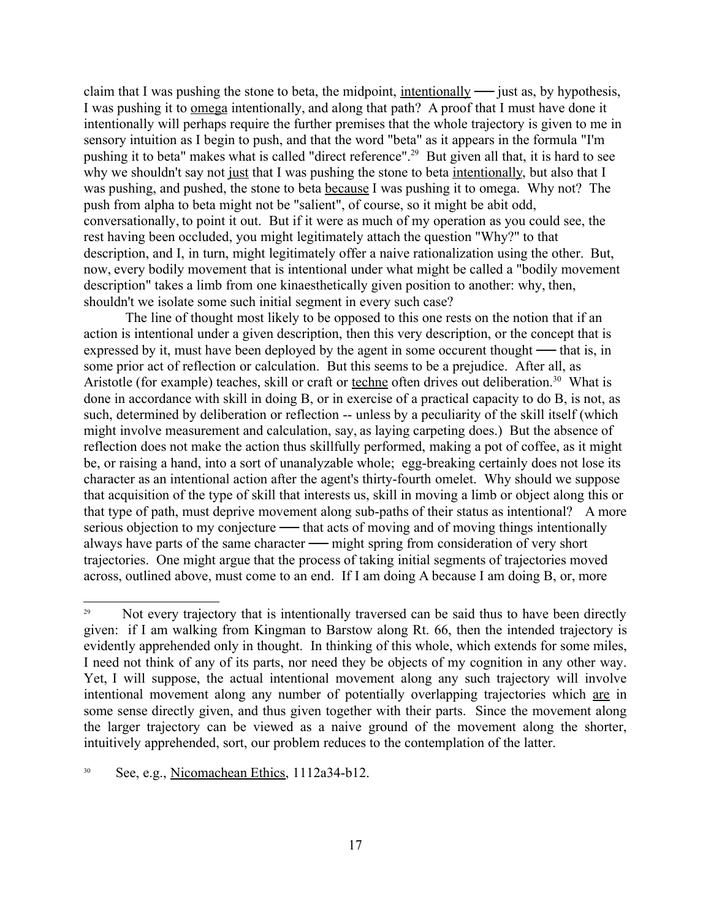claim that I was pushing the stone to beta, the midpoint, <u>intentionally</u> ── just as, by hypothesis, I was pushing it to <u>omega</u> intentionally, and along that path? A proof that I must have done it intentionally will perhaps require the further premises that the whole trajectory is given to me in sensory intuition as I begin to push, and that the word "beta" as it appears in the formula "I'm pushing it to beta" makes what is called "direct reference".[29] But given all that, it is hard to see why we shouldn't say not <u>just</u> that I was pushing the stone to beta <u>intentionally</u>, but also that I was pushing, and pushed, the stone to beta <u>because</u> I was pushing it to omega. Why not? The push from alpha to beta might not be "salient", of course, so it might be abit odd, conversationally, to point it out. But if it were as much of my operation as you could see, the rest having been occluded, you might legitimately attach the question "Why?" to that description, and I, in turn, might legitimately offer a naive rationalization using the other. But, now, every bodily movement that is intentional under what might be called a "bodily movement description" takes a limb from one kinaesthetically given position to another: why, then, shouldn't we isolate some such initial segment in every such case?

The line of thought most likely to be opposed to this one rests on the notion that if an action is intentional under a given description, then this very description, or the concept that is expressed by it, must have been deployed by the agent in some occurent thought ── that is, in some prior act of reflection or calculation. But this seems to be a prejudice. After all, as Aristotle (for example) teaches, skill or craft or <u>techne</u> often drives out deliberation.[30] What is done in accordance with skill in doing B, or in exercise of a practical capacity to do B, is not, as such, determined by deliberation or reflection -- unless by a peculiarity of the skill itself (which might involve measurement and calculation, say, as laying carpeting does.) But the absence of reflection does not make the action thus skillfully performed, making a pot of coffee, as it might be, or raising a hand, into a sort of unanalyzable whole; egg-breaking certainly does not lose its character as an intentional action after the agent's thirty-fourth omelet. Why should we suppose that acquisition of the type of skill that interests us, skill in moving a limb or object along this or that type of path, must deprive movement along sub-paths of their status as intentional? A more serious objection to my conjecture ── that acts of moving and of moving things intentionally always have parts of the same character ── might spring from consideration of very short trajectories. One might argue that the process of taking initial segments of trajectories moved across, outlined above, must come to an end. If I am doing A because I am doing B, or, more

---

[29] Not every trajectory that is intentionally traversed can be said thus to have been directly given: if I am walking from Kingman to Barstow along Rt. 66, then the intended trajectory is evidently apprehended only in thought. In thinking of this whole, which extends for some miles, I need not think of any of its parts, nor need they be objects of my cognition in any other way. Yet, I will suppose, the actual intentional movement along any such trajectory will involve intentional movement along any number of potentially overlapping trajectories which <u>are</u> in some sense directly given, and thus given together with their parts. Since the movement along the larger trajectory can be viewed as a naive ground of the movement along the shorter, intuitively apprehended, sort, our problem reduces to the contemplation of the latter.

[30] See, e.g., <u>Nicomachean Ethics</u>, 1112a34-b12.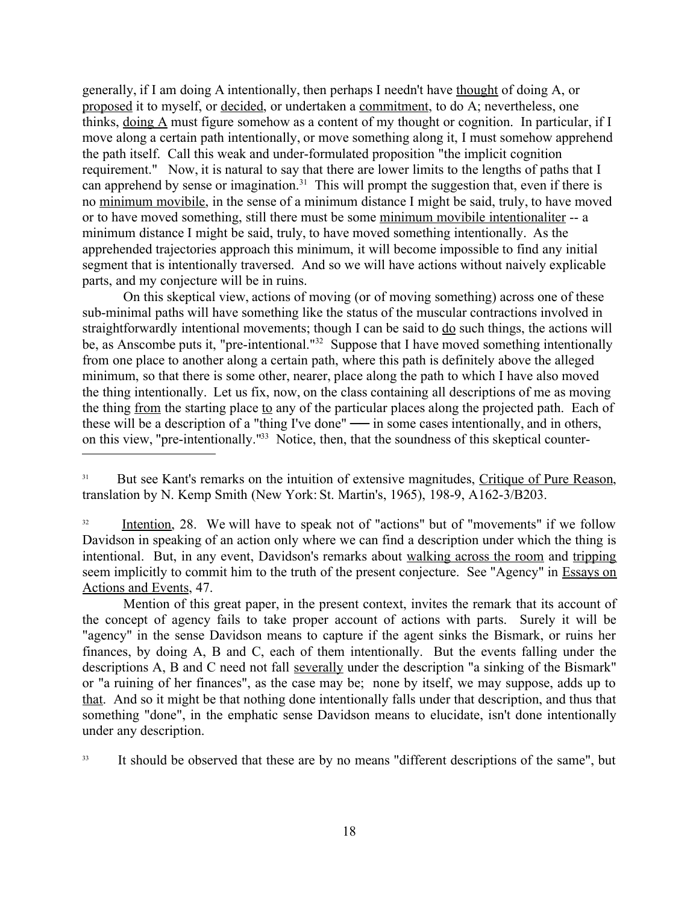generally, if I am doing A intentionally, then perhaps I needn't have _thought_ of doing A, or _proposed_ it to myself, or _decided_, or undertaken a _commitment_, to do A; nevertheless, one thinks, _doing A_ must figure somehow as a content of my thought or cognition. In particular, if I move along a certain path intentionally, or move something along it, I must somehow apprehend the path itself. Call this weak and under-formulated proposition "the implicit cognition requirement." Now, it is natural to say that there are lower limits to the lengths of paths that I can apprehend by sense or imagination.[31] This will prompt the suggestion that, even if there is no _minimum movibile_, in the sense of a minimum distance I might be said, truly, to have moved or to have moved something, still there must be some _minimum movibile intentionaliter_ -- a minimum distance I might be said, truly, to have moved something intentionally. As the apprehended trajectories approach this minimum, it will become impossible to find any initial segment that is intentionally traversed. And so we will have actions without naively explicable parts, and my conjecture will be in ruins.

On this skeptical view, actions of moving (or of moving something) across one of these sub-minimal paths will have something like the status of the muscular contractions involved in straightforwardly intentional movements; though I can be said to _do_ such things, the actions will be, as Anscombe puts it, "pre-intentional."[32] Suppose that I have moved something intentionally from one place to another along a certain path, where this path is definitely above the alleged minimum, so that there is some other, nearer, place along the path to which I have also moved the thing intentionally. Let us fix, now, on the class containing all descriptions of me as moving the thing _from_ the starting place _to_ any of the particular places along the projected path. Each of these will be a description of a "thing I've done" — in some cases intentionally, and in others, on this view, "pre-intentionally."[33] Notice, then, that the soundness of this skeptical counter-

---

[31] But see Kant's remarks on the intuition of extensive magnitudes, _Critique of Pure Reason_, translation by N. Kemp Smith (New York: St. Martin's, 1965), 198-9, A162-3/B203.

[32] _Intention_, 28. We will have to speak not of "actions" but of "movements" if we follow Davidson in speaking of an action only where we can find a description under which the thing is intentional. But, in any event, Davidson's remarks about _walking across the room_ and _tripping_ seem implicitly to commit him to the truth of the present conjecture. See "Agency" in _Essays on Actions and Events_, 47.

Mention of this great paper, in the present context, invites the remark that its account of the concept of agency fails to take proper account of actions with parts. Surely it will be "agency" in the sense Davidson means to capture if the agent sinks the Bismark, or ruins her finances, by doing A, B and C, each of them intentionally. But the events falling under the descriptions A, B and C need not fall _severally_ under the description "a sinking of the Bismark" or "a ruining of her finances", as the case may be; none by itself, we may suppose, adds up to _that_. And so it might be that nothing done intentionally falls under that description, and thus that something "done", in the emphatic sense Davidson means to elucidate, isn't done intentionally under any description.

[33] It should be observed that these are by no means "different descriptions of the same", but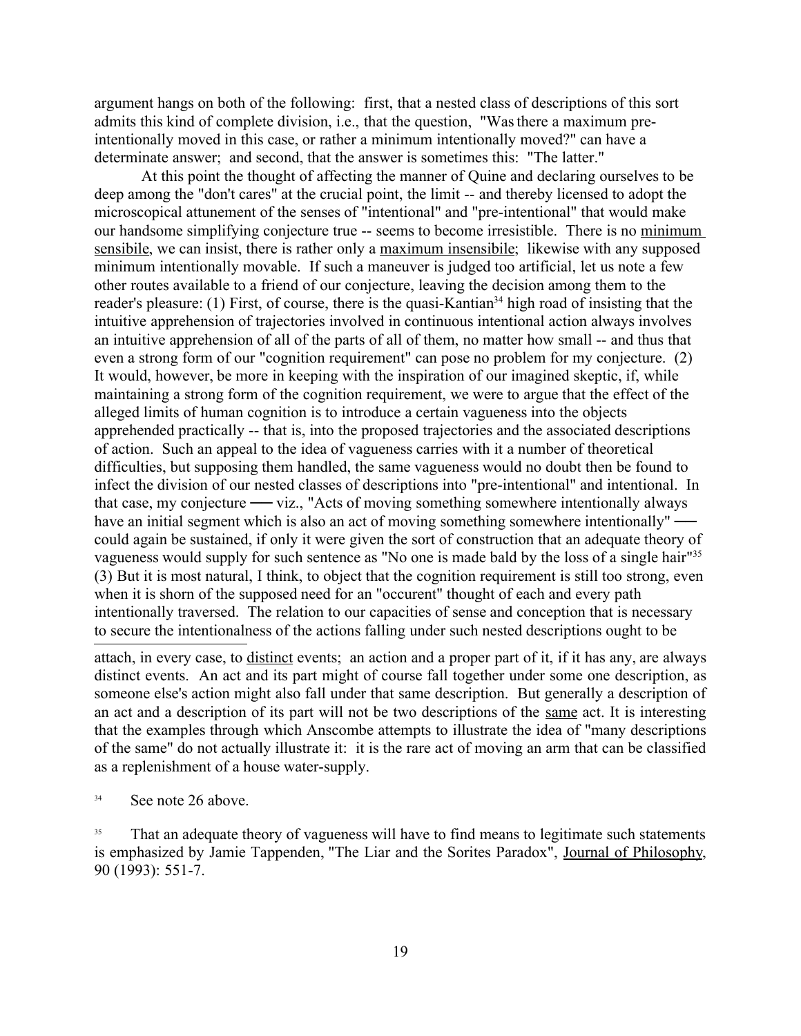argument hangs on both of the following: first, that a nested class of descriptions of this sort admits this kind of complete division, i.e., that the question, "Was there a maximum pre-intentionally moved in this case, or rather a minimum intentionally moved?" can have a determinate answer; and second, that the answer is sometimes this: "The latter."

At this point the thought of affecting the manner of Quine and declaring ourselves to be deep among the "don't cares" at the crucial point, the limit -- and thereby licensed to adopt the microscopical attunement of the senses of "intentional" and "pre-intentional" that would make our handsome simplifying conjecture true -- seems to become irresistible. There is no minimum sensibile, we can insist, there is rather only a maximum insensibile; likewise with any supposed minimum intentionally movable. If such a maneuver is judged too artificial, let us note a few other routes available to a friend of our conjecture, leaving the decision among them to the reader's pleasure: (1) First, of course, there is the quasi-Kantian[34] high road of insisting that the intuitive apprehension of trajectories involved in continuous intentional action always involves an intuitive apprehension of all of the parts of all of them, no matter how small -- and thus that even a strong form of our "cognition requirement" can pose no problem for my conjecture. (2) It would, however, be more in keeping with the inspiration of our imagined skeptic, if, while maintaining a strong form of the cognition requirement, we were to argue that the effect of the alleged limits of human cognition is to introduce a certain vagueness into the objects apprehended practically -- that is, into the proposed trajectories and the associated descriptions of action. Such an appeal to the idea of vagueness carries with it a number of theoretical difficulties, but supposing them handled, the same vagueness would no doubt then be found to infect the division of our nested classes of descriptions into "pre-intentional" and intentional. In that case, my conjecture — viz., "Acts of moving something somewhere intentionally always have an initial segment which is also an act of moving something somewhere intentionally" — could again be sustained, if only it were given the sort of construction that an adequate theory of vagueness would supply for such sentence as "No one is made bald by the loss of a single hair"[35] (3) But it is most natural, I think, to object that the cognition requirement is still too strong, even when it is shorn of the supposed need for an "occurent" thought of each and every path intentionally traversed. The relation to our capacities of sense and conception that is necessary to secure the intentionalness of the actions falling under such nested descriptions ought to be

---

attach, in every case, to distinct events; an action and a proper part of it, if it has any, are always distinct events. An act and its part might of course fall together under some one description, as someone else's action might also fall under that same description. But generally a description of an act and a description of its part will not be two descriptions of the same act. It is interesting that the examples through which Anscombe attempts to illustrate the idea of "many descriptions of the same" do not actually illustrate it: it is the rare act of moving an arm that can be classified as a replenishment of a house water-supply.

[34] See note 26 above.

[35] That an adequate theory of vagueness will have to find means to legitimate such statements is emphasized by Jamie Tappenden, "The Liar and the Sorites Paradox", Journal of Philosophy, 90 (1993): 551-7.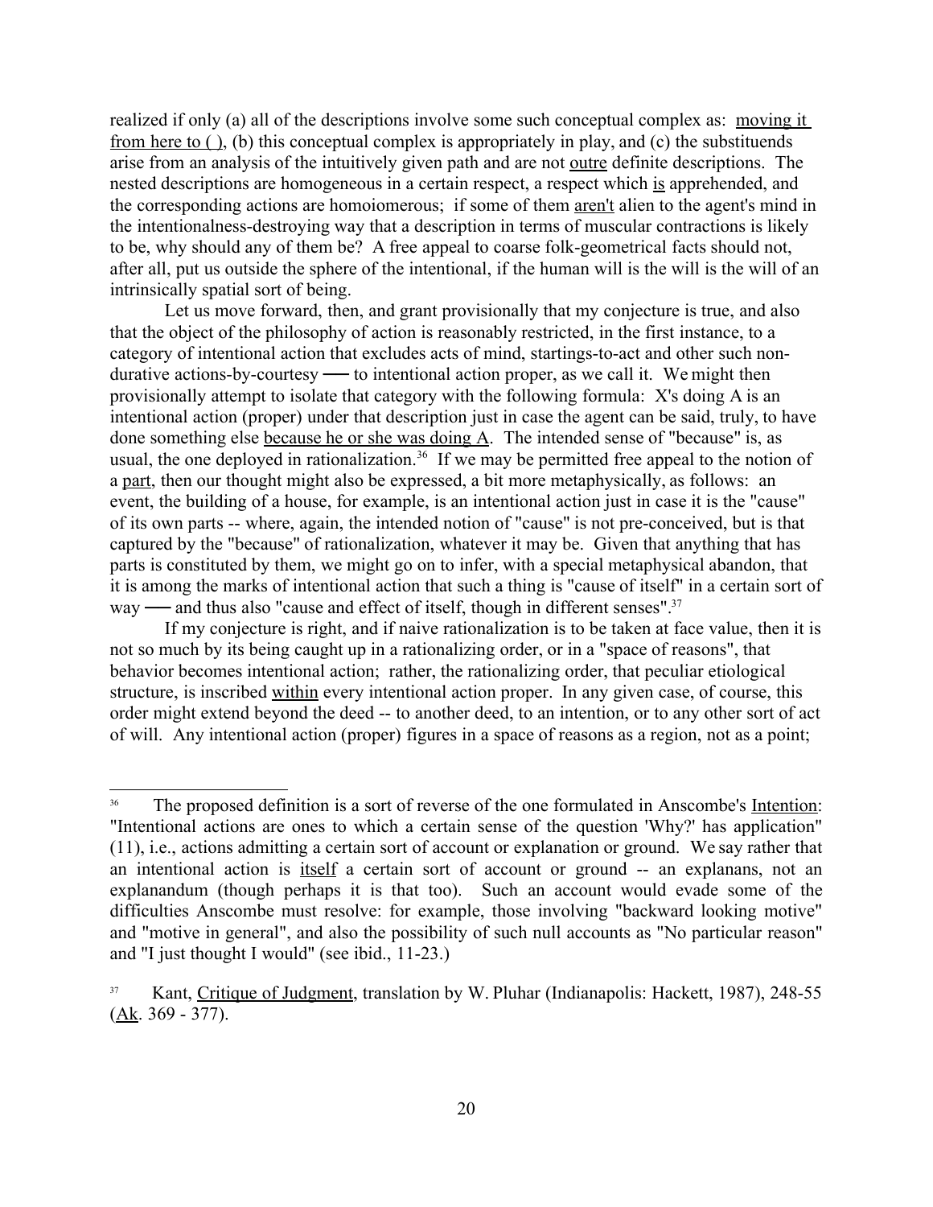realized if only (a) all of the descriptions involve some such conceptual complex as: moving it from here to ( ), (b) this conceptual complex is appropriately in play, and (c) the substituends arise from an analysis of the intuitively given path and are not outre definite descriptions. The nested descriptions are homogeneous in a certain respect, a respect which is apprehended, and the corresponding actions are homoiomerous; if some of them aren't alien to the agent's mind in the intentionalness-destroying way that a description in terms of muscular contractions is likely to be, why should any of them be? A free appeal to coarse folk-geometrical facts should not, after all, put us outside the sphere of the intentional, if the human will is the will is the will of an intrinsically spatial sort of being.

Let us move forward, then, and grant provisionally that my conjecture is true, and also that the object of the philosophy of action is reasonably restricted, in the first instance, to a category of intentional action that excludes acts of mind, startings-to-act and other such non-durative actions-by-courtesy — to intentional action proper, as we call it. We might then provisionally attempt to isolate that category with the following formula: X's doing A is an intentional action (proper) under that description just in case the agent can be said, truly, to have done something else because he or she was doing A. The intended sense of "because" is, as usual, the one deployed in rationalization.[36] If we may be permitted free appeal to the notion of a part, then our thought might also be expressed, a bit more metaphysically, as follows: an event, the building of a house, for example, is an intentional action just in case it is the "cause" of its own parts -- where, again, the intended notion of "cause" is not pre-conceived, but is that captured by the "because" of rationalization, whatever it may be. Given that anything that has parts is constituted by them, we might go on to infer, with a special metaphysical abandon, that it is among the marks of intentional action that such a thing is "cause of itself" in a certain sort of way — and thus also "cause and effect of itself, though in different senses".[37]

If my conjecture is right, and if naive rationalization is to be taken at face value, then it is not so much by its being caught up in a rationalizing order, or in a "space of reasons", that behavior becomes intentional action; rather, the rationalizing order, that peculiar etiological structure, is inscribed within every intentional action proper. In any given case, of course, this order might extend beyond the deed -- to another deed, to an intention, or to any other sort of act of will. Any intentional action (proper) figures in a space of reasons as a region, not as a point;

---

[36] The proposed definition is a sort of reverse of the one formulated in Anscombe's Intention: "Intentional actions are ones to which a certain sense of the question 'Why?' has application" (11), i.e., actions admitting a certain sort of account or explanation or ground. We say rather that an intentional action is itself a certain sort of account or ground -- an explanans, not an explanandum (though perhaps it is that too). Such an account would evade some of the difficulties Anscombe must resolve: for example, those involving "backward looking motive" and "motive in general", and also the possibility of such null accounts as "No particular reason" and "I just thought I would" (see ibid., 11-23.)

[37] Kant, Critique of Judgment, translation by W. Pluhar (Indianapolis: Hackett, 1987), 248-55 (Ak. 369 - 377).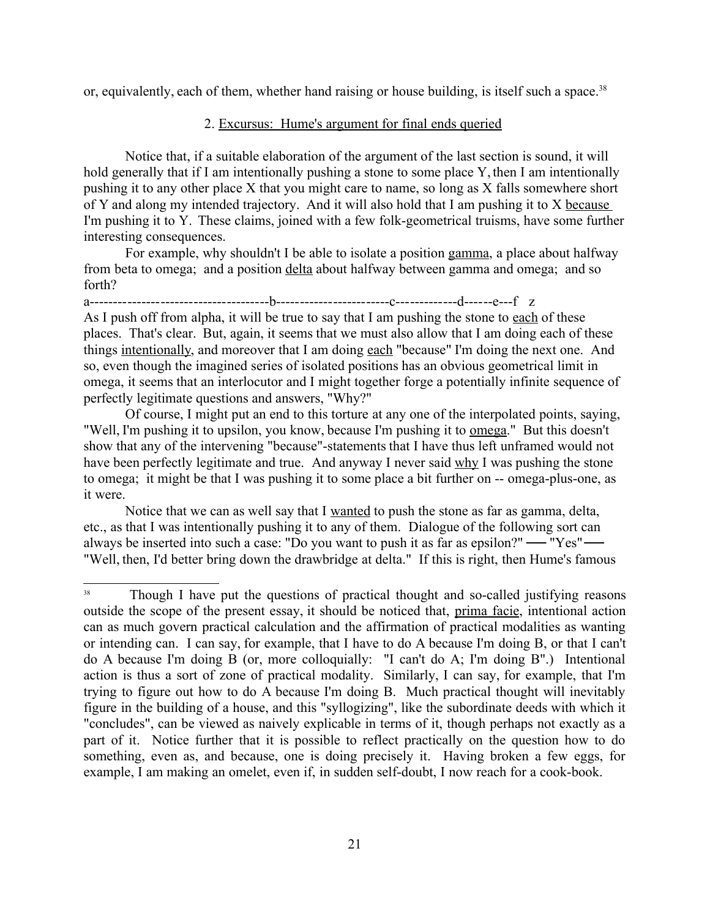or, equivalently, each of them, whether hand raising or house building, is itself such a space.[38]

## 2. Excursus: Hume's argument for final ends queried

Notice that, if a suitable elaboration of the argument of the last section is sound, it will hold generally that if I am intentionally pushing a stone to some place Y, then I am intentionally pushing it to any other place X that you might care to name, so long as X falls somewhere short of Y and along my intended trajectory. And it will also hold that I am pushing it to X because I'm pushing it to Y. These claims, joined with a few folk-geometrical truisms, have some further interesting consequences.

For example, why shouldn't I be able to isolate a position gamma, a place about halfway from beta to omega; and a position delta about halfway between gamma and omega; and so forth?

a-------------------------------------b------------------------c-------------d------e---f   z

As I push off from alpha, it will be true to say that I am pushing the stone to each of these places. That's clear. But, again, it seems that we must also allow that I am doing each of these things intentionally, and moreover that I am doing each "because" I'm doing the next one. And so, even though the imagined series of isolated positions has an obvious geometrical limit in omega, it seems that an interlocutor and I might together forge a potentially infinite sequence of perfectly legitimate questions and answers, "Why?"

Of course, I might put an end to this torture at any one of the interpolated points, saying, "Well, I'm pushing it to upsilon, you know, because I'm pushing it to omega." But this doesn't show that any of the intervening "because"-statements that I have thus left unframed would not have been perfectly legitimate and true. And anyway I never said why I was pushing the stone to omega; it might be that I was pushing it to some place a bit further on -- omega-plus-one, as it were.

Notice that we can as well say that I wanted to push the stone as far as gamma, delta, etc., as that I was intentionally pushing it to any of them. Dialogue of the following sort can always be inserted into such a case: "Do you want to push it as far as epsilon?" — "Yes" — "Well, then, I'd better bring down the drawbridge at delta." If this is right, then Hume's famous

---

[38] Though I have put the questions of practical thought and so-called justifying reasons outside the scope of the present essay, it should be noticed that, prima facie, intentional action can as much govern practical calculation and the affirmation of practical modalities as wanting or intending can. I can say, for example, that I have to do A because I'm doing B, or that I can't do A because I'm doing B (or, more colloquially: "I can't do A; I'm doing B".) Intentional action is thus a sort of zone of practical modality. Similarly, I can say, for example, that I'm trying to figure out how to do A because I'm doing B. Much practical thought will inevitably figure in the building of a house, and this "syllogizing", like the subordinate deeds with which it "concludes", can be viewed as naively explicable in terms of it, though perhaps not exactly as a part of it. Notice further that it is possible to reflect practically on the question how to do something, even as, and because, one is doing precisely it. Having broken a few eggs, for example, I am making an omelet, even if, in sudden self-doubt, I now reach for a cook-book.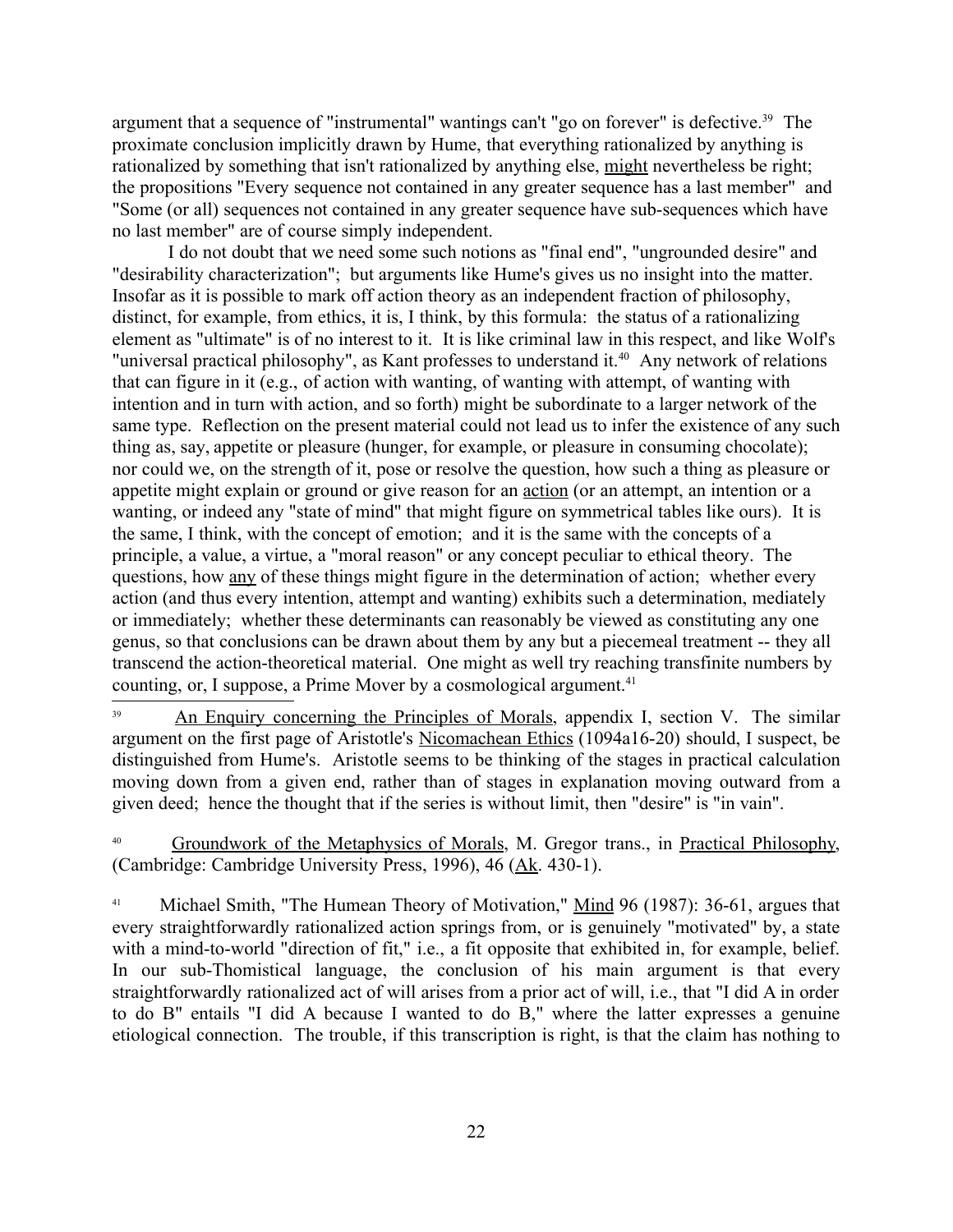argument that a sequence of "instrumental" wantings can't "go on forever" is defective.[39] The proximate conclusion implicitly drawn by Hume, that everything rationalized by anything is rationalized by something that isn't rationalized by anything else, <u>might</u> nevertheless be right; the propositions "Every sequence not contained in any greater sequence has a last member" and "Some (or all) sequences not contained in any greater sequence have sub-sequences which have no last member" are of course simply independent.

I do not doubt that we need some such notions as "final end", "ungrounded desire" and "desirability characterization"; but arguments like Hume's gives us no insight into the matter. Insofar as it is possible to mark off action theory as an independent fraction of philosophy, distinct, for example, from ethics, it is, I think, by this formula: the status of a rationalizing element as "ultimate" is of no interest to it. It is like criminal law in this respect, and like Wolf's "universal practical philosophy", as Kant professes to understand it.[40] Any network of relations that can figure in it (e.g., of action with wanting, of wanting with attempt, of wanting with intention and in turn with action, and so forth) might be subordinate to a larger network of the same type. Reflection on the present material could not lead us to infer the existence of any such thing as, say, appetite or pleasure (hunger, for example, or pleasure in consuming chocolate); nor could we, on the strength of it, pose or resolve the question, how such a thing as pleasure or appetite might explain or ground or give reason for an <u>action</u> (or an attempt, an intention or a wanting, or indeed any "state of mind" that might figure on symmetrical tables like ours). It is the same, I think, with the concept of emotion; and it is the same with the concepts of a principle, a value, a virtue, a "moral reason" or any concept peculiar to ethical theory. The questions, how <u>any</u> of these things might figure in the determination of action; whether every action (and thus every intention, attempt and wanting) exhibits such a determination, mediately or immediately; whether these determinants can reasonably be viewed as constituting any one genus, so that conclusions can be drawn about them by any but a piecemeal treatment -- they all transcend the action-theoretical material. One might as well try reaching transfinite numbers by counting, or, I suppose, a Prime Mover by a cosmological argument.[41]

---

[39] <u>An Enquiry concerning the Principles of Morals</u>, appendix I, section V. The similar argument on the first page of Aristotle's <u>Nicomachean Ethics</u> (1094a16-20) should, I suspect, be distinguished from Hume's. Aristotle seems to be thinking of the stages in practical calculation moving down from a given end, rather than of stages in explanation moving outward from a given deed; hence the thought that if the series is without limit, then "desire" is "in vain".

[40] <u>Groundwork of the Metaphysics of Morals</u>, M. Gregor trans., in <u>Practical Philosophy</u>, (Cambridge: Cambridge University Press, 1996), 46 (<u>Ak</u>. 430-1).

[41] Michael Smith, "The Humean Theory of Motivation," <u>Mind</u> 96 (1987): 36-61, argues that every straightforwardly rationalized action springs from, or is genuinely "motivated" by, a state with a mind-to-world "direction of fit," i.e., a fit opposite that exhibited in, for example, belief. In our sub-Thomistical language, the conclusion of his main argument is that every straightforwardly rationalized act of will arises from a prior act of will, i.e., that "I did A in order to do B" entails "I did A because I wanted to do B," where the latter expresses a genuine etiological connection. The trouble, if this transcription is right, is that the claim has nothing to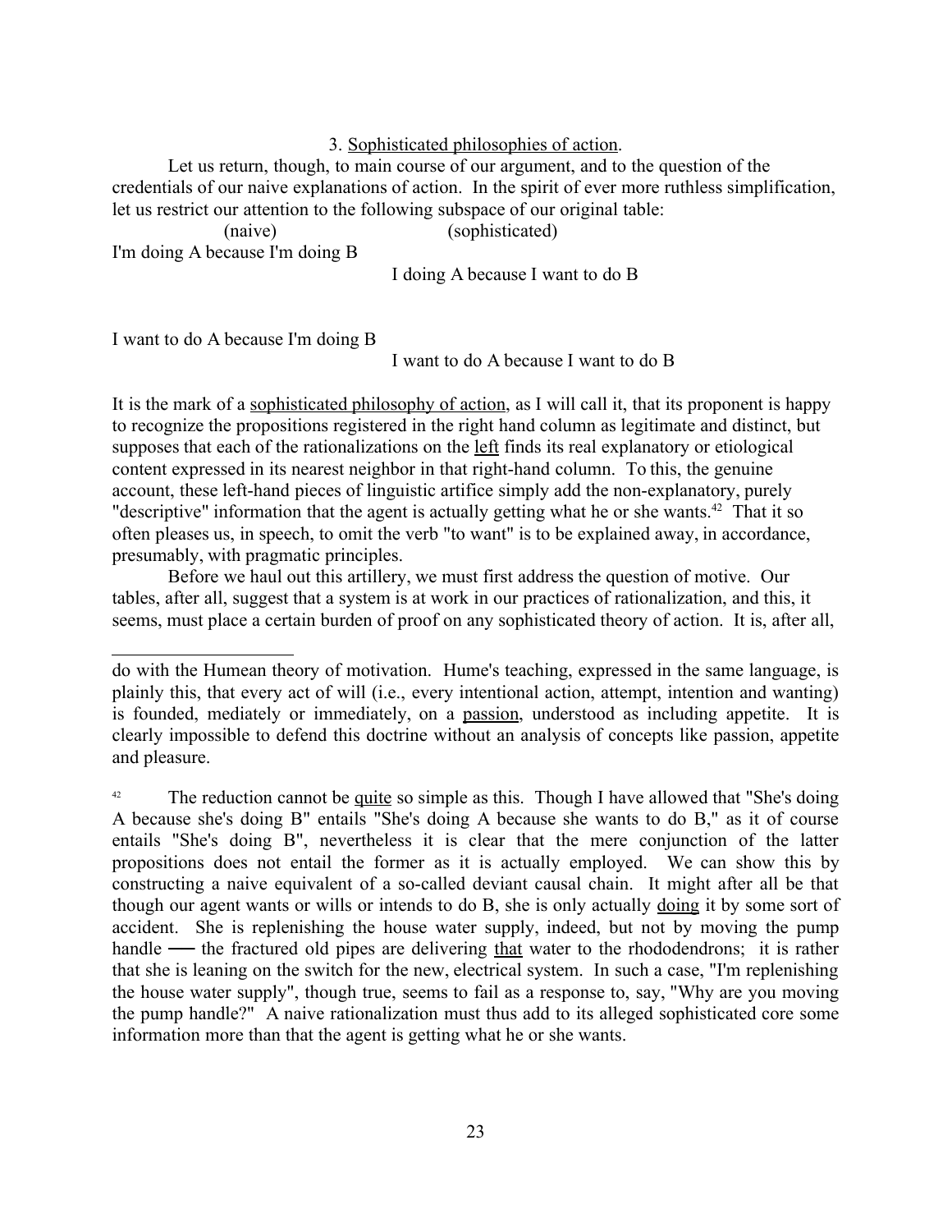### 3. Sophisticated philosophies of action.

Let us return, though, to main course of our argument, and to the question of the credentials of our naive explanations of action. In the spirit of ever more ruthless simplification, let us restrict our attention to the following subspace of our original table:

| (naive) | (sophisticated) |
|---|---|
| I'm doing A because I'm doing B | |
| | I doing A because I want to do B |
| I want to do A because I'm doing B | |
| | I want to do A because I want to do B |

It is the mark of a sophisticated philosophy of action, as I will call it, that its proponent is happy to recognize the propositions registered in the right hand column as legitimate and distinct, but supposes that each of the rationalizations on the left finds its real explanatory or etiological content expressed in its nearest neighbor in that right-hand column. To this, the genuine account, these left-hand pieces of linguistic artifice simply add the non-explanatory, purely "descriptive" information that the agent is actually getting what he or she wants.[42] That it so often pleases us, in speech, to omit the verb "to want" is to be explained away, in accordance, presumably, with pragmatic principles.

Before we haul out this artillery, we must first address the question of motive. Our tables, after all, suggest that a system is at work in our practices of rationalization, and this, it seems, must place a certain burden of proof on any sophisticated theory of action. It is, after all,

---

do with the Humean theory of motivation. Hume's teaching, expressed in the same language, is plainly this, that every act of will (i.e., every intentional action, attempt, intention and wanting) is founded, mediately or immediately, on a passion, understood as including appetite. It is clearly impossible to defend this doctrine without an analysis of concepts like passion, appetite and pleasure.

[42] The reduction cannot be quite so simple as this. Though I have allowed that "She's doing A because she's doing B" entails "She's doing A because she wants to do B," as it of course entails "She's doing B", nevertheless it is clear that the mere conjunction of the latter propositions does not entail the former as it is actually employed. We can show this by constructing a naive equivalent of a so-called deviant causal chain. It might after all be that though our agent wants or wills or intends to do B, she is only actually doing it by some sort of accident. She is replenishing the house water supply, indeed, but not by moving the pump handle — the fractured old pipes are delivering that water to the rhododendrons; it is rather that she is leaning on the switch for the new, electrical system. In such a case, "I'm replenishing the house water supply", though true, seems to fail as a response to, say, "Why are you moving the pump handle?" A naive rationalization must thus add to its alleged sophisticated core some information more than that the agent is getting what he or she wants.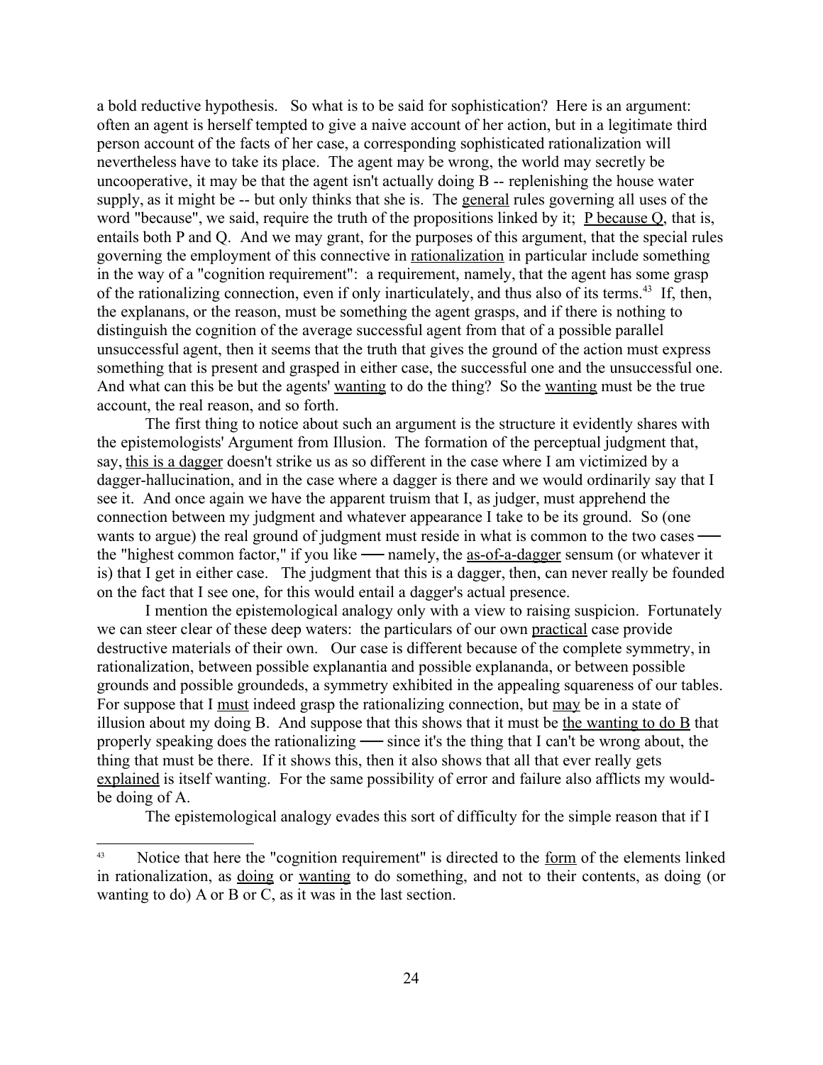a bold reductive hypothesis. So what is to be said for sophistication? Here is an argument: often an agent is herself tempted to give a naive account of her action, but in a legitimate third person account of the facts of her case, a corresponding sophisticated rationalization will nevertheless have to take its place. The agent may be wrong, the world may secretly be uncooperative, it may be that the agent isn't actually doing B -- replenishing the house water supply, as it might be -- but only thinks that she is. The _general_ rules governing all uses of the word "because", we said, require the truth of the propositions linked by it; _P because Q_, that is, entails both P and Q. And we may grant, for the purposes of this argument, that the special rules governing the employment of this connective in _rationalization_ in particular include something in the way of a "cognition requirement": a requirement, namely, that the agent has some grasp of the rationalizing connection, even if only inarticulately, and thus also of its terms.[43] If, then, the explanans, or the reason, must be something the agent grasps, and if there is nothing to distinguish the cognition of the average successful agent from that of a possible parallel unsuccessful agent, then it seems that the truth that gives the ground of the action must express something that is present and grasped in either case, the successful one and the unsuccessful one. And what can this be but the agents' _wanting_ to do the thing? So the _wanting_ must be the true account, the real reason, and so forth.

The first thing to notice about such an argument is the structure it evidently shares with the epistemologists' Argument from Illusion. The formation of the perceptual judgment that, say, _this is a dagger_ doesn't strike us as so different in the case where I am victimized by a dagger-hallucination, and in the case where a dagger is there and we would ordinarily say that I see it. And once again we have the apparent truism that I, as judger, must apprehend the connection between my judgment and whatever appearance I take to be its ground. So (one wants to argue) the real ground of judgment must reside in what is common to the two cases — the "highest common factor," if you like — namely, the _as-of-a-dagger_ sensum (or whatever it is) that I get in either case. The judgment that this is a dagger, then, can never really be founded on the fact that I see one, for this would entail a dagger's actual presence.

I mention the epistemological analogy only with a view to raising suspicion. Fortunately we can steer clear of these deep waters: the particulars of our own _practical_ case provide destructive materials of their own. Our case is different because of the complete symmetry, in rationalization, between possible explanantia and possible explananda, or between possible grounds and possible groundeds, a symmetry exhibited in the appealing squareness of our tables. For suppose that I _must_ indeed grasp the rationalizing connection, but _may_ be in a state of illusion about my doing B. And suppose that this shows that it must be _the wanting to do B_ that properly speaking does the rationalizing — since it's the thing that I can't be wrong about, the thing that must be there. If it shows this, then it also shows that all that ever really gets _explained_ is itself wanting. For the same possibility of error and failure also afflicts my would-be doing of A.

The epistemological analogy evades this sort of difficulty for the simple reason that if I

---

[43] Notice that here the "cognition requirement" is directed to the _form_ of the elements linked in rationalization, as _doing_ or _wanting_ to do something, and not to their contents, as doing (or wanting to do) A or B or C, as it was in the last section.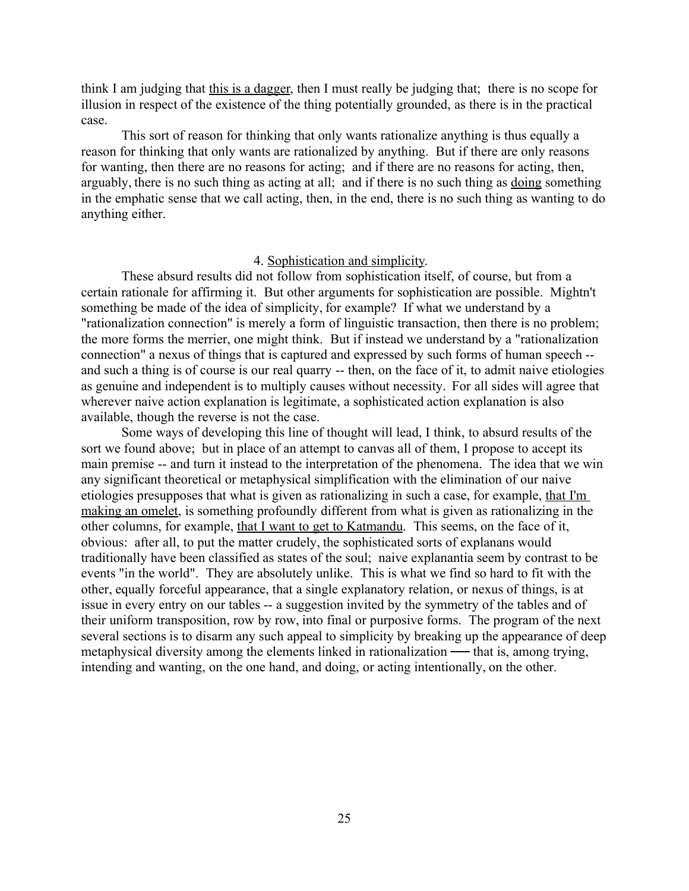think I am judging that <u>this is a dagger</u>, then I must really be judging that; there is no scope for illusion in respect of the existence of the thing potentially grounded, as there is in the practical case.

This sort of reason for thinking that only wants rationalize anything is thus equally a reason for thinking that only wants are rationalized by anything. But if there are only reasons for wanting, then there are no reasons for acting; and if there are no reasons for acting, then, arguably, there is no such thing as acting at all; and if there is no such thing as <u>doing</u> something in the emphatic sense that we call acting, then, in the end, there is no such thing as wanting to do anything either.

## 4. <u>Sophistication and simplicity</u>.

These absurd results did not follow from sophistication itself, of course, but from a certain rationale for affirming it. But other arguments for sophistication are possible. Mightn't something be made of the idea of simplicity, for example? If what we understand by a "rationalization connection" is merely a form of linguistic transaction, then there is no problem; the more forms the merrier, one might think. But if instead we understand by a "rationalization connection" a nexus of things that is captured and expressed by such forms of human speech -- and such a thing is of course is our real quarry -- then, on the face of it, to admit naive etiologies as genuine and independent is to multiply causes without necessity. For all sides will agree that wherever naive action explanation is legitimate, a sophisticated action explanation is also available, though the reverse is not the case.

Some ways of developing this line of thought will lead, I think, to absurd results of the sort we found above; but in place of an attempt to canvas all of them, I propose to accept its main premise -- and turn it instead to the interpretation of the phenomena. The idea that we win any significant theoretical or metaphysical simplification with the elimination of our naive etiologies presupposes that what is given as rationalizing in such a case, for example, <u>that I'm making an omelet</u>, is something profoundly different from what is given as rationalizing in the other columns, for example, <u>that I want to get to Katmandu</u>. This seems, on the face of it, obvious: after all, to put the matter crudely, the sophisticated sorts of explanans would traditionally have been classified as states of the soul; naive explanantia seem by contrast to be events "in the world". They are absolutely unlike. This is what we find so hard to fit with the other, equally forceful appearance, that a single explanatory relation, or nexus of things, is at issue in every entry on our tables -- a suggestion invited by the symmetry of the tables and of their uniform transposition, row by row, into final or purposive forms. The program of the next several sections is to disarm any such appeal to simplicity by breaking up the appearance of deep metaphysical diversity among the elements linked in rationalization — that is, among trying, intending and wanting, on the one hand, and doing, or acting intentionally, on the other.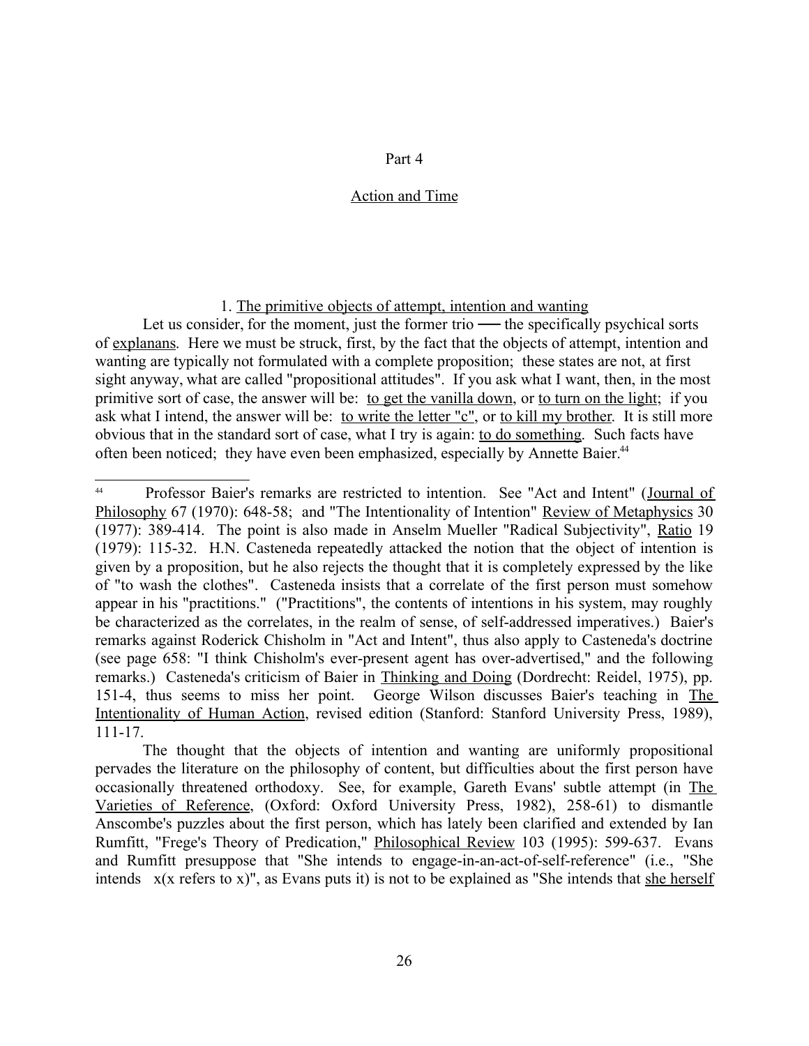# Part 4

## Action and Time

### 1. The primitive objects of attempt, intention and wanting

Let us consider, for the moment, just the former trio — the specifically psychical sorts of *explanans*. Here we must be struck, first, by the fact that the objects of attempt, intention and wanting are typically not formulated with a complete proposition; these states are not, at first sight anyway, what are called "propositional attitudes". If you ask what I want, then, in the most primitive sort of case, the answer will be: *to get the vanilla down*, or *to turn on the light*; if you ask what I intend, the answer will be: *to write the letter "c"*, or *to kill my brother*. It is still more obvious that in the standard sort of case, what I try is again: *to do something*. Such facts have often been noticed; they have even been emphasized, especially by Annette Baier.[44]

---

[44] Professor Baier's remarks are restricted to intention. See "Act and Intent" (*Journal of Philosophy* 67 (1970): 648-58; and "The Intentionality of Intention" *Review of Metaphysics* 30 (1977): 389-414. The point is also made in Anselm Mueller "Radical Subjectivity", *Ratio* 19 (1979): 115-32. H.N. Casteneda repeatedly attacked the notion that the object of intention is given by a proposition, but he also rejects the thought that it is completely expressed by the like of "to wash the clothes". Casteneda insists that a correlate of the first person must somehow appear in his "practitions." ("Practitions", the contents of intentions in his system, may roughly be characterized as the correlates, in the realm of sense, of self-addressed imperatives.) Baier's remarks against Roderick Chisholm in "Act and Intent", thus also apply to Casteneda's doctrine (see page 658: "I think Chisholm's ever-present agent has over-advertised," and the following remarks.) Casteneda's criticism of Baier in *Thinking and Doing* (Dordrecht: Reidel, 1975), pp. 151-4, thus seems to miss her point. George Wilson discusses Baier's teaching in *The Intentionality of Human Action*, revised edition (Stanford: Stanford University Press, 1989), 111-17.

The thought that the objects of intention and wanting are uniformly propositional pervades the literature on the philosophy of content, but difficulties about the first person have occasionally threatened orthodoxy. See, for example, Gareth Evans' subtle attempt (in *The Varieties of Reference*, (Oxford: Oxford University Press, 1982), 258-61) to dismantle Anscombe's puzzles about the first person, which has lately been clarified and extended by Ian Rumfitt, "Frege's Theory of Predication," *Philosophical Review* 103 (1995): 599-637. Evans and Rumfitt presuppose that "She intends to engage-in-an-act-of-self-reference" (i.e., "She intends x(x refers to x)", as Evans puts it) is not to be explained as "She intends that *she herself*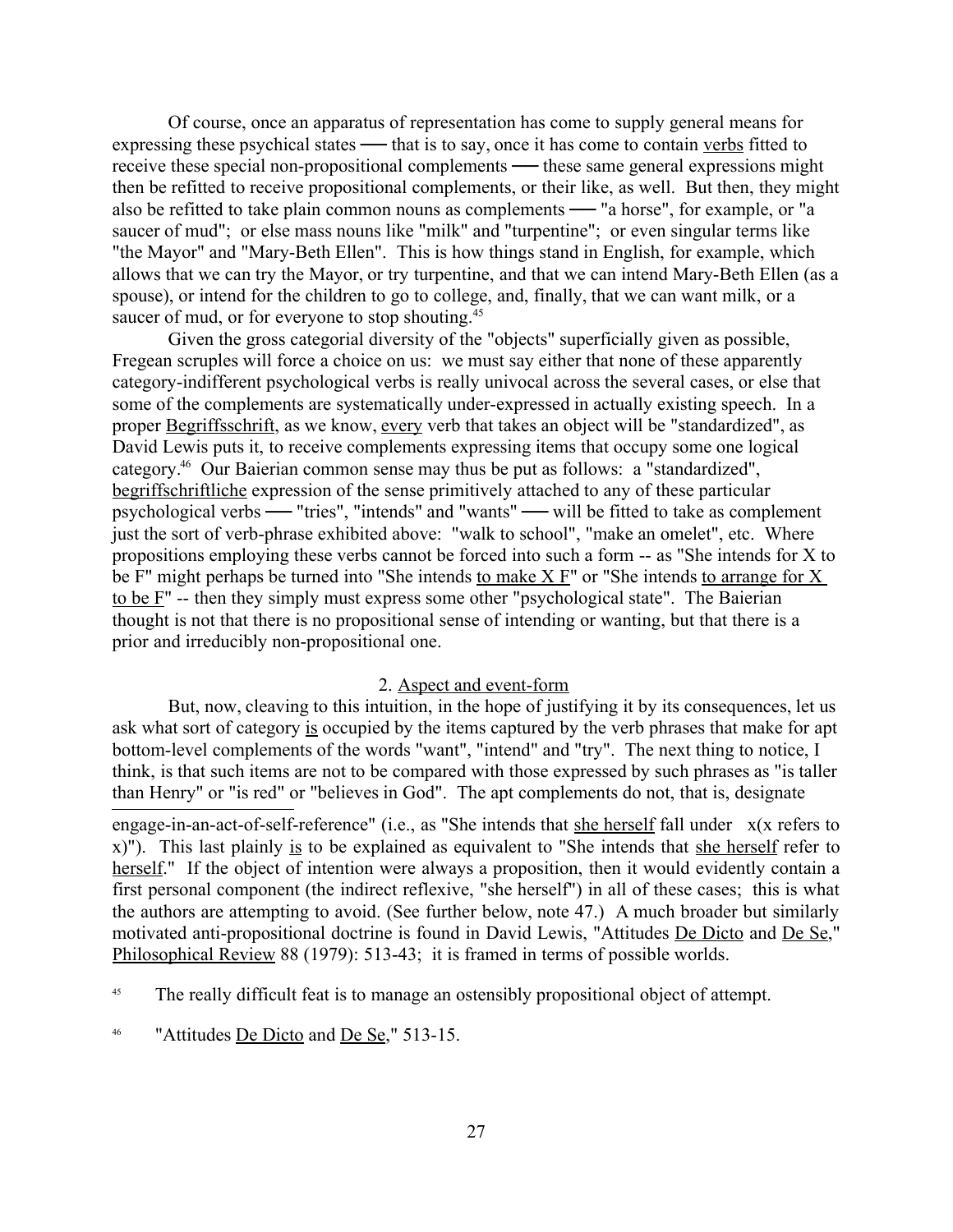Of course, once an apparatus of representation has come to supply general means for expressing these psychical states — that is to say, once it has come to contain verbs fitted to receive these special non-propositional complements — these same general expressions might then be refitted to receive propositional complements, or their like, as well. But then, they might also be refitted to take plain common nouns as complements — "a horse", for example, or "a saucer of mud"; or else mass nouns like "milk" and "turpentine"; or even singular terms like "the Mayor" and "Mary-Beth Ellen". This is how things stand in English, for example, which allows that we can try the Mayor, or try turpentine, and that we can intend Mary-Beth Ellen (as a spouse), or intend for the children to go to college, and, finally, that we can want milk, or a saucer of mud, or for everyone to stop shouting.[45]

Given the gross categorial diversity of the "objects" superficially given as possible, Fregean scruples will force a choice on us: we must say either that none of these apparently category-indifferent psychological verbs is really univocal across the several cases, or else that some of the complements are systematically under-expressed in actually existing speech. In a proper Begriffsschrift, as we know, every verb that takes an object will be "standardized", as David Lewis puts it, to receive complements expressing items that occupy some one logical category.[46] Our Baierian common sense may thus be put as follows: a "standardized", begriffschriftliche expression of the sense primitively attached to any of these particular psychological verbs — "tries", "intends" and "wants" — will be fitted to take as complement just the sort of verb-phrase exhibited above: "walk to school", "make an omelet", etc. Where propositions employing these verbs cannot be forced into such a form -- as "She intends for X to be F" might perhaps be turned into "She intends to make X F" or "She intends to arrange for X to be F" -- then they simply must express some other "psychological state". The Baierian thought is not that there is no propositional sense of intending or wanting, but that there is a prior and irreducibly non-propositional one.

## 2. Aspect and event-form

But, now, cleaving to this intuition, in the hope of justifying it by its consequences, let us ask what sort of category is occupied by the items captured by the verb phrases that make for apt bottom-level complements of the words "want", "intend" and "try". The next thing to notice, I think, is that such items are not to be compared with those expressed by such phrases as "is taller than Henry" or "is red" or "believes in God". The apt complements do not, that is, designate

---

engage-in-an-act-of-self-reference" (i.e., as "She intends that she herself fall under x(x refers to x)"). This last plainly is to be explained as equivalent to "She intends that she herself refer to herself." If the object of intention were always a proposition, then it would evidently contain a first personal component (the indirect reflexive, "she herself") in all of these cases; this is what the authors are attempting to avoid. (See further below, note 47.) A much broader but similarly motivated anti-propositional doctrine is found in David Lewis, "Attitudes De Dicto and De Se," Philosophical Review 88 (1979): 513-43; it is framed in terms of possible worlds.

[45] The really difficult feat is to manage an ostensibly propositional object of attempt.

[46] "Attitudes De Dicto and De Se," 513-15.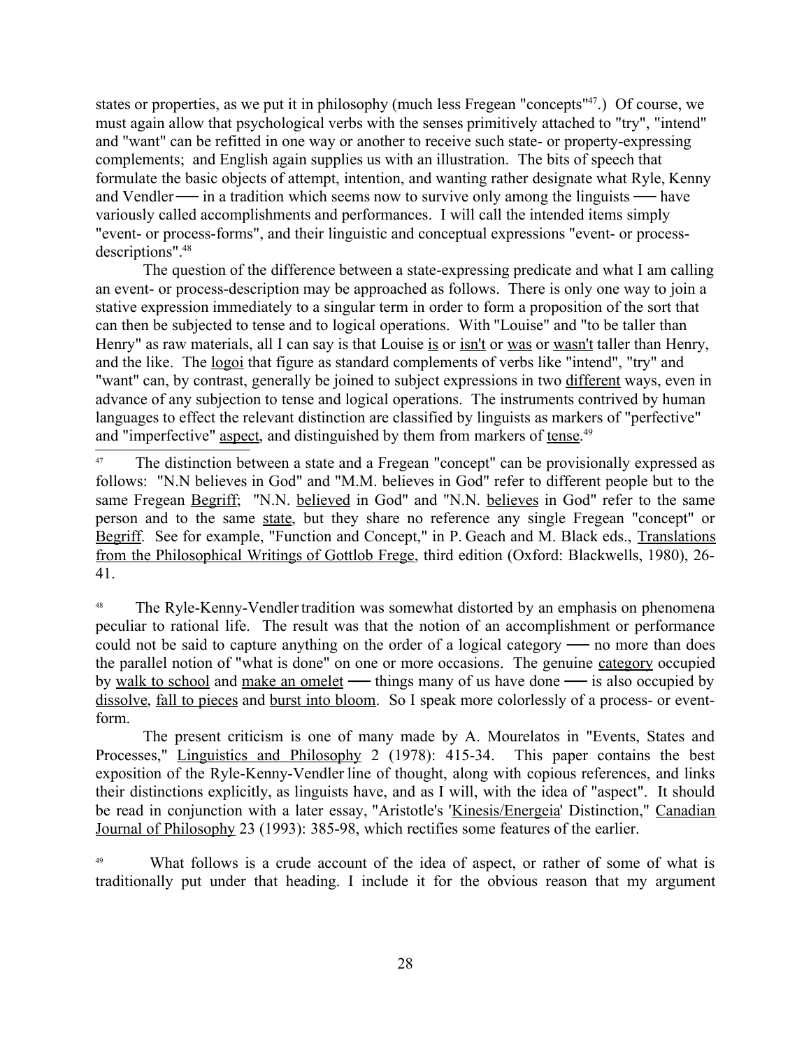states or properties, as we put it in philosophy (much less Fregean "concepts"[47].) Of course, we must again allow that psychological verbs with the senses primitively attached to "try", "intend" and "want" can be refitted in one way or another to receive such state- or property-expressing complements; and English again supplies us with an illustration. The bits of speech that formulate the basic objects of attempt, intention, and wanting rather designate what Ryle, Kenny and Vendler — in a tradition which seems now to survive only among the linguists — have variously called accomplishments and performances. I will call the intended items simply "event- or process-forms", and their linguistic and conceptual expressions "event- or process-descriptions".[48]

The question of the difference between a state-expressing predicate and what I am calling an event- or process-description may be approached as follows. There is only one way to join a stative expression immediately to a singular term in order to form a proposition of the sort that can then be subjected to tense and to logical operations. With "Louise" and "to be taller than Henry" as raw materials, all I can say is that Louise <u>is</u> or <u>isn't</u> or <u>was</u> or <u>wasn't</u> taller than Henry, and the like. The <u>logoi</u> that figure as standard complements of verbs like "intend", "try" and "want" can, by contrast, generally be joined to subject expressions in two <u>different</u> ways, even in advance of any subjection to tense and logical operations. The instruments contrived by human languages to effect the relevant distinction are classified by linguists as markers of "perfective" and "imperfective" <u>aspect</u>, and distinguished by them from markers of <u>tense</u>.[49]

---

[47] The distinction between a state and a Fregean "concept" can be provisionally expressed as follows: "N.N believes in God" and "M.M. believes in God" refer to different people but to the same Fregean <u>Begriff</u>; "N.N. <u>believed</u> in God" and "N.N. <u>believes</u> in God" refer to the same person and to the same <u>state</u>, but they share no reference any single Fregean "concept" or <u>Begriff</u>. See for example, "Function and Concept," in P. Geach and M. Black eds., <u>Translations from the Philosophical Writings of Gottlob Frege</u>, third edition (Oxford: Blackwells, 1980), 26-41.

[48] The Ryle-Kenny-Vendler tradition was somewhat distorted by an emphasis on phenomena peculiar to rational life. The result was that the notion of an accomplishment or performance could not be said to capture anything on the order of a logical category — no more than does the parallel notion of "what is done" on one or more occasions. The genuine <u>category</u> occupied by <u>walk to school</u> and <u>make an omelet</u> — things many of us have done — is also occupied by <u>dissolve</u>, <u>fall to pieces</u> and <u>burst into bloom</u>. So I speak more colorlessly of a process- or event-form.

The present criticism is one of many made by A. Mourelatos in "Events, States and Processes," <u>Linguistics and Philosophy</u> 2 (1978): 415-34. This paper contains the best exposition of the Ryle-Kenny-Vendler line of thought, along with copious references, and links their distinctions explicitly, as linguists have, and as I will, with the idea of "aspect". It should be read in conjunction with a later essay, "Aristotle's '<u>Kinesis/Energeia</u>' Distinction," <u>Canadian Journal of Philosophy</u> 23 (1993): 385-98, which rectifies some features of the earlier.

[49] What follows is a crude account of the idea of aspect, or rather of some of what is traditionally put under that heading. I include it for the obvious reason that my argument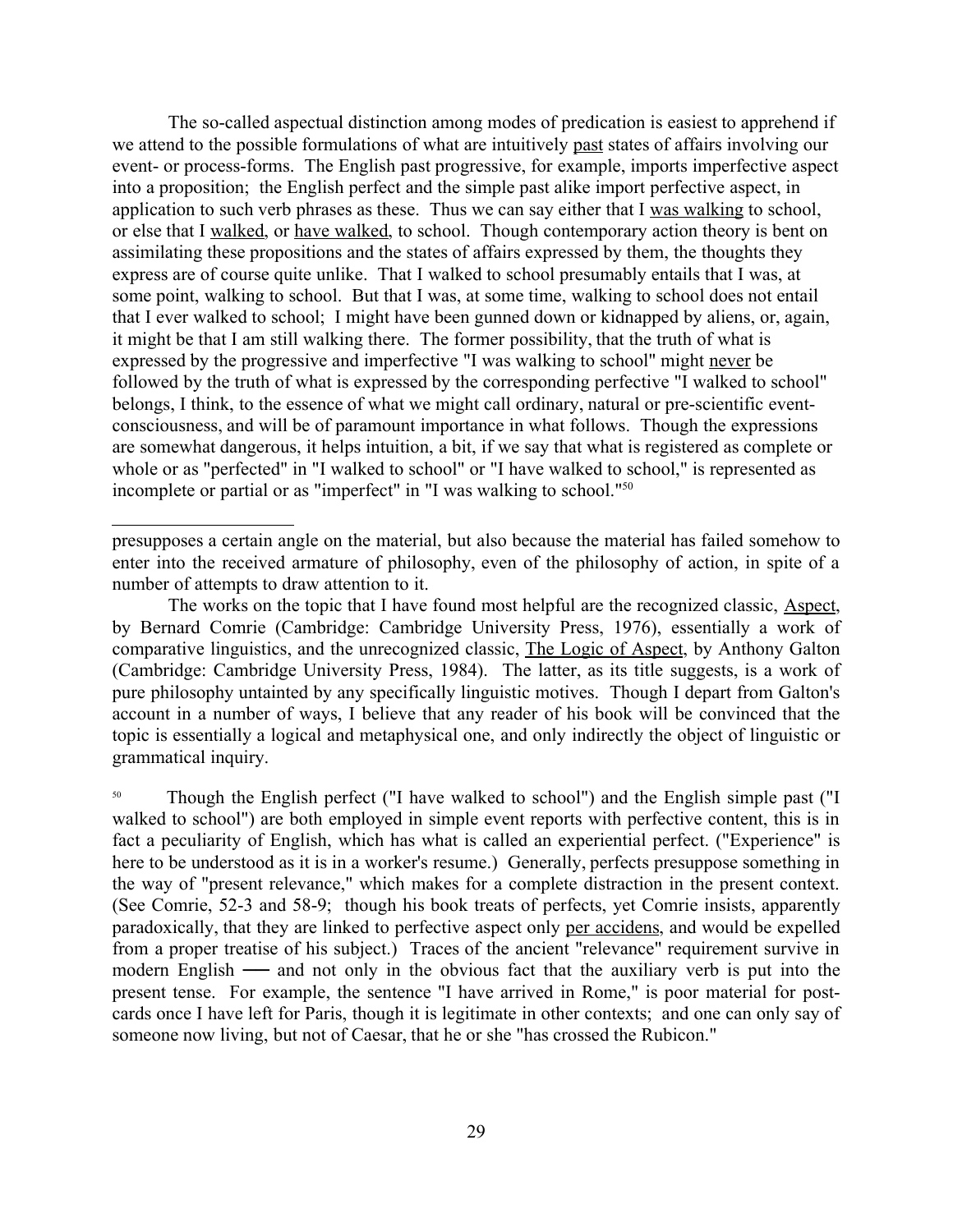The so-called aspectual distinction among modes of predication is easiest to apprehend if we attend to the possible formulations of what are intuitively past states of affairs involving our event- or process-forms. The English past progressive, for example, imports imperfective aspect into a proposition; the English perfect and the simple past alike import perfective aspect, in application to such verb phrases as these. Thus we can say either that I was walking to school, or else that I walked, or have walked, to school. Though contemporary action theory is bent on assimilating these propositions and the states of affairs expressed by them, the thoughts they express are of course quite unlike. That I walked to school presumably entails that I was, at some point, walking to school. But that I was, at some time, walking to school does not entail that I ever walked to school; I might have been gunned down or kidnapped by aliens, or, again, it might be that I am still walking there. The former possibility, that the truth of what is expressed by the progressive and imperfective "I was walking to school" might never be followed by the truth of what is expressed by the corresponding perfective "I walked to school" belongs, I think, to the essence of what we might call ordinary, natural or pre-scientific event-consciousness, and will be of paramount importance in what follows. Though the expressions are somewhat dangerous, it helps intuition, a bit, if we say that what is registered as complete or whole or as "perfected" in "I walked to school" or "I have walked to school," is represented as incomplete or partial or as "imperfect" in "I was walking to school."[50]

---

presupposes a certain angle on the material, but also because the material has failed somehow to enter into the received armature of philosophy, even of the philosophy of action, in spite of a number of attempts to draw attention to it.

The works on the topic that I have found most helpful are the recognized classic, Aspect, by Bernard Comrie (Cambridge: Cambridge University Press, 1976), essentially a work of comparative linguistics, and the unrecognized classic, The Logic of Aspect, by Anthony Galton (Cambridge: Cambridge University Press, 1984). The latter, as its title suggests, is a work of pure philosophy untainted by any specifically linguistic motives. Though I depart from Galton's account in a number of ways, I believe that any reader of his book will be convinced that the topic is essentially a logical and metaphysical one, and only indirectly the object of linguistic or grammatical inquiry.

[50] Though the English perfect ("I have walked to school") and the English simple past ("I walked to school") are both employed in simple event reports with perfective content, this is in fact a peculiarity of English, which has what is called an experiential perfect. ("Experience" is here to be understood as it is in a worker's resume.) Generally, perfects presuppose something in the way of "present relevance," which makes for a complete distraction in the present context. (See Comrie, 52-3 and 58-9; though his book treats of perfects, yet Comrie insists, apparently paradoxically, that they are linked to perfective aspect only per accidens, and would be expelled from a proper treatise of his subject.) Traces of the ancient "relevance" requirement survive in modern English — and not only in the obvious fact that the auxiliary verb is put into the present tense. For example, the sentence "I have arrived in Rome," is poor material for post-cards once I have left for Paris, though it is legitimate in other contexts; and one can only say of someone now living, but not of Caesar, that he or she "has crossed the Rubicon."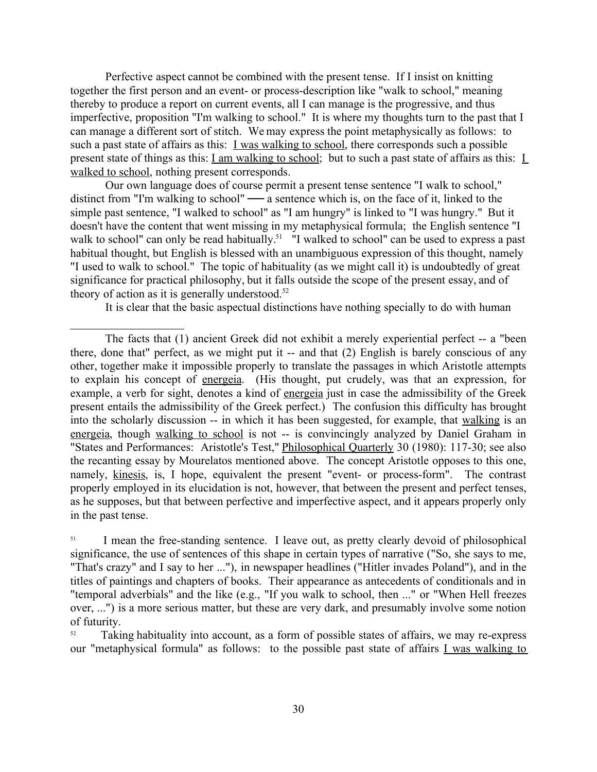Perfective aspect cannot be combined with the present tense. If I insist on knitting together the first person and an event- or process-description like "walk to school," meaning thereby to produce a report on current events, all I can manage is the progressive, and thus imperfective, proposition "I'm walking to school." It is where my thoughts turn to the past that I can manage a different sort of stitch. We may express the point metaphysically as follows: to such a past state of affairs as this: <u>I was walking to school</u>, there corresponds such a possible present state of things as this: <u>I am walking to school</u>; but to such a past state of affairs as this: <u>I walked to school</u>, nothing present corresponds.

Our own language does of course permit a present tense sentence "I walk to school," distinct from "I'm walking to school" — a sentence which is, on the face of it, linked to the simple past sentence, "I walked to school" as "I am hungry" is linked to "I was hungry." But it doesn't have the content that went missing in my metaphysical formula; the English sentence "I walk to school" can only be read habitually.[51] "I walked to school" can be used to express a past habitual thought, but English is blessed with an unambiguous expression of this thought, namely "I used to walk to school." The topic of habituality (as we might call it) is undoubtedly of great significance for practical philosophy, but it falls outside the scope of the present essay, and of theory of action as it is generally understood.[52]

It is clear that the basic aspectual distinctions have nothing specially to do with human

---

The facts that (1) ancient Greek did not exhibit a merely experiential perfect -- a "been there, done that" perfect, as we might put it -- and that (2) English is barely conscious of any other, together make it impossible properly to translate the passages in which Aristotle attempts to explain his concept of <u>energeia</u>. (His thought, put crudely, was that an expression, for example, a verb for sight, denotes a kind of <u>energeia</u> just in case the admissibility of the Greek present entails the admissibility of the Greek perfect.) The confusion this difficulty has brought into the scholarly discussion -- in which it has been suggested, for example, that <u>walking</u> is an <u>energeia</u>, though <u>walking to school</u> is not -- is convincingly analyzed by Daniel Graham in "States and Performances: Aristotle's Test," <u>Philosophical Quarterly</u> 30 (1980): 117-30; see also the recanting essay by Mourelatos mentioned above. The concept Aristotle opposes to this one, namely, <u>kinesis</u>, is, I hope, equivalent the present "event- or process-form". The contrast properly employed in its elucidation is not, however, that between the present and perfect tenses, as he supposes, but that between perfective and imperfective aspect, and it appears properly only in the past tense.

[51] I mean the free-standing sentence. I leave out, as pretty clearly devoid of philosophical significance, the use of sentences of this shape in certain types of narrative ("So, she says to me, "That's crazy" and I say to her ..."), in newspaper headlines ("Hitler invades Poland"), and in the titles of paintings and chapters of books. Their appearance as antecedents of conditionals and in "temporal adverbials" and the like (e.g., "If you walk to school, then ..." or "When Hell freezes over, ...") is a more serious matter, but these are very dark, and presumably involve some notion of futurity.

[52] Taking habituality into account, as a form of possible states of affairs, we may re-express our "metaphysical formula" as follows: to the possible past state of affairs <u>I was walking to</u>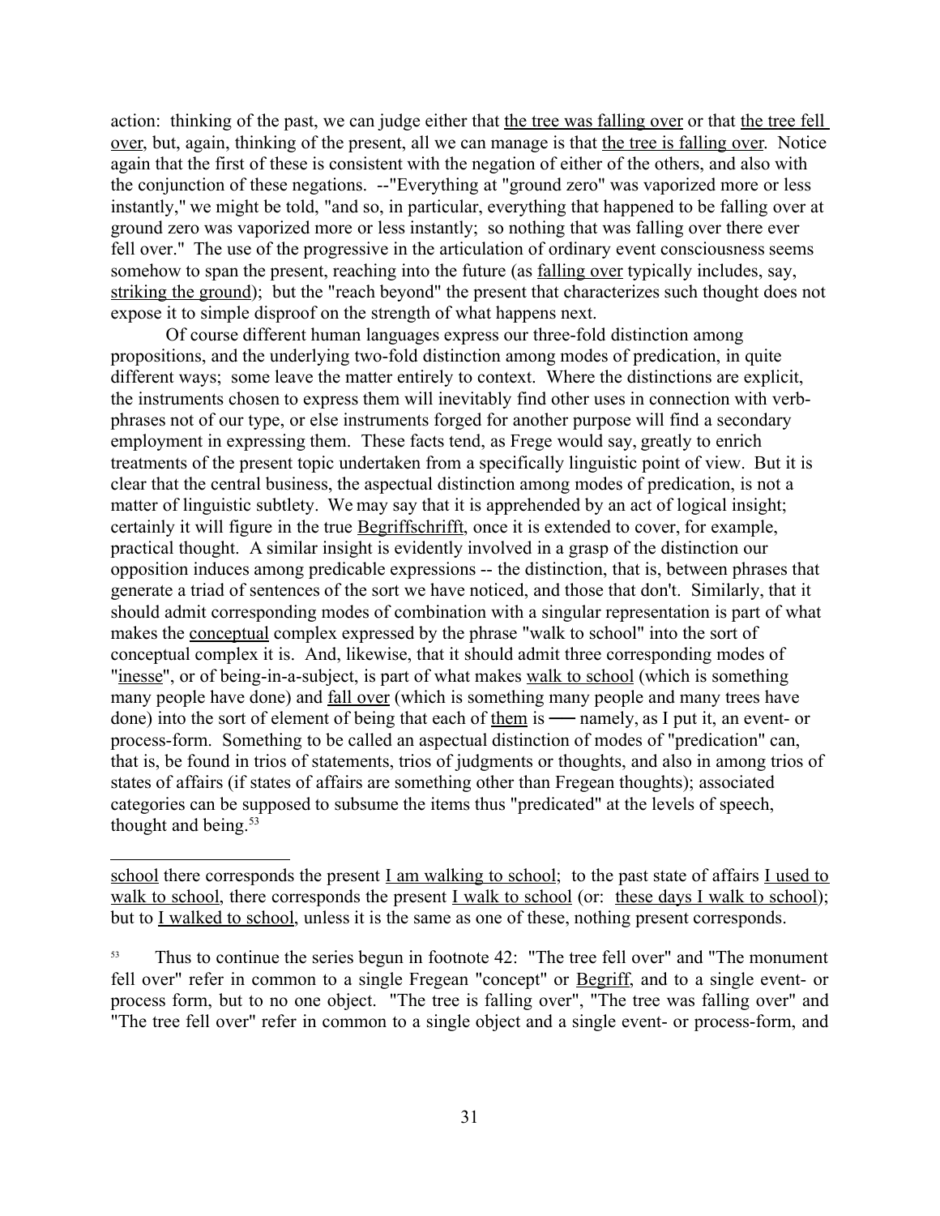action: thinking of the past, we can judge either that <u>the tree was falling over</u> or that <u>the tree fell over</u>, but, again, thinking of the present, all we can manage is that <u>the tree is falling over</u>. Notice again that the first of these is consistent with the negation of either of the others, and also with the conjunction of these negations. --"Everything at "ground zero" was vaporized more or less instantly," we might be told, "and so, in particular, everything that happened to be falling over at ground zero was vaporized more or less instantly; so nothing that was falling over there ever fell over." The use of the progressive in the articulation of ordinary event consciousness seems somehow to span the present, reaching into the future (as <u>falling over</u> typically includes, say, <u>striking the ground</u>); but the "reach beyond" the present that characterizes such thought does not expose it to simple disproof on the strength of what happens next.

Of course different human languages express our three-fold distinction among propositions, and the underlying two-fold distinction among modes of predication, in quite different ways; some leave the matter entirely to context. Where the distinctions are explicit, the instruments chosen to express them will inevitably find other uses in connection with verb-phrases not of our type, or else instruments forged for another purpose will find a secondary employment in expressing them. These facts tend, as Frege would say, greatly to enrich treatments of the present topic undertaken from a specifically linguistic point of view. But it is clear that the central business, the aspectual distinction among modes of predication, is not a matter of linguistic subtlety. We may say that it is apprehended by an act of logical insight; certainly it will figure in the true <u>Begriffschrifft</u>, once it is extended to cover, for example, practical thought. A similar insight is evidently involved in a grasp of the distinction our opposition induces among predicable expressions -- the distinction, that is, between phrases that generate a triad of sentences of the sort we have noticed, and those that don't. Similarly, that it should admit corresponding modes of combination with a singular representation is part of what makes the <u>conceptual</u> complex expressed by the phrase "walk to school" into the sort of conceptual complex it is. And, likewise, that it should admit three corresponding modes of "<u>inesse</u>", or of being-in-a-subject, is part of what makes <u>walk to school</u> (which is something many people have done) and <u>fall over</u> (which is something many people and many trees have done) into the sort of element of being that each of <u>them</u> is — namely, as I put it, an event- or process-form. Something to be called an aspectual distinction of modes of "predication" can, that is, be found in trios of statements, trios of judgments or thoughts, and also in among trios of states of affairs (if states of affairs are something other than Fregean thoughts); associated categories can be supposed to subsume the items thus "predicated" at the levels of speech, thought and being.[53]

---

<u>school</u> there corresponds the present <u>I am walking to school</u>; to the past state of affairs <u>I used to walk to school</u>, there corresponds the present <u>I walk to school</u> (or: <u>these days I walk to school</u>); but to <u>I walked to school</u>, unless it is the same as one of these, nothing present corresponds.

[53] Thus to continue the series begun in footnote 42: "The tree fell over" and "The monument fell over" refer in common to a single Fregean "concept" or <u>Begriff</u>, and to a single event- or process form, but to no one object. "The tree is falling over", "The tree was falling over" and "The tree fell over" refer in common to a single object and a single event- or process-form, and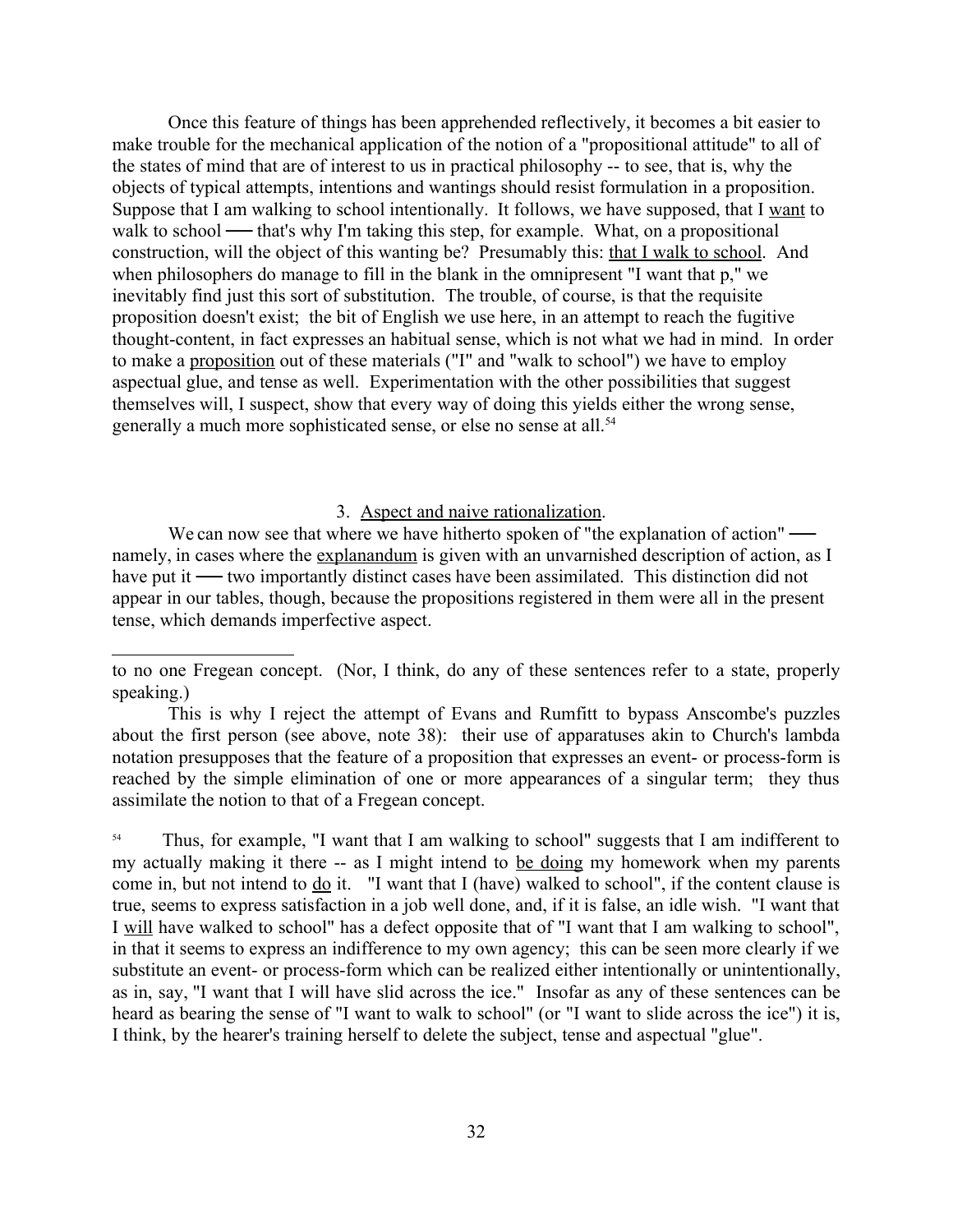Once this feature of things has been apprehended reflectively, it becomes a bit easier to make trouble for the mechanical application of the notion of a "propositional attitude" to all of the states of mind that are of interest to us in practical philosophy -- to see, that is, why the objects of typical attempts, intentions and wantings should resist formulation in a proposition. Suppose that I am walking to school intentionally. It follows, we have supposed, that I want to walk to school ── that's why I'm taking this step, for example. What, on a propositional construction, will the object of this wanting be? Presumably this: that I walk to school. And when philosophers do manage to fill in the blank in the omnipresent "I want that p," we inevitably find just this sort of substitution. The trouble, of course, is that the requisite proposition doesn't exist; the bit of English we use here, in an attempt to reach the fugitive thought-content, in fact expresses an habitual sense, which is not what we had in mind. In order to make a proposition out of these materials ("I" and "walk to school") we have to employ aspectual glue, and tense as well. Experimentation with the other possibilities that suggest themselves will, I suspect, show that every way of doing this yields either the wrong sense, generally a much more sophisticated sense, or else no sense at all.[54]

## 3. Aspect and naive rationalization.

We can now see that where we have hitherto spoken of "the explanation of action" ── namely, in cases where the explanandum is given with an unvarnished description of action, as I have put it ── two importantly distinct cases have been assimilated. This distinction did not appear in our tables, though, because the propositions registered in them were all in the present tense, which demands imperfective aspect.

---

to no one Fregean concept. (Nor, I think, do any of these sentences refer to a state, properly speaking.)

This is why I reject the attempt of Evans and Rumfitt to bypass Anscombe's puzzles about the first person (see above, note 38): their use of apparatuses akin to Church's lambda notation presupposes that the feature of a proposition that expresses an event- or process-form is reached by the simple elimination of one or more appearances of a singular term; they thus assimilate the notion to that of a Fregean concept.

[54] Thus, for example, "I want that I am walking to school" suggests that I am indifferent to my actually making it there -- as I might intend to be doing my homework when my parents come in, but not intend to do it. "I want that I (have) walked to school", if the content clause is true, seems to express satisfaction in a job well done, and, if it is false, an idle wish. "I want that I will have walked to school" has a defect opposite that of "I want that I am walking to school", in that it seems to express an indifference to my own agency; this can be seen more clearly if we substitute an event- or process-form which can be realized either intentionally or unintentionally, as in, say, "I want that I will have slid across the ice." Insofar as any of these sentences can be heard as bearing the sense of "I want to walk to school" (or "I want to slide across the ice") it is, I think, by the hearer's training herself to delete the subject, tense and aspectual "glue".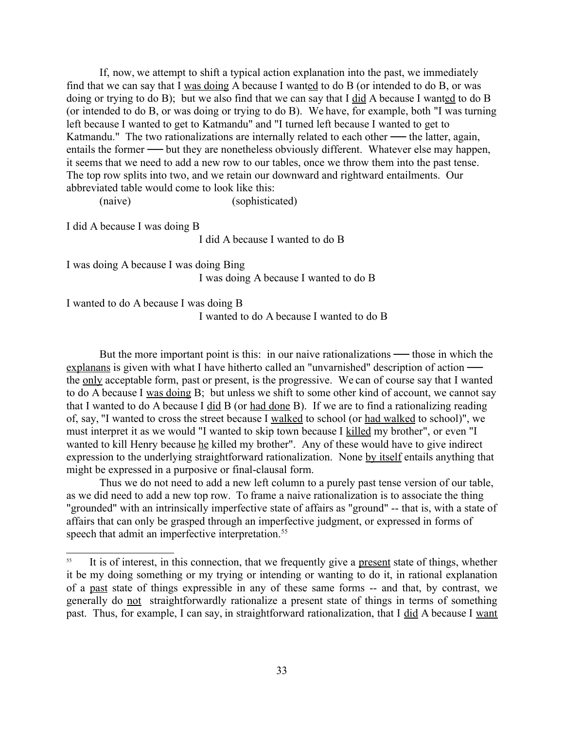If, now, we attempt to shift a typical action explanation into the past, we immediately find that we can say that I was doing A because I wanted to do B (or intended to do B, or was doing or trying to do B); but we also find that we can say that I did A because I wanted to do B (or intended to do B, or was doing or trying to do B). We have, for example, both "I was turning left because I wanted to get to Katmandu" and "I turned left because I wanted to get to Katmandu." The two rationalizations are internally related to each other ── the latter, again, entails the former ── but they are nonetheless obviously different. Whatever else may happen, it seems that we need to add a new row to our tables, once we throw them into the past tense. The top row splits into two, and we retain our downward and rightward entailments. Our abbreviated table would come to look like this:

| (naive) | (sophisticated) |
|---|---|
| I did A because I was doing B | I did A because I wanted to do B |
| I was doing A because I was doing Bing | I was doing A because I wanted to do B |
| I wanted to do A because I was doing B | I wanted to do A because I wanted to do B |

But the more important point is this: in our naive rationalizations ── those in which the explanans is given with what I have hitherto called an "unvarnished" description of action ── the only acceptable form, past or present, is the progressive. We can of course say that I wanted to do A because I was doing B; but unless we shift to some other kind of account, we cannot say that I wanted to do A because I did B (or had done B). If we are to find a rationalizing reading of, say, "I wanted to cross the street because I walked to school (or had walked to school)", we must interpret it as we would "I wanted to skip town because I killed my brother", or even "I wanted to kill Henry because he killed my brother". Any of these would have to give indirect expression to the underlying straightforward rationalization. None by itself entails anything that might be expressed in a purposive or final-clausal form.

Thus we do not need to add a new left column to a purely past tense version of our table, as we did need to add a new top row. To frame a naive rationalization is to associate the thing "grounded" with an intrinsically imperfective state of affairs as "ground" -- that is, with a state of affairs that can only be grasped through an imperfective judgment, or expressed in forms of speech that admit an imperfective interpretation.[55]

---

[55] It is of interest, in this connection, that we frequently give a present state of things, whether it be my doing something or my trying or intending or wanting to do it, in rational explanation of a past state of things expressible in any of these same forms -- and that, by contrast, we generally do not straightforwardly rationalize a present state of things in terms of something past. Thus, for example, I can say, in straightforward rationalization, that I did A because I want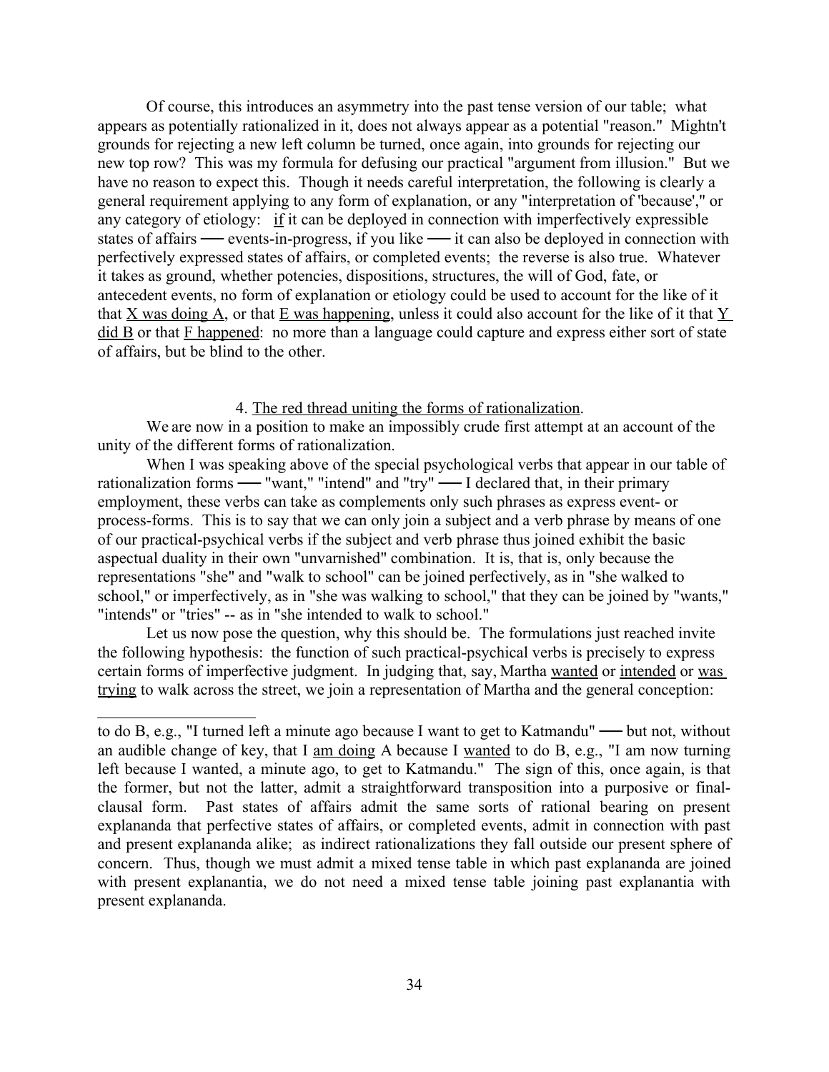Of course, this introduces an asymmetry into the past tense version of our table; what appears as potentially rationalized in it, does not always appear as a potential "reason." Mightn't grounds for rejecting a new left column be turned, once again, into grounds for rejecting our new top row? This was my formula for defusing our practical "argument from illusion." But we have no reason to expect this. Though it needs careful interpretation, the following is clearly a general requirement applying to any form of explanation, or any "interpretation of 'because'," or any category of etiology: <u>if</u> it can be deployed in connection with imperfectively expressible states of affairs — events-in-progress, if you like — it can also be deployed in connection with perfectively expressed states of affairs, or completed events; the reverse is also true. Whatever it takes as ground, whether potencies, dispositions, structures, the will of God, fate, or antecedent events, no form of explanation or etiology could be used to account for the like of it that <u>X was doing A</u>, or that <u>E was happening</u>, unless it could also account for the like of it that <u>Y did B</u> or that <u>F happened</u>: no more than a language could capture and express either sort of state of affairs, but be blind to the other.

## 4. <u>The red thread uniting the forms of rationalization</u>.

We are now in a position to make an impossibly crude first attempt at an account of the unity of the different forms of rationalization.

When I was speaking above of the special psychological verbs that appear in our table of rationalization forms — "want," "intend" and "try" — I declared that, in their primary employment, these verbs can take as complements only such phrases as express event- or process-forms. This is to say that we can only join a subject and a verb phrase by means of one of our practical-psychical verbs if the subject and verb phrase thus joined exhibit the basic aspectual duality in their own "unvarnished" combination. It is, that is, only because the representations "she" and "walk to school" can be joined perfectively, as in "she walked to school," or imperfectively, as in "she was walking to school," that they can be joined by "wants," "intends" or "tries" -- as in "she intended to walk to school."

Let us now pose the question, why this should be. The formulations just reached invite the following hypothesis: the function of such practical-psychical verbs is precisely to express certain forms of imperfective judgment. In judging that, say, Martha <u>wanted</u> or <u>intended</u> or <u>was trying</u> to walk across the street, we join a representation of Martha and the general conception:

---

to do B, e.g., "I turned left a minute ago because I want to get to Katmandu" — but not, without an audible change of key, that I <u>am doing</u> A because I <u>wanted</u> to do B, e.g., "I am now turning left because I wanted, a minute ago, to get to Katmandu." The sign of this, once again, is that the former, but not the latter, admit a straightforward transposition into a purposive or final-clausal form. Past states of affairs admit the same sorts of rational bearing on present explananda that perfective states of affairs, or completed events, admit in connection with past and present explananda alike; as indirect rationalizations they fall outside our present sphere of concern. Thus, though we must admit a mixed tense table in which past explananda are joined with present explanantia, we do not need a mixed tense table joining past explanantia with present explananda.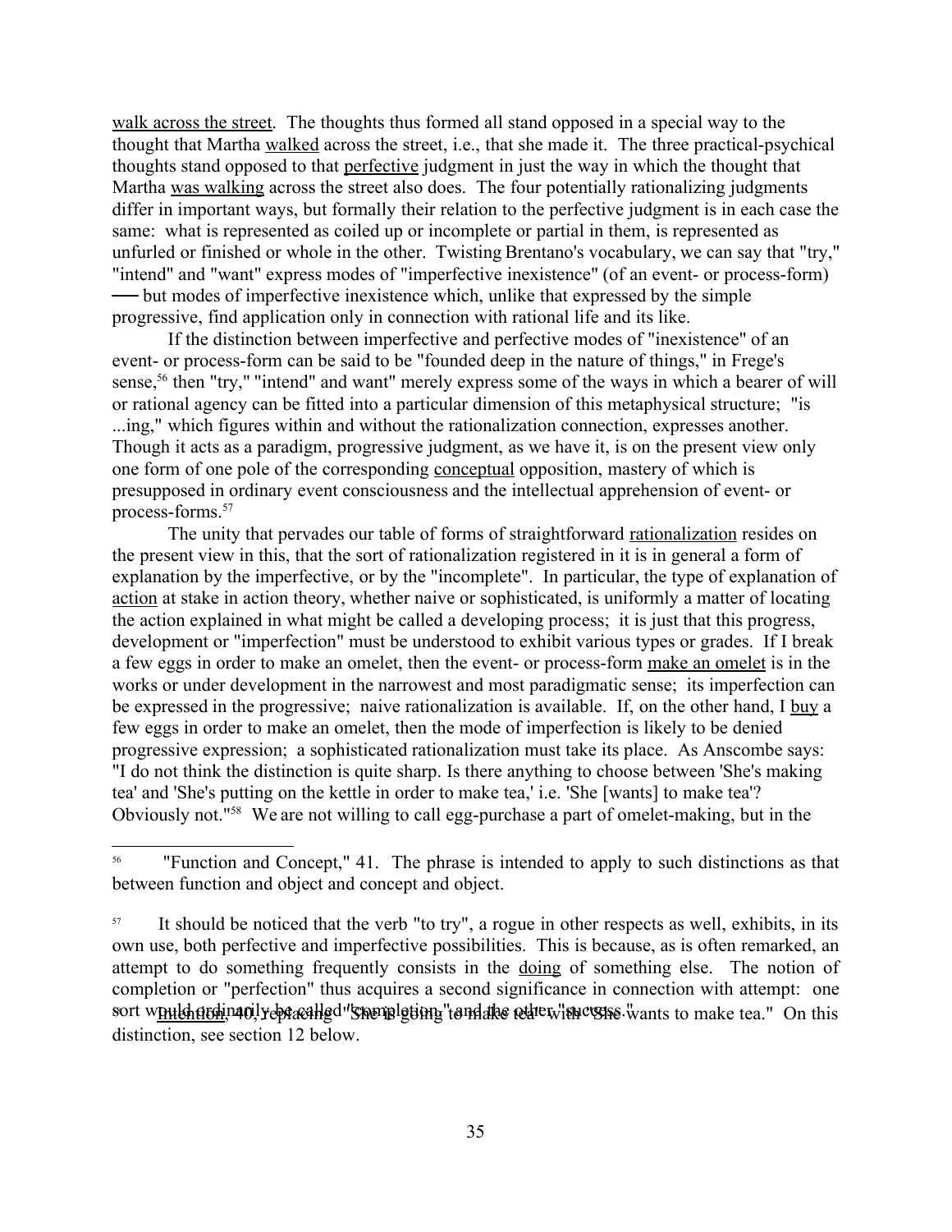*walk across the street*. The thoughts thus formed all stand opposed in a special way to the thought that Martha *walked* across the street, i.e., that she made it. The three practical-psychical thoughts stand opposed to that *perfective* judgment in just the way in which the thought that Martha *was walking* across the street also does. The four potentially rationalizing judgments differ in important ways, but formally their relation to the perfective judgment is in each case the same: what is represented as coiled up or incomplete or partial in them, is represented as unfurled or finished or whole in the other. Twisting Brentano's vocabulary, we can say that "try," "intend" and "want" express modes of "imperfective inexistence" (of an event- or process-form) — but modes of imperfective inexistence which, unlike that expressed by the simple progressive, find application only in connection with rational life and its like.

If the distinction between imperfective and perfective modes of "inexistence" of an event- or process-form can be said to be "founded deep in the nature of things," in Frege's sense,[56] then "try," "intend" and want" merely express some of the ways in which a bearer of will or rational agency can be fitted into a particular dimension of this metaphysical structure; "is ...ing," which figures within and without the rationalization connection, expresses another. Though it acts as a paradigm, progressive judgment, as we have it, is on the present view only one form of one pole of the corresponding *conceptual* opposition, mastery of which is presupposed in ordinary event consciousness and the intellectual apprehension of event- or process-forms.[57]

The unity that pervades our table of forms of straightforward *rationalization* resides on the present view in this, that the sort of rationalization registered in it is in general a form of explanation by the imperfective, or by the "incomplete". In particular, the type of explanation of *action* at stake in action theory, whether naive or sophisticated, is uniformly a matter of locating the action explained in what might be called a developing process; it is just that this progress, development or "imperfection" must be understood to exhibit various types or grades. If I break a few eggs in order to make an omelet, then the event- or process-form *make an omelet* is in the works or under development in the narrowest and most paradigmatic sense; its imperfection can be expressed in the progressive; naive rationalization is available. If, on the other hand, I *buy* a few eggs in order to make an omelet, then the mode of imperfection is likely to be denied progressive expression; a sophisticated rationalization must take its place. As Anscombe says: "I do not think the distinction is quite sharp. Is there anything to choose between 'She's making tea' and 'She's putting on the kettle in order to make tea,' i.e. 'She [wants] to make tea'? Obviously not."[58] We are not willing to call egg-purchase a part of omelet-making, but in the

---

[56] "Function and Concept," 41. The phrase is intended to apply to such distinctions as that between function and object and concept and object.

[57] It should be noticed that the verb "to try", a rogue in other respects as well, exhibits, in its own use, both perfective and imperfective possibilities. This is because, as is often remarked, an attempt to do something frequently consists in the *doing* of something else. The notion of completion or "perfection" thus acquires a second significance in connection with attempt: one sort would ordinarily be called "completion," and the other "success."

[58] *Intention*, 40, replacing "She is going to make tea" with "She wants to make tea." On this distinction, see section 12 below.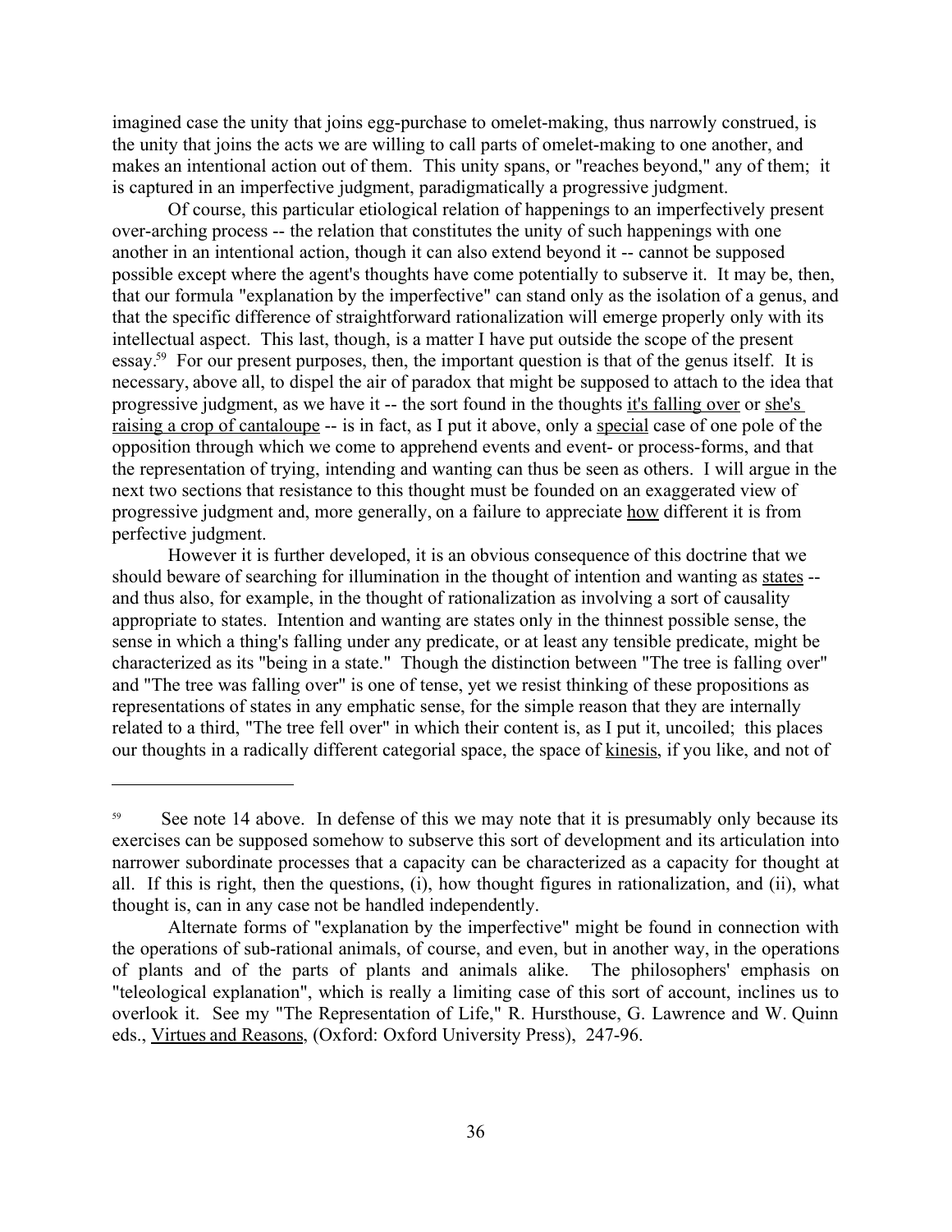imagined case the unity that joins egg-purchase to omelet-making, thus narrowly construed, is the unity that joins the acts we are willing to call parts of omelet-making to one another, and makes an intentional action out of them. This unity spans, or "reaches beyond," any of them; it is captured in an imperfective judgment, paradigmatically a progressive judgment.

Of course, this particular etiological relation of happenings to an imperfectively present over-arching process -- the relation that constitutes the unity of such happenings with one another in an intentional action, though it can also extend beyond it -- cannot be supposed possible except where the agent's thoughts have come potentially to subserve it. It may be, then, that our formula "explanation by the imperfective" can stand only as the isolation of a genus, and that the specific difference of straightforward rationalization will emerge properly only with its intellectual aspect. This last, though, is a matter I have put outside the scope of the present essay.[59] For our present purposes, then, the important question is that of the genus itself. It is necessary, above all, to dispel the air of paradox that might be supposed to attach to the idea that progressive judgment, as we have it -- the sort found in the thoughts it's falling over or she's raising a crop of cantaloupe -- is in fact, as I put it above, only a special case of one pole of the opposition through which we come to apprehend events and event- or process-forms, and that the representation of trying, intending and wanting can thus be seen as others. I will argue in the next two sections that resistance to this thought must be founded on an exaggerated view of progressive judgment and, more generally, on a failure to appreciate how different it is from perfective judgment.

However it is further developed, it is an obvious consequence of this doctrine that we should beware of searching for illumination in the thought of intention and wanting as states -- and thus also, for example, in the thought of rationalization as involving a sort of causality appropriate to states. Intention and wanting are states only in the thinnest possible sense, the sense in which a thing's falling under any predicate, or at least any tensible predicate, might be characterized as its "being in a state." Though the distinction between "The tree is falling over" and "The tree was falling over" is one of tense, yet we resist thinking of these propositions as representations of states in any emphatic sense, for the simple reason that they are internally related to a third, "The tree fell over" in which their content is, as I put it, uncoiled; this places our thoughts in a radically different categorial space, the space of kinesis, if you like, and not of

---

[59] See note 14 above. In defense of this we may note that it is presumably only because its exercises can be supposed somehow to subserve this sort of development and its articulation into narrower subordinate processes that a capacity can be characterized as a capacity for thought at all. If this is right, then the questions, (i), how thought figures in rationalization, and (ii), what thought is, can in any case not be handled independently.

Alternate forms of "explanation by the imperfective" might be found in connection with the operations of sub-rational animals, of course, and even, but in another way, in the operations of plants and of the parts of plants and animals alike. The philosophers' emphasis on "teleological explanation", which is really a limiting case of this sort of account, inclines us to overlook it. See my "The Representation of Life," R. Hursthouse, G. Lawrence and W. Quinn eds., Virtues and Reasons, (Oxford: Oxford University Press), 247-96.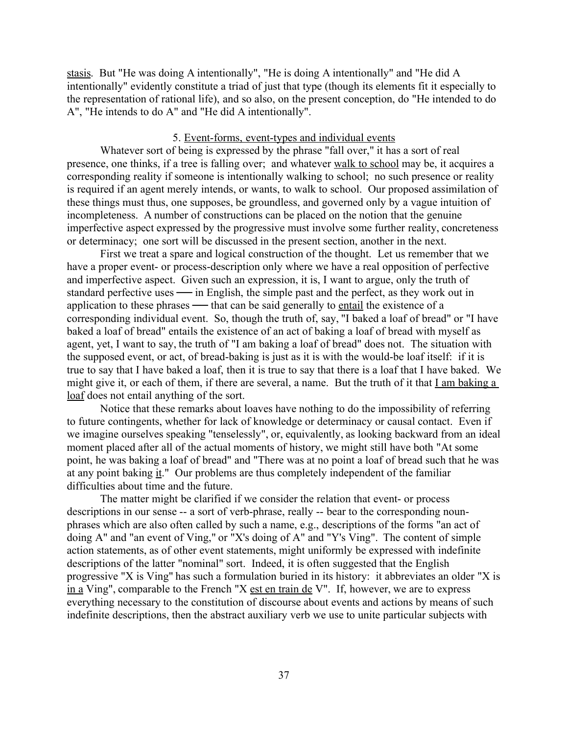stasis. But "He was doing A intentionally", "He is doing A intentionally" and "He did A intentionally" evidently constitute a triad of just that type (though its elements fit it especially to the representation of rational life), and so also, on the present conception, do "He intended to do A", "He intends to do A" and "He did A intentionally".

## 5. Event-forms, event-types and individual events

Whatever sort of being is expressed by the phrase "fall over," it has a sort of real presence, one thinks, if a tree is falling over; and whatever walk to school may be, it acquires a corresponding reality if someone is intentionally walking to school; no such presence or reality is required if an agent merely intends, or wants, to walk to school. Our proposed assimilation of these things must thus, one supposes, be groundless, and governed only by a vague intuition of incompleteness. A number of constructions can be placed on the notion that the genuine imperfective aspect expressed by the progressive must involve some further reality, concreteness or determinacy; one sort will be discussed in the present section, another in the next.

First we treat a spare and logical construction of the thought. Let us remember that we have a proper event- or process-description only where we have a real opposition of perfective and imperfective aspect. Given such an expression, it is, I want to argue, only the truth of standard perfective uses — in English, the simple past and the perfect, as they work out in application to these phrases — that can be said generally to entail the existence of a corresponding individual event. So, though the truth of, say, "I baked a loaf of bread" or "I have baked a loaf of bread" entails the existence of an act of baking a loaf of bread with myself as agent, yet, I want to say, the truth of "I am baking a loaf of bread" does not. The situation with the supposed event, or act, of bread-baking is just as it is with the would-be loaf itself: if it is true to say that I have baked a loaf, then it is true to say that there is a loaf that I have baked. We might give it, or each of them, if there are several, a name. But the truth of it that I am baking a loaf does not entail anything of the sort.

Notice that these remarks about loaves have nothing to do the impossibility of referring to future contingents, whether for lack of knowledge or determinacy or causal contact. Even if we imagine ourselves speaking "tenselessly", or, equivalently, as looking backward from an ideal moment placed after all of the actual moments of history, we might still have both "At some point, he was baking a loaf of bread" and "There was at no point a loaf of bread such that he was at any point baking it." Our problems are thus completely independent of the familiar difficulties about time and the future.

The matter might be clarified if we consider the relation that event- or process descriptions in our sense -- a sort of verb-phrase, really -- bear to the corresponding noun-phrases which are also often called by such a name, e.g., descriptions of the forms "an act of doing A" and "an event of Ving," or "X's doing of A" and "Y's Ving". The content of simple action statements, as of other event statements, might uniformly be expressed with indefinite descriptions of the latter "nominal" sort. Indeed, it is often suggested that the English progressive "X is Ving" has such a formulation buried in its history: it abbreviates an older "X is in a Ving", comparable to the French "X est en train de V". If, however, we are to express everything necessary to the constitution of discourse about events and actions by means of such indefinite descriptions, then the abstract auxiliary verb we use to unite particular subjects with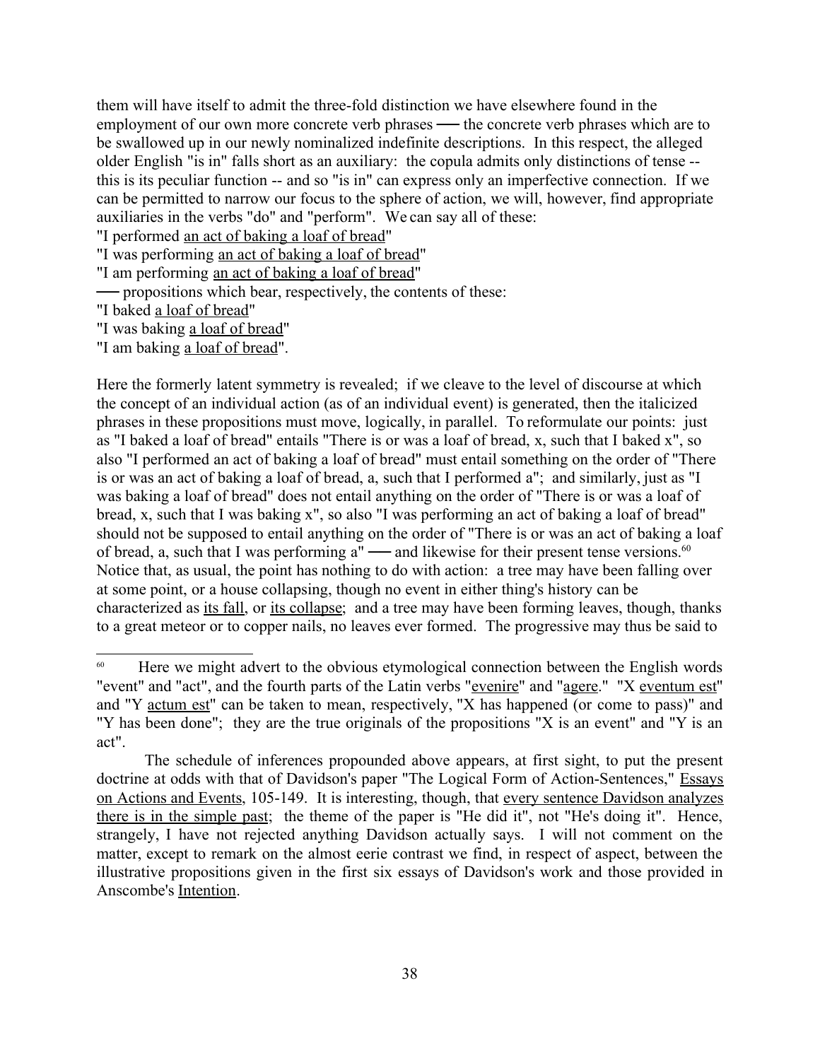them will have itself to admit the three-fold distinction we have elsewhere found in the employment of our own more concrete verb phrases ── the concrete verb phrases which are to be swallowed up in our newly nominalized indefinite descriptions. In this respect, the alleged older English "is in" falls short as an auxiliary: the copula admits only distinctions of tense -- this is its peculiar function -- and so "is in" can express only an imperfective connection. If we can be permitted to narrow our focus to the sphere of action, we will, however, find appropriate auxiliaries in the verbs "do" and "perform". We can say all of these:

"I performed <u>an act of baking a loaf of bread</u>"
"I was performing <u>an act of baking a loaf of bread</u>"
"I am performing <u>an act of baking a loaf of bread</u>"
── propositions which bear, respectively, the contents of these:
"I baked <u>a loaf of bread</u>"
"I was baking <u>a loaf of bread</u>"
"I am baking <u>a loaf of bread</u>".

Here the formerly latent symmetry is revealed; if we cleave to the level of discourse at which the concept of an individual action (as of an individual event) is generated, then the italicized phrases in these propositions must move, logically, in parallel. To reformulate our points: just as "I baked a loaf of bread" entails "There is or was a loaf of bread, x, such that I baked x", so also "I performed an act of baking a loaf of bread" must entail something on the order of "There is or was an act of baking a loaf of bread, a, such that I performed a"; and similarly, just as "I was baking a loaf of bread" does not entail anything on the order of "There is or was a loaf of bread, x, such that I was baking x", so also "I was performing an act of baking a loaf of bread" should not be supposed to entail anything on the order of "There is or was an act of baking a loaf of bread, a, such that I was performing a" ── and likewise for their present tense versions.[60] Notice that, as usual, the point has nothing to do with action: a tree may have been falling over at some point, or a house collapsing, though no event in either thing's history can be characterized as <u>its fall</u>, or <u>its collapse</u>; and a tree may have been forming leaves, though, thanks to a great meteor or to copper nails, no leaves ever formed. The progressive may thus be said to

---

[60] Here we might advert to the obvious etymological connection between the English words "event" and "act", and the fourth parts of the Latin verbs "<u>evenire</u>" and "<u>agere</u>." "X <u>eventum est</u>" and "Y <u>actum est</u>" can be taken to mean, respectively, "X has happened (or come to pass)" and "Y has been done"; they are the true originals of the propositions "X is an event" and "Y is an act".

The schedule of inferences propounded above appears, at first sight, to put the present doctrine at odds with that of Davidson's paper "The Logical Form of Action-Sentences," <u>Essays on Actions and Events</u>, 105-149. It is interesting, though, that <u>every sentence Davidson analyzes there is in the simple past</u>; the theme of the paper is "He did it", not "He's doing it". Hence, strangely, I have not rejected anything Davidson actually says. I will not comment on the matter, except to remark on the almost eerie contrast we find, in respect of aspect, between the illustrative propositions given in the first six essays of Davidson's work and those provided in Anscombe's <u>Intention</u>.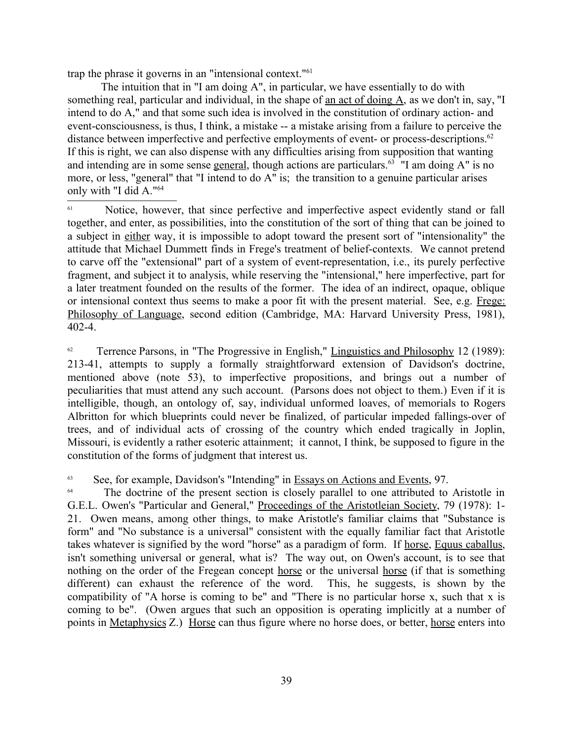trap the phrase it governs in an "intensional context."[61]

The intuition that in "I am doing A", in particular, we have essentially to do with something real, particular and individual, in the shape of an act of doing A, as we don't in, say, "I intend to do A," and that some such idea is involved in the constitution of ordinary action- and event-consciousness, is thus, I think, a mistake -- a mistake arising from a failure to perceive the distance between imperfective and perfective employments of event- or process-descriptions.[62] If this is right, we can also dispense with any difficulties arising from supposition that wanting and intending are in some sense general, though actions are particulars.[63] "I am doing A" is no more, or less, "general" that "I intend to do A" is; the transition to a genuine particular arises only with "I did A."[64]

---

[61] Notice, however, that since perfective and imperfective aspect evidently stand or fall together, and enter, as possibilities, into the constitution of the sort of thing that can be joined to a subject in either way, it is impossible to adopt toward the present sort of "intensionality" the attitude that Michael Dummett finds in Frege's treatment of belief-contexts. We cannot pretend to carve off the "extensional" part of a system of event-representation, i.e., its purely perfective fragment, and subject it to analysis, while reserving the "intensional," here imperfective, part for a later treatment founded on the results of the former. The idea of an indirect, opaque, oblique or intensional context thus seems to make a poor fit with the present material. See, e.g. Frege: Philosophy of Language, second edition (Cambridge, MA: Harvard University Press, 1981), 402-4.

[62] Terrence Parsons, in "The Progressive in English," Linguistics and Philosophy 12 (1989): 213-41, attempts to supply a formally straightforward extension of Davidson's doctrine, mentioned above (note 53), to imperfective propositions, and brings out a number of peculiarities that must attend any such account. (Parsons does not object to them.) Even if it is intelligible, though, an ontology of, say, individual unformed loaves, of memorials to Rogers Albritton for which blueprints could never be finalized, of particular impeded fallings-over of trees, and of individual acts of crossing of the country which ended tragically in Joplin, Missouri, is evidently a rather esoteric attainment; it cannot, I think, be supposed to figure in the constitution of the forms of judgment that interest us.

[63] See, for example, Davidson's "Intending" in Essays on Actions and Events, 97.

[64] The doctrine of the present section is closely parallel to one attributed to Aristotle in G.E.L. Owen's "Particular and General," Proceedings of the Aristotleian Society, 79 (1978): 1-21. Owen means, among other things, to make Aristotle's familiar claims that "Substance is form" and "No substance is a universal" consistent with the equally familiar fact that Aristotle takes whatever is signified by the word "horse" as a paradigm of form. If horse, Equus caballus, isn't something universal or general, what is? The way out, on Owen's account, is to see that nothing on the order of the Fregean concept horse or the universal horse (if that is something different) can exhaust the reference of the word. This, he suggests, is shown by the compatibility of "A horse is coming to be" and "There is no particular horse x, such that x is coming to be". (Owen argues that such an opposition is operating implicitly at a number of points in Metaphysics Z.) Horse can thus figure where no horse does, or better, horse enters into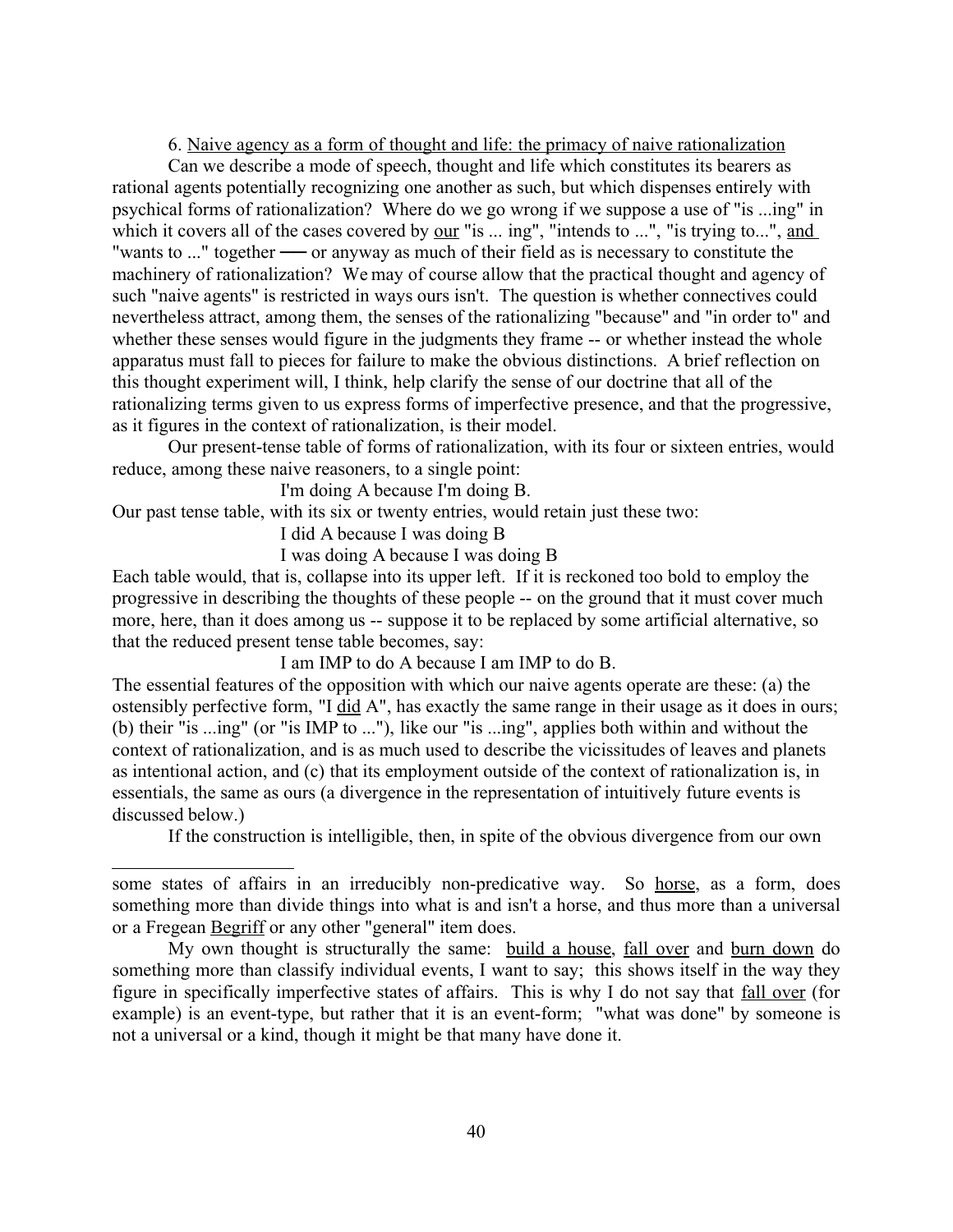6. Naive agency as a form of thought and life: the primacy of naive rationalization

Can we describe a mode of speech, thought and life which constitutes its bearers as rational agents potentially recognizing one another as such, but which dispenses entirely with psychical forms of rationalization? Where do we go wrong if we suppose a use of "is ...ing" in which it covers all of the cases covered by our "is ... ing", "intends to ...", "is trying to...", and "wants to ..." together —— or anyway as much of their field as is necessary to constitute the machinery of rationalization? We may of course allow that the practical thought and agency of such "naive agents" is restricted in ways ours isn't. The question is whether connectives could nevertheless attract, among them, the senses of the rationalizing "because" and "in order to" and whether these senses would figure in the judgments they frame -- or whether instead the whole apparatus must fall to pieces for failure to make the obvious distinctions. A brief reflection on this thought experiment will, I think, help clarify the sense of our doctrine that all of the rationalizing terms given to us express forms of imperfective presence, and that the progressive, as it figures in the context of rationalization, is their model.

Our present-tense table of forms of rationalization, with its four or sixteen entries, would reduce, among these naive reasoners, to a single point:

> I'm doing A because I'm doing B.

Our past tense table, with its six or twenty entries, would retain just these two:

> I did A because I was doing B
>
> I was doing A because I was doing B

Each table would, that is, collapse into its upper left. If it is reckoned too bold to employ the progressive in describing the thoughts of these people -- on the ground that it must cover much more, here, than it does among us -- suppose it to be replaced by some artificial alternative, so that the reduced present tense table becomes, say:

> I am IMP to do A because I am IMP to do B.

The essential features of the opposition with which our naive agents operate are these: (a) the ostensibly perfective form, "I did A", has exactly the same range in their usage as it does in ours; (b) their "is ...ing" (or "is IMP to ..."), like our "is ...ing", applies both within and without the context of rationalization, and is as much used to describe the vicissitudes of leaves and planets as intentional action, and (c) that its employment outside of the context of rationalization is, in essentials, the same as ours (a divergence in the representation of intuitively future events is discussed below.)

If the construction is intelligible, then, in spite of the obvious divergence from our own

---

some states of affairs in an irreducibly non-predicative way. So horse, as a form, does something more than divide things into what is and isn't a horse, and thus more than a universal or a Fregean Begriff or any other "general" item does.

My own thought is structurally the same: build a house, fall over and burn down do something more than classify individual events, I want to say; this shows itself in the way they figure in specifically imperfective states of affairs. This is why I do not say that fall over (for example) is an event-type, but rather that it is an event-form; "what was done" by someone is not a universal or a kind, though it might be that many have done it.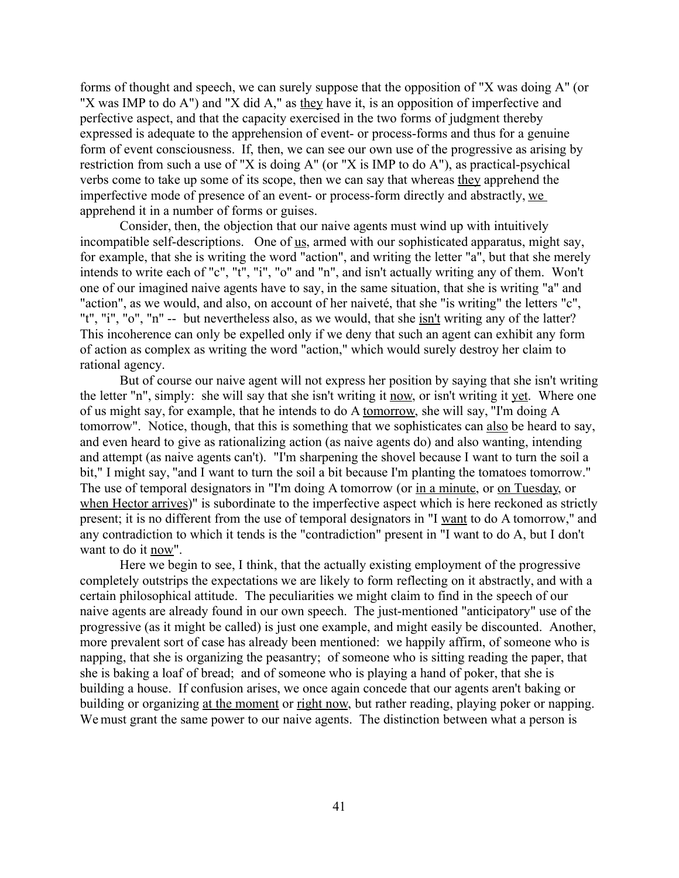forms of thought and speech, we can surely suppose that the opposition of "X was doing A" (or "X was IMP to do A") and "X did A," as _they_ have it, is an opposition of imperfective and perfective aspect, and that the capacity exercised in the two forms of judgment thereby expressed is adequate to the apprehension of event- or process-forms and thus for a genuine form of event consciousness. If, then, we can see our own use of the progressive as arising by restriction from such a use of "X is doing A" (or "X is IMP to do A"), as practical-psychical verbs come to take up some of its scope, then we can say that whereas _they_ apprehend the imperfective mode of presence of an event- or process-form directly and abstractly, _we_ apprehend it in a number of forms or guises.

Consider, then, the objection that our naive agents must wind up with intuitively incompatible self-descriptions. One of _us_, armed with our sophisticated apparatus, might say, for example, that she is writing the word "action", and writing the letter "a", but that she merely intends to write each of "c", "t", "i", "o" and "n", and isn't actually writing any of them. Won't one of our imagined naive agents have to say, in the same situation, that she is writing "a" and "action", as we would, and also, on account of her naiveté, that she "is writing" the letters "c", "t", "i", "o", "n" -- but nevertheless also, as we would, that she _isn't_ writing any of the latter? This incoherence can only be expelled only if we deny that such an agent can exhibit any form of action as complex as writing the word "action," which would surely destroy her claim to rational agency.

But of course our naive agent will not express her position by saying that she isn't writing the letter "n", simply: she will say that she isn't writing it _now_, or isn't writing it _yet_. Where one of us might say, for example, that he intends to do A _tomorrow_, she will say, "I'm doing A tomorrow". Notice, though, that this is something that we sophisticates can _also_ be heard to say, and even heard to give as rationalizing action (as naive agents do) and also wanting, intending and attempt (as naive agents can't). "I'm sharpening the shovel because I want to turn the soil a bit," I might say, "and I want to turn the soil a bit because I'm planting the tomatoes tomorrow." The use of temporal designators in "I'm doing A tomorrow (or _in a minute_, or _on Tuesday_, or _when Hector arrives_)" is subordinate to the imperfective aspect which is here reckoned as strictly present; it is no different from the use of temporal designators in "I _want_ to do A tomorrow," and any contradiction to which it tends is the "contradiction" present in "I want to do A, but I don't want to do it _now_".

Here we begin to see, I think, that the actually existing employment of the progressive completely outstrips the expectations we are likely to form reflecting on it abstractly, and with a certain philosophical attitude. The peculiarities we might claim to find in the speech of our naive agents are already found in our own speech. The just-mentioned "anticipatory" use of the progressive (as it might be called) is just one example, and might easily be discounted. Another, more prevalent sort of case has already been mentioned: we happily affirm, of someone who is napping, that she is organizing the peasantry; of someone who is sitting reading the paper, that she is baking a loaf of bread; and of someone who is playing a hand of poker, that she is building a house. If confusion arises, we once again concede that our agents aren't baking or building or organizing _at the moment_ or _right now_, but rather reading, playing poker or napping. We must grant the same power to our naive agents. The distinction between what a person is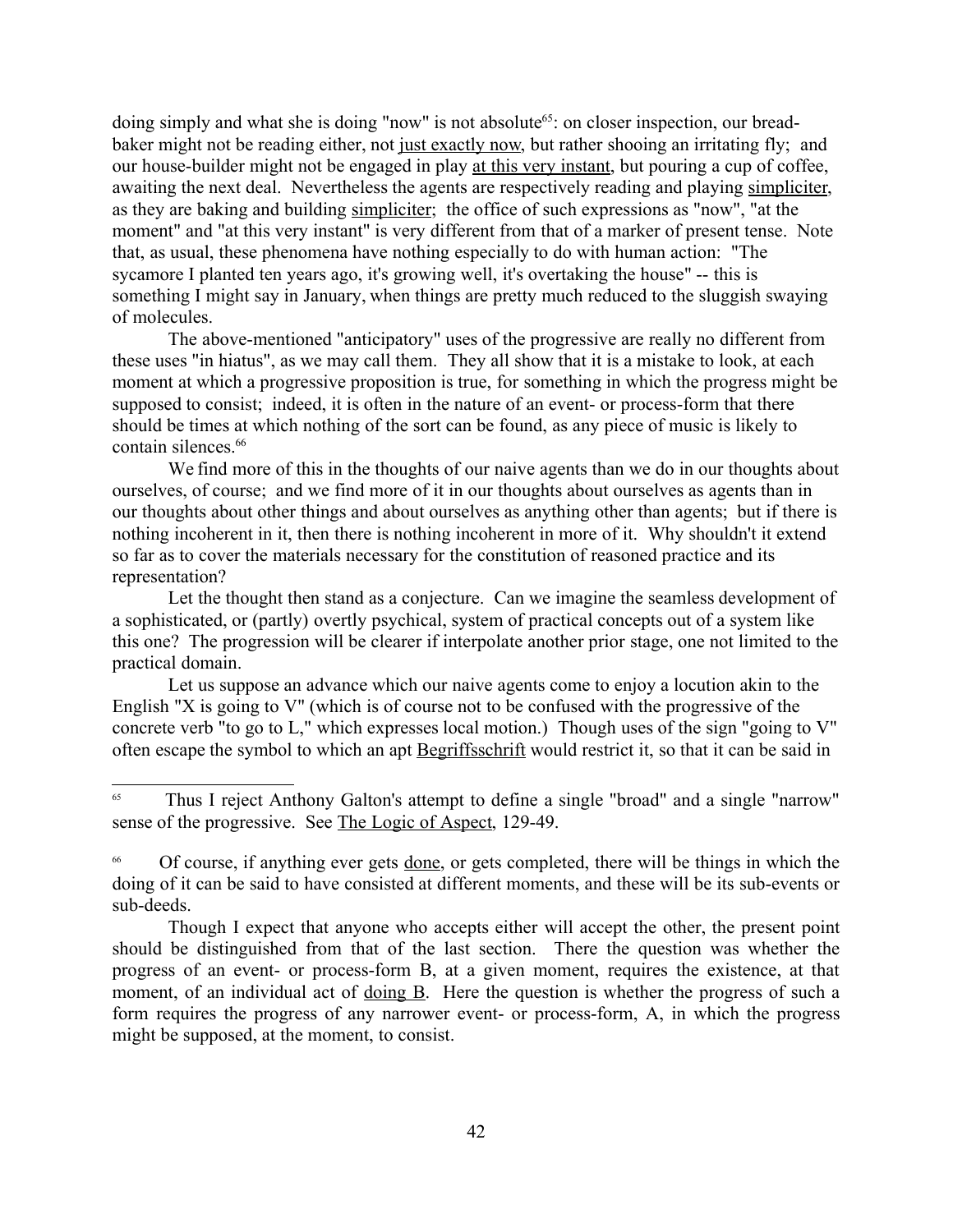doing simply and what she is doing "now" is not absolute[65]: on closer inspection, our bread-baker might not be reading either, not _just exactly now_, but rather shooing an irritating fly; and our house-builder might not be engaged in play _at this very instant_, but pouring a cup of coffee, awaiting the next deal. Nevertheless the agents are respectively reading and playing _simpliciter_, as they are baking and building _simpliciter_; the office of such expressions as "now", "at the moment" and "at this very instant" is very different from that of a marker of present tense. Note that, as usual, these phenomena have nothing especially to do with human action: "The sycamore I planted ten years ago, it's growing well, it's overtaking the house" -- this is something I might say in January, when things are pretty much reduced to the sluggish swaying of molecules.

The above-mentioned "anticipatory" uses of the progressive are really no different from these uses "in hiatus", as we may call them. They all show that it is a mistake to look, at each moment at which a progressive proposition is true, for something in which the progress might be supposed to consist; indeed, it is often in the nature of an event- or process-form that there should be times at which nothing of the sort can be found, as any piece of music is likely to contain silences.[66]

We find more of this in the thoughts of our naive agents than we do in our thoughts about ourselves, of course; and we find more of it in our thoughts about ourselves as agents than in our thoughts about other things and about ourselves as anything other than agents; but if there is nothing incoherent in it, then there is nothing incoherent in more of it. Why shouldn't it extend so far as to cover the materials necessary for the constitution of reasoned practice and its representation?

Let the thought then stand as a conjecture. Can we imagine the seamless development of a sophisticated, or (partly) overtly psychical, system of practical concepts out of a system like this one? The progression will be clearer if interpolate another prior stage, one not limited to the practical domain.

Let us suppose an advance which our naive agents come to enjoy a locution akin to the English "X is going to V" (which is of course not to be confused with the progressive of the concrete verb "to go to L," which expresses local motion.) Though uses of the sign "going to V" often escape the symbol to which an apt _Begriffsschrift_ would restrict it, so that it can be said in

---

[65] Thus I reject Anthony Galton's attempt to define a single "broad" and a single "narrow" sense of the progressive. See _The Logic of Aspect_, 129-49.

[66] Of course, if anything ever gets _done_, or gets completed, there will be things in which the doing of it can be said to have consisted at different moments, and these will be its sub-events or sub-deeds.

Though I expect that anyone who accepts either will accept the other, the present point should be distinguished from that of the last section. There the question was whether the progress of an event- or process-form B, at a given moment, requires the existence, at that moment, of an individual act of _doing B_. Here the question is whether the progress of such a form requires the progress of any narrower event- or process-form, A, in which the progress might be supposed, at the moment, to consist.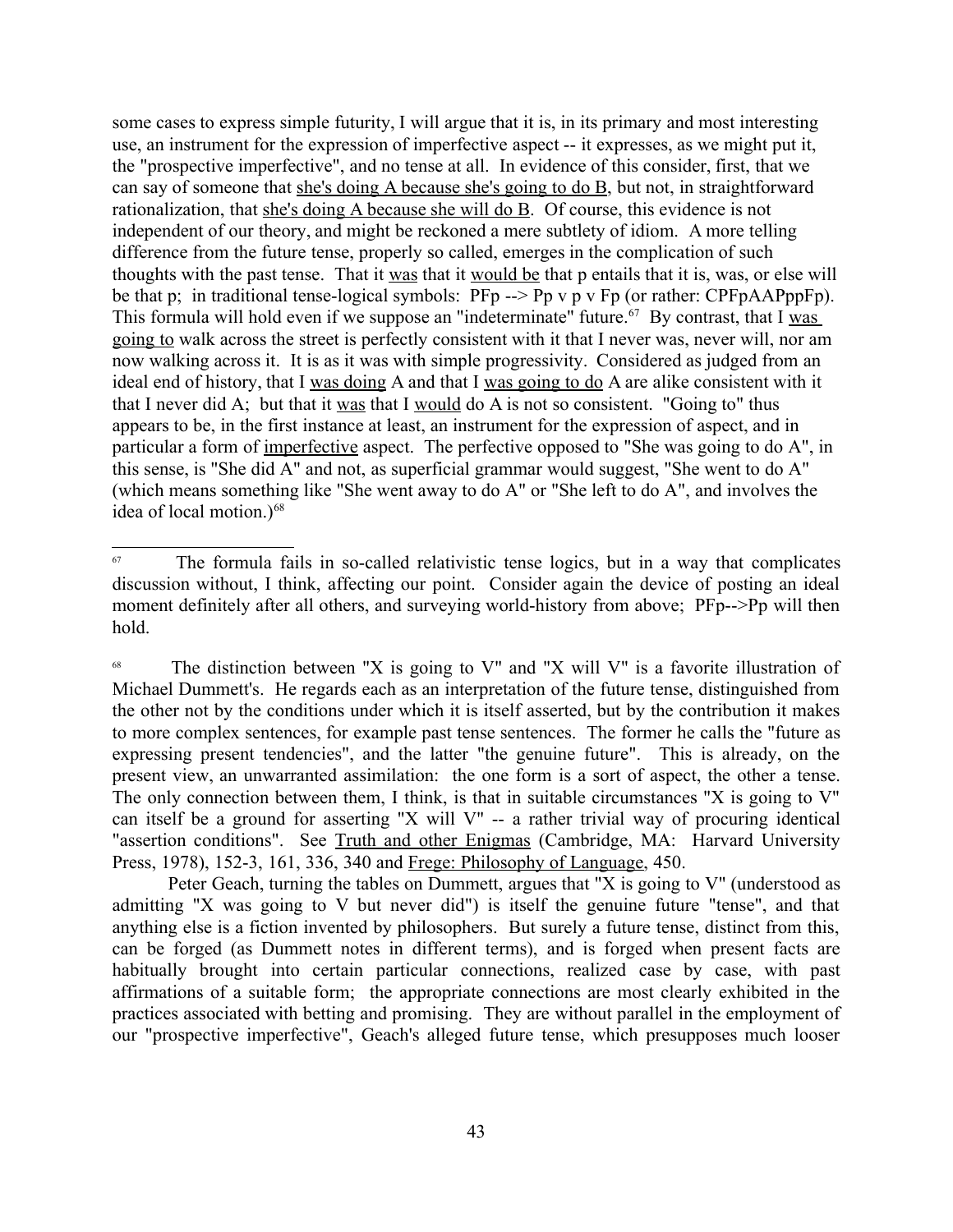some cases to express simple futurity, I will argue that it is, in its primary and most interesting use, an instrument for the expression of imperfective aspect -- it expresses, as we might put it, the "prospective imperfective", and no tense at all. In evidence of this consider, first, that we can say of someone that <u>she's doing A because she's going to do B</u>, but not, in straightforward rationalization, that <u>she's doing A because she will do B</u>. Of course, this evidence is not independent of our theory, and might be reckoned a mere subtlety of idiom. A more telling difference from the future tense, properly so called, emerges in the complication of such thoughts with the past tense. That it <u>was</u> that it <u>would be</u> that p entails that it is, was, or else will be that p; in traditional tense-logical symbols: PFp --> Pp v p v Fp (or rather: CPFpAAPppFp). This formula will hold even if we suppose an "indeterminate" future.[67] By contrast, that I <u>was going to</u> walk across the street is perfectly consistent with it that I never was, never will, nor am now walking across it. It is as it was with simple progressivity. Considered as judged from an ideal end of history, that I <u>was doing</u> A and that I <u>was going to do</u> A are alike consistent with it that I never did A; but that it <u>was</u> that I <u>would</u> do A is not so consistent. "Going to" thus appears to be, in the first instance at least, an instrument for the expression of aspect, and in particular a form of <u>imperfective</u> aspect. The perfective opposed to "She was going to do A", in this sense, is "She did A" and not, as superficial grammar would suggest, "She went to do A" (which means something like "She went away to do A" or "She left to do A", and involves the idea of local motion.)[68]

---

[67] The formula fails in so-called relativistic tense logics, but in a way that complicates discussion without, I think, affecting our point. Consider again the device of posting an ideal moment definitely after all others, and surveying world-history from above; PFp-->Pp will then hold.

[68] The distinction between "X is going to V" and "X will V" is a favorite illustration of Michael Dummett's. He regards each as an interpretation of the future tense, distinguished from the other not by the conditions under which it is itself asserted, but by the contribution it makes to more complex sentences, for example past tense sentences. The former he calls the "future as expressing present tendencies", and the latter "the genuine future". This is already, on the present view, an unwarranted assimilation: the one form is a sort of aspect, the other a tense. The only connection between them, I think, is that in suitable circumstances "X is going to V" can itself be a ground for asserting "X will V" -- a rather trivial way of procuring identical "assertion conditions". See <u>Truth and other Enigmas</u> (Cambridge, MA: Harvard University Press, 1978), 152-3, 161, 336, 340 and <u>Frege: Philosophy of Language</u>, 450.

Peter Geach, turning the tables on Dummett, argues that "X is going to V" (understood as admitting "X was going to V but never did") is itself the genuine future "tense", and that anything else is a fiction invented by philosophers. But surely a future tense, distinct from this, can be forged (as Dummett notes in different terms), and is forged when present facts are habitually brought into certain particular connections, realized case by case, with past affirmations of a suitable form; the appropriate connections are most clearly exhibited in the practices associated with betting and promising. They are without parallel in the employment of our "prospective imperfective", Geach's alleged future tense, which presupposes much looser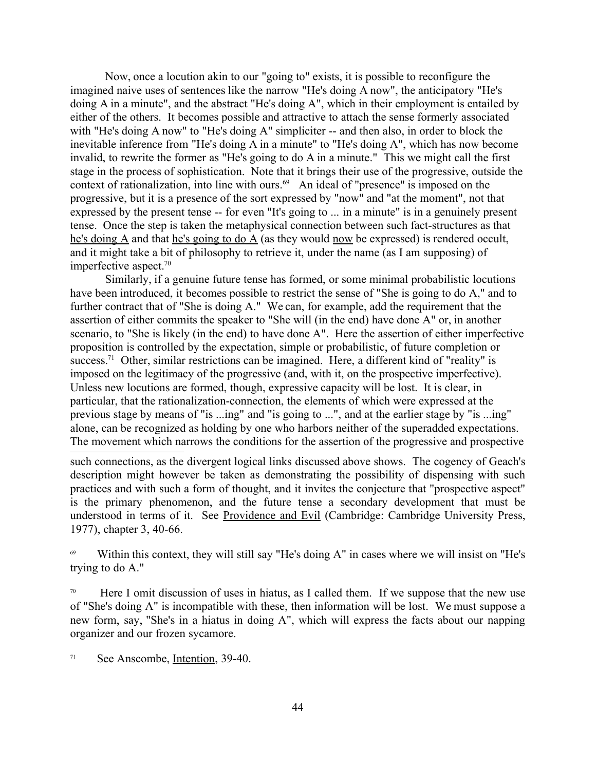Now, once a locution akin to our "going to" exists, it is possible to reconfigure the imagined naive uses of sentences like the narrow "He's doing A now", the anticipatory "He's doing A in a minute", and the abstract "He's doing A", which in their employment is entailed by either of the others. It becomes possible and attractive to attach the sense formerly associated with "He's doing A now" to "He's doing A" simpliciter -- and then also, in order to block the inevitable inference from "He's doing A in a minute" to "He's doing A", which has now become invalid, to rewrite the former as "He's going to do A in a minute." This we might call the first stage in the process of sophistication. Note that it brings their use of the progressive, outside the context of rationalization, into line with ours.[69] An ideal of "presence" is imposed on the progressive, but it is a presence of the sort expressed by "now" and "at the moment", not that expressed by the present tense -- for even "It's going to ... in a minute" is in a genuinely present tense. Once the step is taken the metaphysical connection between such fact-structures as that <u>he's doing A</u> and that <u>he's going to do A</u> (as they would <u>now</u> be expressed) is rendered occult, and it might take a bit of philosophy to retrieve it, under the name (as I am supposing) of imperfective aspect.[70]

Similarly, if a genuine future tense has formed, or some minimal probabilistic locutions have been introduced, it becomes possible to restrict the sense of "She is going to do A," and to further contract that of "She is doing A." We can, for example, add the requirement that the assertion of either commits the speaker to "She will (in the end) have done A" or, in another scenario, to "She is likely (in the end) to have done A". Here the assertion of either imperfective proposition is controlled by the expectation, simple or probabilistic, of future completion or success.[71] Other, similar restrictions can be imagined. Here, a different kind of "reality" is imposed on the legitimacy of the progressive (and, with it, on the prospective imperfective). Unless new locutions are formed, though, expressive capacity will be lost. It is clear, in particular, that the rationalization-connection, the elements of which were expressed at the previous stage by means of "is ...ing" and "is going to ...", and at the earlier stage by "is ...ing" alone, can be recognized as holding by one who harbors neither of the superadded expectations. The movement which narrows the conditions for the assertion of the progressive and prospective

---

such connections, as the divergent logical links discussed above shows. The cogency of Geach's description might however be taken as demonstrating the possibility of dispensing with such practices and with such a form of thought, and it invites the conjecture that "prospective aspect" is the primary phenomenon, and the future tense a secondary development that must be understood in terms of it. See <u>Providence and Evil</u> (Cambridge: Cambridge University Press, 1977), chapter 3, 40-66.

[69] Within this context, they will still say "He's doing A" in cases where we will insist on "He's trying to do A."

[70] Here I omit discussion of uses in hiatus, as I called them. If we suppose that the new use of "She's doing A" is incompatible with these, then information will be lost. We must suppose a new form, say, "She's <u>in a hiatus in</u> doing A", which will express the facts about our napping organizer and our frozen sycamore.

[71] See Anscombe, <u>Intention</u>, 39-40.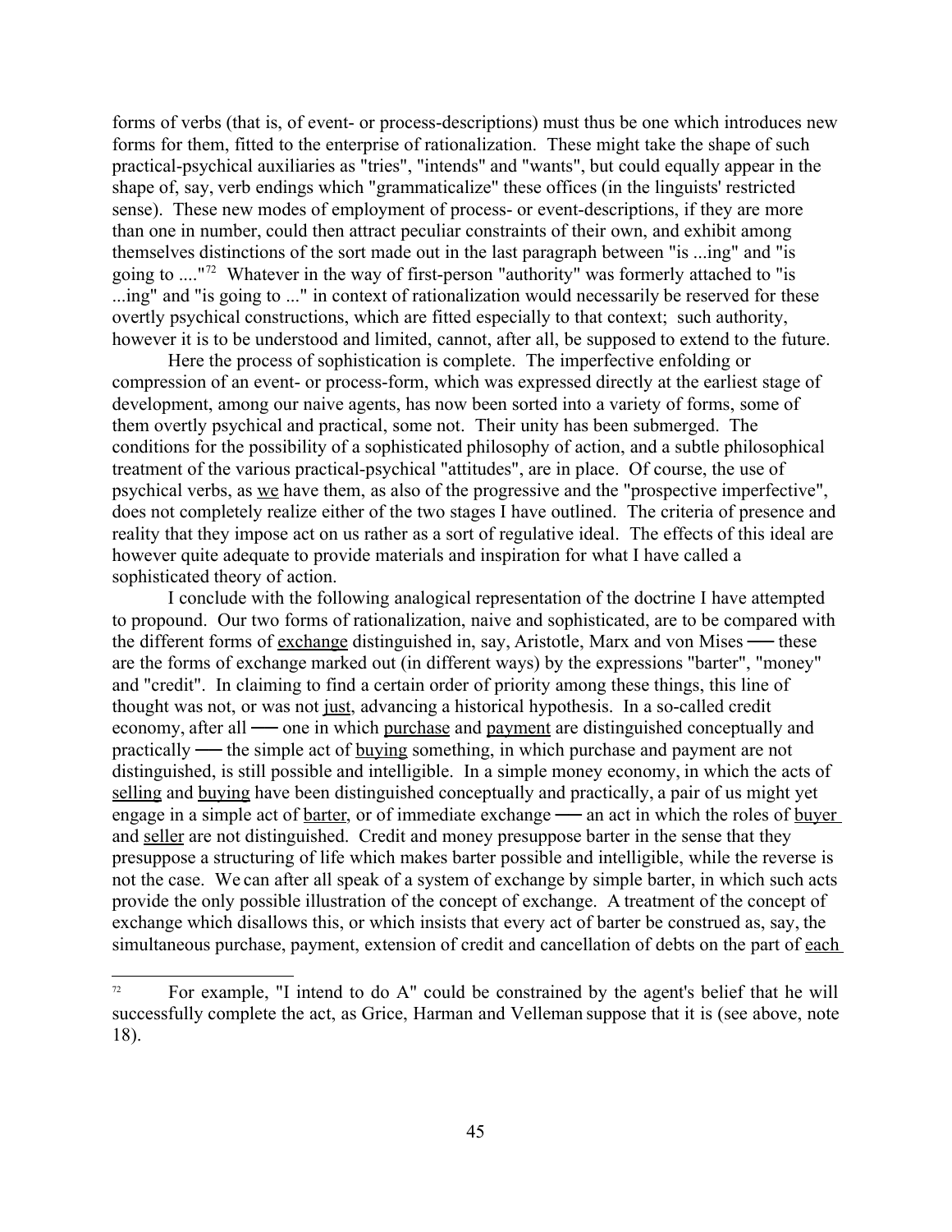forms of verbs (that is, of event- or process-descriptions) must thus be one which introduces new forms for them, fitted to the enterprise of rationalization. These might take the shape of such practical-psychical auxiliaries as "tries", "intends" and "wants", but could equally appear in the shape of, say, verb endings which "grammaticalize" these offices (in the linguists' restricted sense). These new modes of employment of process- or event-descriptions, if they are more than one in number, could then attract peculiar constraints of their own, and exhibit among themselves distinctions of the sort made out in the last paragraph between "is ...ing" and "is going to ...."[72] Whatever in the way of first-person "authority" was formerly attached to "is ...ing" and "is going to ..." in context of rationalization would necessarily be reserved for these overtly psychical constructions, which are fitted especially to that context; such authority, however it is to be understood and limited, cannot, after all, be supposed to extend to the future.

Here the process of sophistication is complete. The imperfective enfolding or compression of an event- or process-form, which was expressed directly at the earliest stage of development, among our naive agents, has now been sorted into a variety of forms, some of them overtly psychical and practical, some not. Their unity has been submerged. The conditions for the possibility of a sophisticated philosophy of action, and a subtle philosophical treatment of the various practical-psychical "attitudes", are in place. Of course, the use of psychical verbs, as <u>we</u> have them, as also of the progressive and the "prospective imperfective", does not completely realize either of the two stages I have outlined. The criteria of presence and reality that they impose act on us rather as a sort of regulative ideal. The effects of this ideal are however quite adequate to provide materials and inspiration for what I have called a sophisticated theory of action.

I conclude with the following analogical representation of the doctrine I have attempted to propound. Our two forms of rationalization, naive and sophisticated, are to be compared with the different forms of <u>exchange</u> distinguished in, say, Aristotle, Marx and von Mises — these are the forms of exchange marked out (in different ways) by the expressions "barter", "money" and "credit". In claiming to find a certain order of priority among these things, this line of thought was not, or was not <u>just</u>, advancing a historical hypothesis. In a so-called credit economy, after all — one in which <u>purchase</u> and <u>payment</u> are distinguished conceptually and practically — the simple act of <u>buying</u> something, in which purchase and payment are not distinguished, is still possible and intelligible. In a simple money economy, in which the acts of <u>selling</u> and <u>buying</u> have been distinguished conceptually and practically, a pair of us might yet engage in a simple act of <u>barter</u>, or of immediate exchange — an act in which the roles of <u>buyer</u> and <u>seller</u> are not distinguished. Credit and money presuppose barter in the sense that they presuppose a structuring of life which makes barter possible and intelligible, while the reverse is not the case. We can after all speak of a system of exchange by simple barter, in which such acts provide the only possible illustration of the concept of exchange. A treatment of the concept of exchange which disallows this, or which insists that every act of barter be construed as, say, the simultaneous purchase, payment, extension of credit and cancellation of debts on the part of <u>each</u>

---

[72] For example, "I intend to do A" could be constrained by the agent's belief that he will successfully complete the act, as Grice, Harman and Velleman suppose that it is (see above, note 18).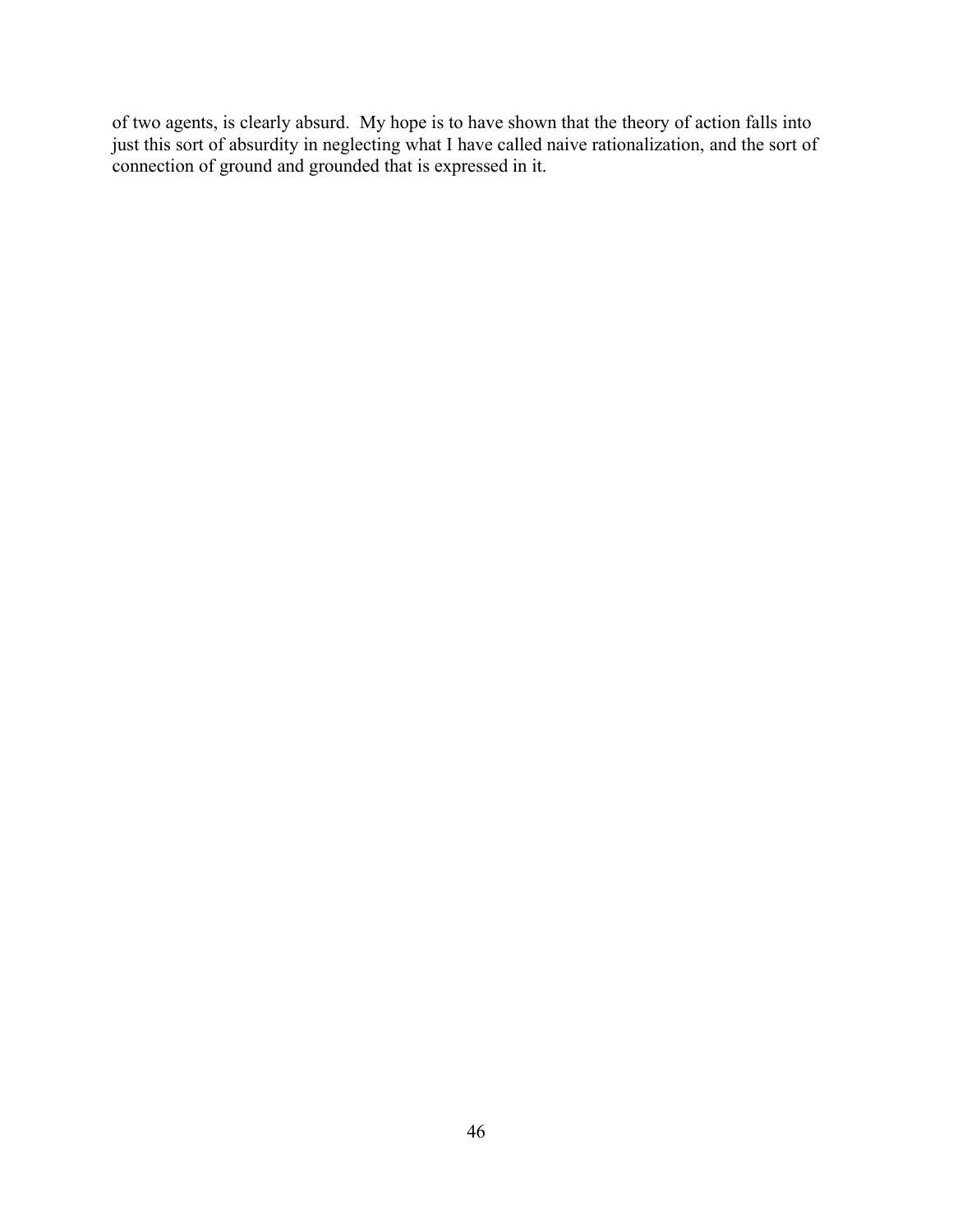of two agents, is clearly absurd. My hope is to have shown that the theory of action falls into just this sort of absurdity in neglecting what I have called naive rationalization, and the sort of connection of ground and grounded that is expressed in it.